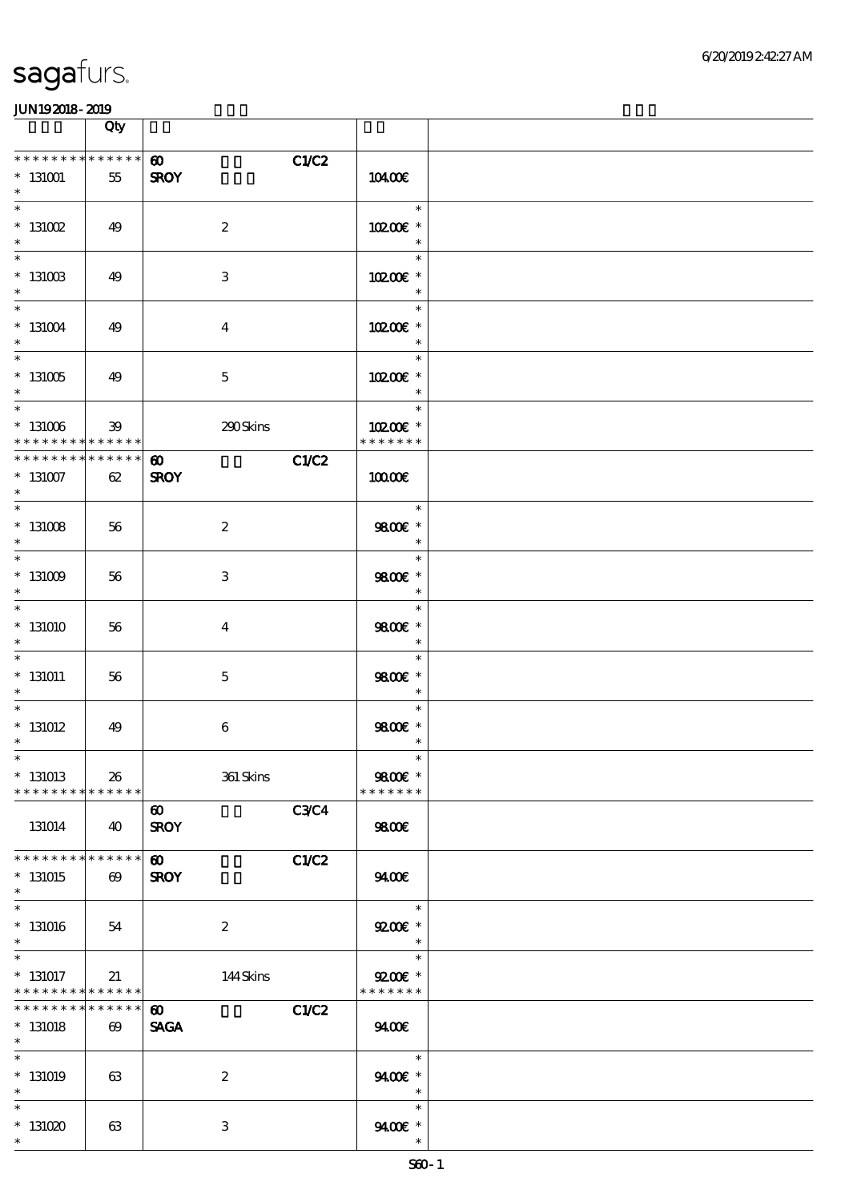sagafurs.

JUN19 2018 - 2019

| | Qty | | | |
|---|---|---|---|---|
| * * * * * * * * * * * * * * | 60 | C1/C2 | | |
| * 131001 | 55 | SROY | 104.00€ | |
| * 131002 | 49 | 2 | 102.00€ * | |
| * 131003 | 49 | 3 | 102.00€ * | |
| * 131004 | 49 | 4 | 102.00€ * | |
| * 131005 | 49 | 5 | 102.00€ * | |
| * 131006 | 39 | 290 Skins | 102.00€ * | |
| * * * * * * * * * * * * * * | 60 | C1/C2 | | |
| * 131007 | 62 | SROY | 100.00€ | |
| * 131008 | 56 | 2 | 98.00€ * | |
| * 131009 | 56 | 3 | 98.00€ * | |
| * 131010 | 56 | 4 | 98.00€ * | |
| * 131011 | 56 | 5 | 98.00€ * | |
| * 131012 | 49 | 6 | 98.00€ * | |
| * 131013 | 26 | 361 Skins | 98.00€ * | |
| | | 60 C3/C4 | | |
| 131014 | 40 | SROY | 98.00€ | |
| * * * * * * * * * * * * * * | 60 | C1/C2 | | |
| * 131015 | 69 | SROY | 94.00€ | |
| * 131016 | 54 | 2 | 92.00€ * | |
| * 131017 | 21 | 144 Skins | 92.00€ * | |
| * * * * * * * * * * * * * * | 60 | C1/C2 | | |
| * 131018 | 69 | SAGA | 94.00€ | |
| * 131019 | 63 | 2 | 94.00€ * | |
| * 131020 | 63 | 3 | 94.00€ * | |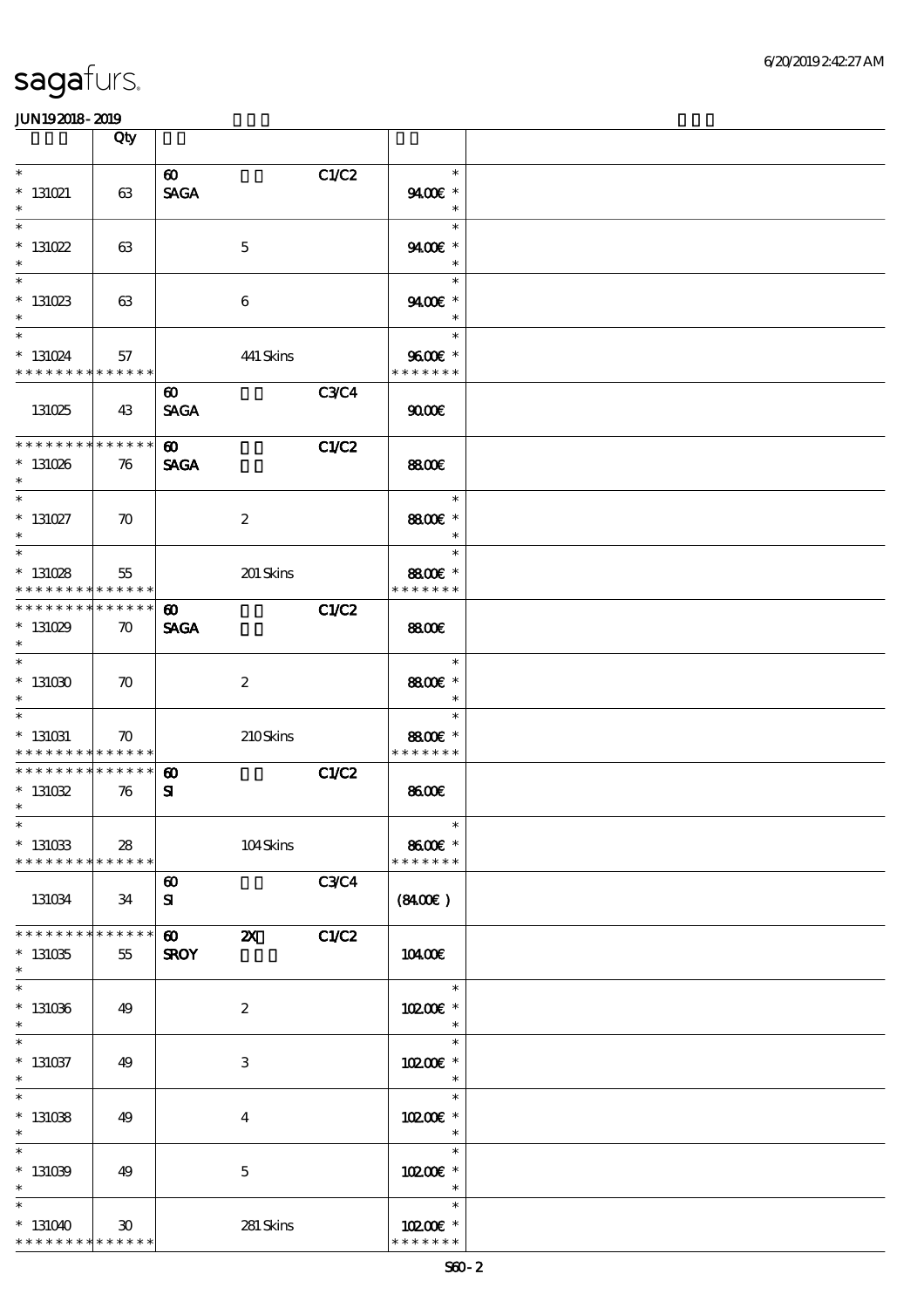| | Qty | | | | | |
|---|---|---|---|---|---|---|
| * <br> * 131021 <br> * | 63 | 60 <br> SAGA | | C1/C2 | * <br> 94.00€ * <br> * | |
| * <br> * 131022 <br> * | 63 | | 5 | | * <br> 94.00€ * <br> * | |
| * <br> * 131023 <br> * | 63 | | 6 | | * <br> 94.00€ * <br> * | |
| * <br> * 131024 <br> * * * * * * * * * * * * * | 57 | | 441 Skins | | * <br> 96.00€ * <br> * * * * * * * | |
| 131025 | 43 | 60 <br> SAGA | | C3/C4 | 90.00€ | |
| * * * * * * * * * * * * * * <br> * 131026 <br> * | 76 | 60 <br> SAGA | | C1/C2 | 88.00€ | |
| * <br> * 131027 <br> * | 70 | | 2 | | * <br> 88.00€ * <br> * | |
| * <br> * 131028 <br> * * * * * * * * * * * * * | 55 | | 201 Skins | | * <br> 88.00€ * <br> * * * * * * * | |
| * * * * * * * * * * * * * * <br> * 131029 <br> * | 70 | 60 <br> SAGA | | C1/C2 | 88.00€ | |
| * <br> * 131030 <br> * | 70 | | 2 | | * <br> 88.00€ * <br> * | |
| * <br> * 131031 <br> * * * * * * * * * * * * * | 70 | | 210 Skins | | * <br> 88.00€ * <br> * * * * * * * | |
| * * * * * * * * * * * * * * <br> * 131032 <br> * | 76 | 60 <br> SI | | C1/C2 | 86.00€ | |
| * <br> * 131033 <br> * * * * * * * * * * * * * | 28 | | 104 Skins | | * <br> 86.00€ * <br> * * * * * * * | |
| 131034 | 34 | 60 <br> SI | | C3/C4 | (84.00€) | |
| * * * * * * * * * * * * * * <br> * 131035 <br> * | 55 | 60 <br> SROY | 2X | C1/C2 | 104.00€ | |
| * <br> * 131036 <br> * | 49 | | 2 | | * <br> 102.00€ * <br> * | |
| * <br> * 131037 <br> * | 49 | | 3 | | * <br> 102.00€ * <br> * | |
| * <br> * 131038 <br> * | 49 | | 4 | | * <br> 102.00€ * <br> * | |
| * <br> * 131039 <br> * | 49 | | 5 | | * <br> 102.00€ * <br> * | |
| * <br> * 131040 <br> * * * * * * * * * * * * * | 30 | | 281 Skins | | * <br> 102.00€ * <br> * * * * * * * | |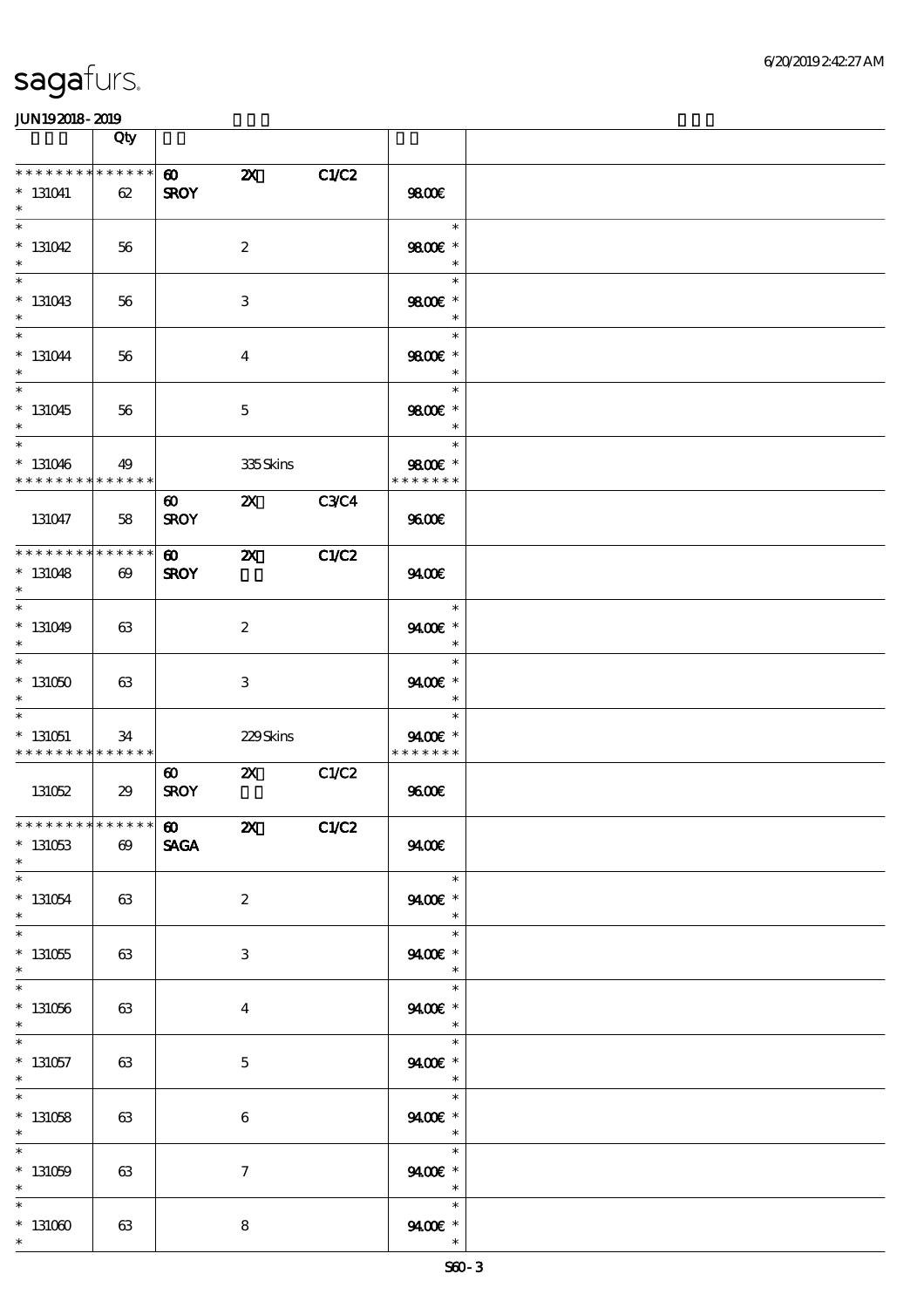# sagafurs.

JUN192018-2019

| | Qty | | | | | |
|---|---|---|---|---|---|---|
| * * * * * * * * * * * * * * <br>* 131041<br>* | 62 | 60<br>SROY | 2X | C1/C2 | 98.00€ | |
| * <br>* 131042<br>* | 56 | | 2 | | 98.00€ * | |
| * <br>* 131043<br>* | 56 | | 3 | | 98.00€ * | |
| * <br>* 131044<br>* | 56 | | 4 | | 98.00€ * | |
| * <br>* 131045<br>* | 56 | | 5 | | 98.00€ * | |
| * <br>* 131046<br>* * * * * * * * * * * * * * | 49 | | 335 Skins | | 98.00€ *<br>* * * * * * * | |
| 131047 | 58 | 60<br>SROY | 2X | C3/C4 | 96.00€ | |
| * * * * * * * * * * * * * * <br>* 131048<br>* | 69 | 60<br>SROY | 2X | C1/C2 | 94.00€ | |
| * <br>* 131049<br>* | 63 | | 2 | | 94.00€ * | |
| * <br>* 131050<br>* | 63 | | 3 | | 94.00€ * | |
| * <br>* 131051<br>* * * * * * * * * * * * * * | 34 | | 229 Skins | | 94.00€ *<br>* * * * * * * | |
| 131052 | 29 | 60<br>SROY | 2X | C1/C2 | 96.00€ | |
| * * * * * * * * * * * * * * <br>* 131053<br>* | 69 | 60<br>SAGA | 2X | C1/C2 | 94.00€ | |
| * <br>* 131054<br>* | 63 | | 2 | | 94.00€ * | |
| * <br>* 131055<br>* | 63 | | 3 | | 94.00€ * | |
| * <br>* 131056<br>* | 63 | | 4 | | 94.00€ * | |
| * <br>* 131057<br>* | 63 | | 5 | | 94.00€ * | |
| * <br>* 131058<br>* | 63 | | 6 | | 94.00€ * | |
| * <br>* 131059<br>* | 63 | | 7 | | 94.00€ * | |
| * <br>* 131060<br>* | 63 | | 8 | | 94.00€ * | |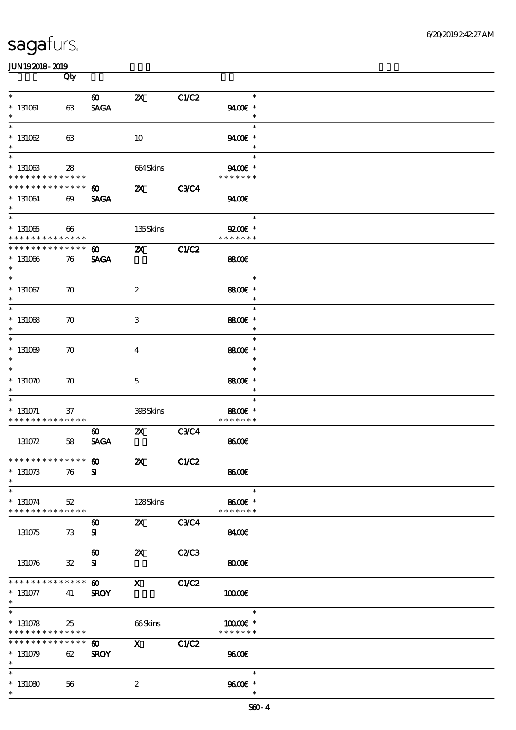| | Qty | | | | |
|---|---|---|---|---|---|
| * 131061 * | 63 | 60 SAGA | 2X | C1/C2 | * 94.00€ * * |
| * 131062 * | 63 | | 10 | | * 94.00€ * * |
| * 131063 * * * * * * * * * * * * * * | 28 | | 664 Skins | | * 94.00€ * * * * * * * * |
| * * * * * * * * * * * * * * 131064 * | 69 | 60 SAGA | 2X | C3/C4 | 94.00€ |
| * 131065 * * * * * * * * * * * * * * | 66 | | 135 Skins | | * 92.00€ * * * * * * * * |
| * * * * * * * * * * * * * * 131066 * | 76 | 60 SAGA | 2X | C1/C2 | 88.00€ |
| * 131067 * | 70 | | 2 | | * 88.00€ * * |
| * 131068 * | 70 | | 3 | | * 88.00€ * * |
| * 131069 * | 70 | | 4 | | * 88.00€ * * |
| * 131070 * | 70 | | 5 | | * 88.00€ * * |
| * 131071 * * * * * * * * * * * * * * | 37 | | 393 Skins | | * 88.00€ * * * * * * * * |
| 131072 | 58 | 60 SAGA | 2X | C3/C4 | 86.00€ |
| * * * * * * * * * * * * * * 131073 * | 76 | 60 SI | 2X | C1/C2 | 86.00€ |
| * 131074 * * * * * * * * * * * * * * | 52 | | 128 Skins | | * 86.00€ * * * * * * * * |
| 131075 | 73 | 60 SI | 2X | C3/C4 | 84.00€ |
| 131076 | 32 | 60 SI | 2X | C2/C3 | 80.00€ |
| * * * * * * * * * * * * * * 131077 * | 41 | 60 SROY | X | C1/C2 | 100.00€ |
| * 131078 * * * * * * * * * * * * * * | 25 | | 66 Skins | | * 100.00€ * * * * * * * * |
| * * * * * * * * * * * * * * 131079 * | 62 | 60 SROY | X | C1/C2 | 96.00€ |
| * 131080 * | 56 | | 2 | | * 96.00€ * * |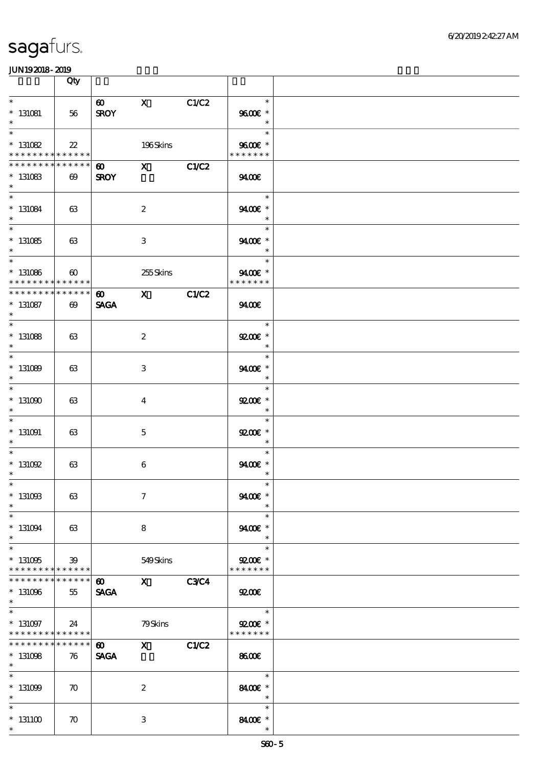sagafurs.

JUN19 2018 - 2019

| | Qty | | | | | |
|---|---|---|---|---|---|---|
| * <br> * 131081 <br> * | 56 | 60 <br> SROY | X | C1/C2 | * <br> 96.00€ * <br> * | |
| * <br> * 131082 <br> * * * * * * * * * * * * * * | 22 | | 196 Skins | | * <br> 96.00€ * <br> * * * * * * * | |
| * * * * * * * * * * * * * * <br> * 131083 <br> * | 69 | 60 <br> SROY | X | C1/C2 | 94.00€ | |
| * <br> * 131084 <br> * | 63 | | 2 | | * <br> 94.00€ * <br> * | |
| * <br> * 131085 <br> * | 63 | | 3 | | * <br> 94.00€ * <br> * | |
| * <br> * 131086 <br> * * * * * * * * * * * * * * | 60 | | 255 Skins | | * <br> 94.00€ * <br> * * * * * * * | |
| * * * * * * * * * * * * * * <br> * 131087 <br> * | 69 | 60 <br> SAGA | X | C1/C2 | 94.00€ | |
| * <br> * 131088 <br> * | 63 | | 2 | | * <br> 92.00€ * <br> * | |
| * <br> * 131089 <br> * | 63 | | 3 | | * <br> 94.00€ * <br> * | |
| * <br> * 131090 <br> * | 63 | | 4 | | * <br> 92.00€ * <br> * | |
| * <br> * 131091 <br> * | 63 | | 5 | | * <br> 92.00€ * <br> * | |
| * <br> * 131092 <br> * | 63 | | 6 | | * <br> 94.00€ * <br> * | |
| * <br> * 131093 <br> * | 63 | | 7 | | * <br> 94.00€ * <br> * | |
| * <br> * 131094 <br> * | 63 | | 8 | | * <br> 94.00€ * <br> * | |
| * <br> * 131095 <br> * * * * * * * * * * * * * * | 39 | | 549 Skins | | * <br> 92.00€ * <br> * * * * * * * | |
| * * * * * * * * * * * * * * <br> * 131096 <br> * | 55 | 60 <br> SAGA | X | C3/C4 | 92.00€ | |
| * <br> * 131097 <br> * * * * * * * * * * * * * * | 24 | | 79 Skins | | * <br> 92.00€ * <br> * * * * * * * | |
| * * * * * * * * * * * * * * <br> * 131098 <br> * | 76 | 60 <br> SAGA | X | C1/C2 | 86.00€ | |
| * <br> * 131099 <br> * | 70 | | 2 | | * <br> 84.00€ * <br> * | |
| * <br> * 131100 <br> * | 70 | | 3 | | * <br> 84.00€ * <br> * | |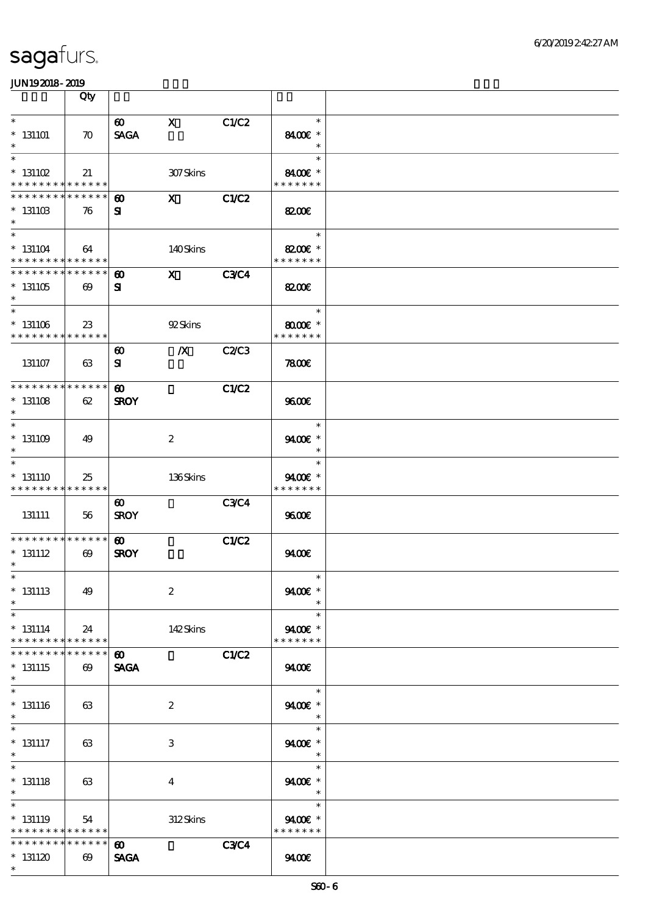sagafurs.

JUN192018-2019

| | Qty | | | | | |
|---|---|---|---|---|---|---|
| * <br> * 131101 <br> * | 70 | 60 <br> SAGA | X | C1/C2 | * <br> 84.00€ * <br> * | |
| * <br> * 131102 <br> * * * * * * * * * * * * * * | 21 | | 307 Skins | | * <br> 84.00€ * <br> * * * * * * * | |
| * * * * * * * * * * * * * * <br> * 131103 <br> * | 76 | 60 <br> SI | X | C1/C2 | 82.00€ | |
| * <br> * 131104 <br> * * * * * * * * * * * * * * | 64 | | 140 Skins | | * <br> 82.00€ * <br> * * * * * * * | |
| * * * * * * * * * * * * * * <br> * 131105 <br> * | 69 | 60 <br> SI | X | C3/C4 | 82.00€ | |
| * <br> * 131106 <br> * * * * * * * * * * * * * * | 23 | | 92 Skins | | * <br> 80.00€ * <br> * * * * * * * | |
| 131107 | 63 | 60 <br> SI | /X | C2/C3 | 78.00€ | |
| * * * * * * * * * * * * * * <br> * 131108 <br> * | 62 | 60 <br> SROY | | C1/C2 | 96.00€ | |
| * <br> * 131109 <br> * | 49 | | 2 | | * <br> 94.00€ * <br> * | |
| * <br> * 131110 <br> * * * * * * * * * * * * * * | 25 | | 136 Skins | | * <br> 94.00€ * <br> * * * * * * * | |
| 131111 | 56 | 60 <br> SROY | | C3/C4 | 96.00€ | |
| * * * * * * * * * * * * * * <br> * 131112 <br> * | 69 | 60 <br> SROY | | C1/C2 | 94.00€ | |
| * <br> * 131113 <br> * | 49 | | 2 | | * <br> 94.00€ * <br> * | |
| * <br> * 131114 <br> * * * * * * * * * * * * * * | 24 | | 142 Skins | | * <br> 94.00€ * <br> * * * * * * * | |
| * * * * * * * * * * * * * * <br> * 131115 <br> * | 69 | 60 <br> SAGA | | C1/C2 | 94.00€ | |
| * <br> * 131116 <br> * | 63 | | 2 | | * <br> 94.00€ * <br> * | |
| * <br> * 131117 <br> * | 63 | | 3 | | * <br> 94.00€ * <br> * | |
| * <br> * 131118 <br> * | 63 | | 4 | | * <br> 94.00€ * <br> * | |
| * <br> * 131119 <br> * * * * * * * * * * * * * * | 54 | | 312 Skins | | * <br> 94.00€ * <br> * * * * * * * | |
| * * * * * * * * * * * * * * <br> * 131120 <br> * | 69 | 60 <br> SAGA | | C3/C4 | 94.00€ | |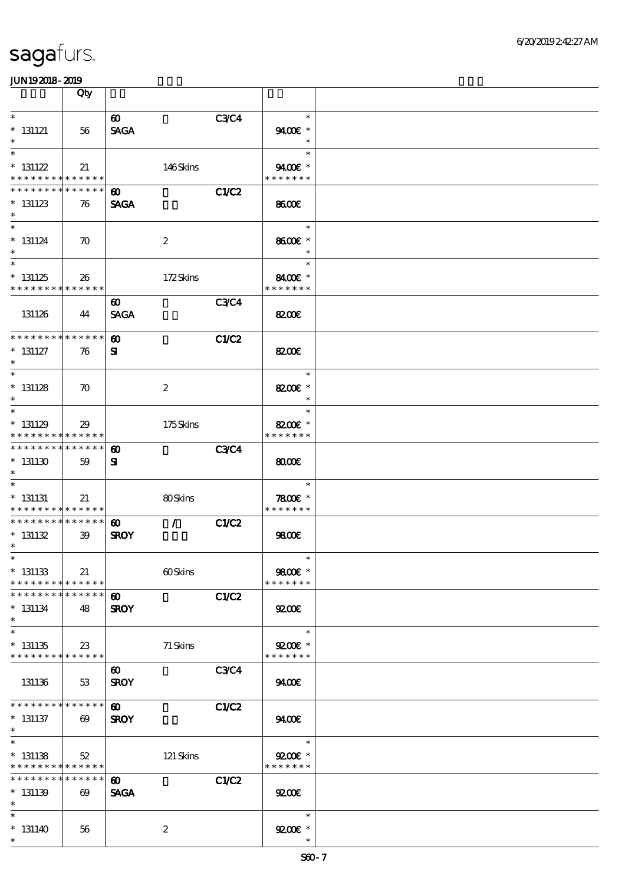sagafurs.

JUN19 2018 - 2019

| | Qty | | | | | |
|---|---|---|---|---|---|---|
| * 131121 * | 56 | 60 SAGA | | C3/C4 | * 94.00€ * * | |
| * 131122 * * * * * * * * * * * * * * | 21 | | 146 Skins | | * 94.00€ * * * * * * * * | |
| * * * * * * * * * * * * * * 131123 * | 76 | 60 SAGA | | C1/C2 | 86.00€ | |
| * 131124 * | 70 | | 2 | | * 86.00€ * * | |
| * 131125 * * * * * * * * * * * * * * | 26 | | 172 Skins | | * 84.00€ * * * * * * * * | |
| 131126 | 44 | 60 SAGA | | C3/C4 | 82.00€ | |
| * * * * * * * * * * * * * * 131127 * | 76 | 60 SI | | C1/C2 | 82.00€ | |
| * 131128 * | 70 | | 2 | | * 82.00€ * * | |
| * 131129 * * * * * * * * * * * * * * | 29 | | 175 Skins | | * 82.00€ * * * * * * * * | |
| * * * * * * * * * * * * * * 131130 * | 59 | 60 SI | | C3/C4 | 80.00€ | |
| * 131131 * * * * * * * * * * * * * * | 21 | | 80 Skins | | * 78.00€ * * * * * * * * | |
| * * * * * * * * * * * * * * 131132 * | 39 | 60 SROY | / | C1/C2 | 98.00€ | |
| * 131133 * * * * * * * * * * * * * * | 21 | | 60 Skins | | * 98.00€ * * * * * * * * | |
| * * * * * * * * * * * * * * 131134 * | 48 | 60 SROY | | C1/C2 | 92.00€ | |
| * 131135 * * * * * * * * * * * * * * | 23 | | 71 Skins | | * 92.00€ * * * * * * * * | |
| 131136 | 53 | 60 SROY | | C3/C4 | 94.00€ | |
| * * * * * * * * * * * * * * 131137 * | 69 | 60 SROY | | C1/C2 | 94.00€ | |
| * 131138 * * * * * * * * * * * * * * | 52 | | 121 Skins | | * 92.00€ * * * * * * * * | |
| * * * * * * * * * * * * * * 131139 * | 69 | 60 SAGA | | C1/C2 | 92.00€ | |
| * 131140 * | 56 | | 2 | | * 92.00€ * * | |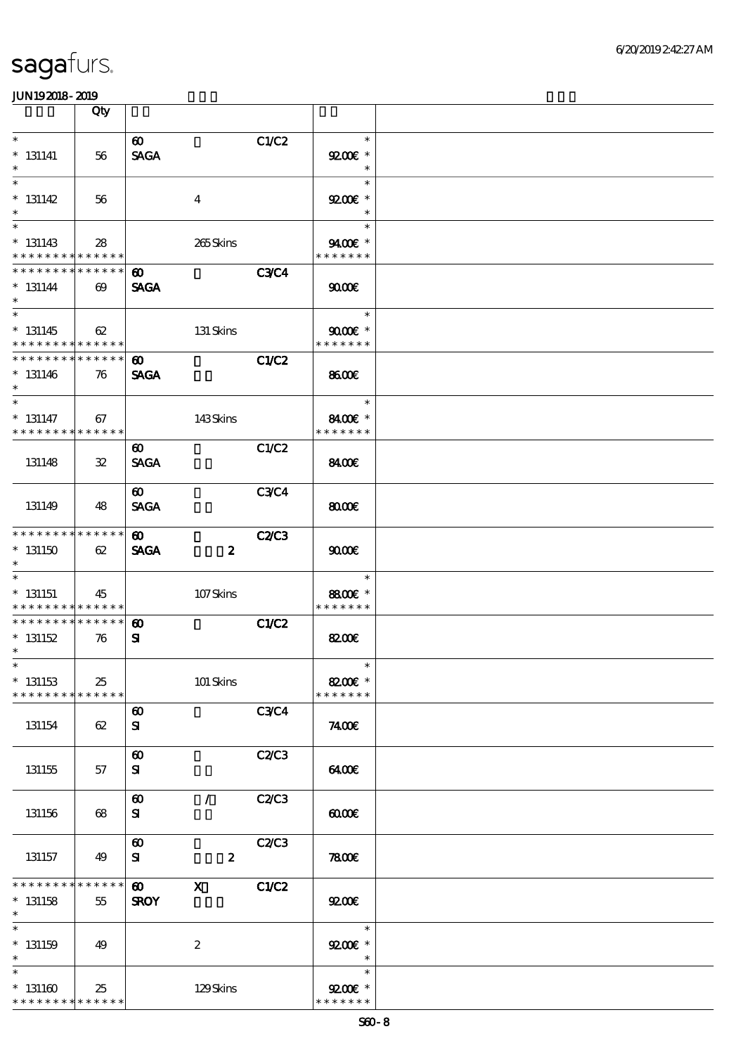sagafurs.

JUN192018 - 2019

| | Qty | | | | | |
|---|---|---|---|---|---|---|
| * <br> * 131141 <br> * | 56 | 60 <br> SAGA | | C1/C2 | * <br> 92.00€ * <br> * | |
| * <br> * 131142 <br> * | 56 | | 4 | | * <br> 92.00€ * <br> * | |
| * <br> * 131143 <br> * * * * * * * * * * * * * * | 28 | | 265 Skins | | * <br> 94.00€ * <br> * * * * * * * | |
| * * * * * * * * * * * * * * <br> * 131144 <br> * | 69 | 60 <br> SAGA | | C3/C4 | 90.00€ | |
| * <br> * 131145 <br> * * * * * * * * * * * * * * | 62 | | 131 Skins | | * <br> 90.00€ * <br> * * * * * * * | |
| * * * * * * * * * * * * * * <br> * 131146 <br> * | 76 | 60 <br> SAGA | | C1/C2 | 86.00€ | |
| * <br> * 131147 <br> * * * * * * * * * * * * * * | 67 | | 143 Skins | | * <br> 84.00€ * <br> * * * * * * * | |
| 131148 | 32 | 60 <br> SAGA | | C1/C2 | 84.00€ | |
| 131149 | 48 | 60 <br> SAGA | | C3/C4 | 80.00€ | |
| * * * * * * * * * * * * * * <br> * 131150 <br> * | 62 | 60 <br> SAGA | 2 | C2/C3 | 90.00€ | |
| * <br> * 131151 <br> * * * * * * * * * * * * * * | 45 | | 107 Skins | | * <br> 88.00€ * <br> * * * * * * * | |
| * * * * * * * * * * * * * * <br> * 131152 <br> * | 76 | 60 <br> SI | | C1/C2 | 82.00€ | |
| * <br> * 131153 <br> * * * * * * * * * * * * * * | 25 | | 101 Skins | | * <br> 82.00€ * <br> * * * * * * * | |
| 131154 | 62 | 60 <br> SI | | C3/C4 | 74.00€ | |
| 131155 | 57 | 60 <br> SI | | C2/C3 | 64.00€ | |
| 131156 | 68 | 60 <br> SI | / | C2/C3 | 60.00€ | |
| 131157 | 49 | 60 <br> SI | 2 | C2/C3 | 78.00€ | |
| * * * * * * * * * * * * * * <br> * 131158 <br> * | 55 | 60 <br> SROY | X | C1/C2 | 92.00€ | |
| * <br> * 131159 <br> * | 49 | | 2 | | * <br> 92.00€ * <br> * | |
| * <br> * 131160 <br> * * * * * * * * * * * * * * | 25 | | 129 Skins | | * <br> 92.00€ * <br> * * * * * * * | |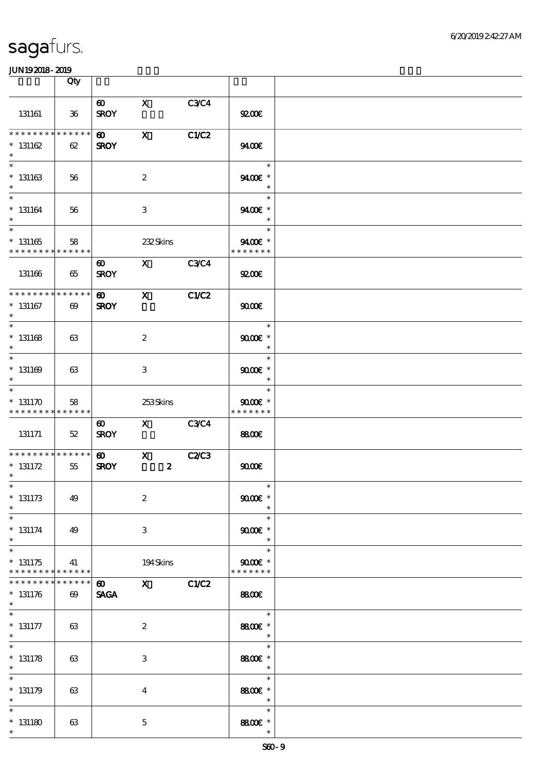| | Qty | | | | | |
|---|---|---|---|---|---|---|
| 131161 | 36 | 60 SROY | X | C3/C4 | 92.00€ | |
| * * * * * * * * * * * * * * 131162 * | 62 | 60 SROY | X | C1/C2 | 94.00€ | |
| * * 131163 * | 56 | | 2 | | * 94.00€ * * | |
| * * 131164 * | 56 | | 3 | | * 94.00€ * * | |
| * * 131165 * * * * * * * * * * * * * * | 58 | | 232 Skins | | * 94.00€ * * * * * * * * | |
| 131166 | 65 | 60 SROY | X | C3/C4 | 92.00€ | |
| * * * * * * * * * * * * * * 131167 * | 69 | 60 SROY | X | C1/C2 | 90.00€ | |
| * * 131168 * | 63 | | 2 | | * 90.00€ * * | |
| * * 131169 * | 63 | | 3 | | * 90.00€ * * | |
| * * 131170 * * * * * * * * * * * * * * | 58 | | 253 Skins | | * 90.00€ * * * * * * * * | |
| 131171 | 52 | 60 SROY | X | C3/C4 | 88.00€ | |
| * * * * * * * * * * * * * * 131172 * | 55 | 60 SROY | X 2 | C2/C3 | 90.00€ | |
| * * 131173 * | 49 | | 2 | | * 90.00€ * * | |
| * * 131174 * | 49 | | 3 | | * 90.00€ * * | |
| * * 131175 * * * * * * * * * * * * * * | 41 | | 194 Skins | | * 90.00€ * * * * * * * * | |
| * * * * * * * * * * * * * * 131176 * | 69 | 60 SAGA | X | C1/C2 | 88.00€ | |
| * * 131177 * | 63 | | 2 | | * 88.00€ * * | |
| * * 131178 * | 63 | | 3 | | * 88.00€ * * | |
| * * 131179 * | 63 | | 4 | | * 88.00€ * * | |
| * * 131180 * | 63 | | 5 | | * 88.00€ * * | |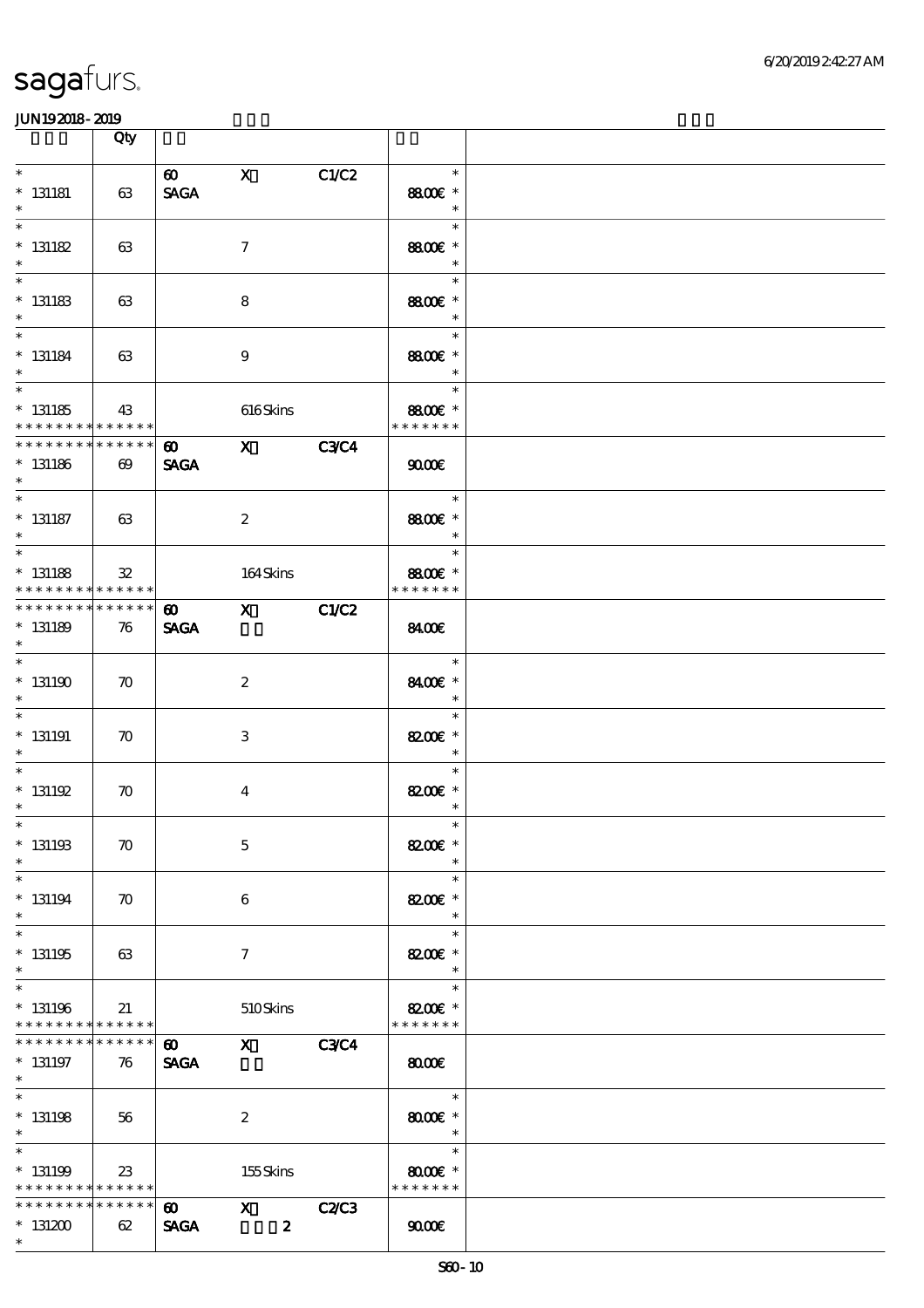| | Qty | | | | | |
|---|---|---|---|---|---|---|
| * 131181 * | 63 | 60 SAGA | X | C1/C2 | * 88.00€ * * | |
| * 131182 * | 63 | | 7 | | * 88.00€ * * | |
| * 131183 * | 63 | | 8 | | * 88.00€ * * | |
| * 131184 * | 63 | | 9 | | * 88.00€ * * | |
| * 131185 * * * * * * * * * * * * * | 43 | | 616 Skins | | * 88.00€ * * * * * * * * | |
| * * * * * * * * * * * * * * 131186 * | 69 | 60 SAGA | X | C3/C4 | 90.00€ | |
| * 131187 * | 63 | | 2 | | * 88.00€ * * | |
| * 131188 * * * * * * * * * * * * * | 32 | | 164 Skins | | * 88.00€ * * * * * * * * | |
| * * * * * * * * * * * * * * 131189 * | 76 | 60 SAGA | X | C1/C2 | 84.00€ | |
| * 131190 * | 70 | | 2 | | * 84.00€ * * | |
| * 131191 * | 70 | | 3 | | * 82.00€ * * | |
| * 131192 * | 70 | | 4 | | * 82.00€ * * | |
| * 131193 * | 70 | | 5 | | * 82.00€ * * | |
| * 131194 * | 70 | | 6 | | * 82.00€ * * | |
| * 131195 * | 63 | | 7 | | * 82.00€ * * | |
| * 131196 * * * * * * * * * * * * * | 21 | | 510 Skins | | * 82.00€ * * * * * * * * | |
| * * * * * * * * * * * * * * 131197 * | 76 | 60 SAGA | X | C3/C4 | 80.00€ | |
| * 131198 * | 56 | | 2 | | * 80.00€ * * | |
| * 131199 * * * * * * * * * * * * * | 23 | | 155 Skins | | * 80.00€ * * * * * * * * | |
| * * * * * * * * * * * * * * 131200 * | 62 | 60 SAGA | X 2 | C2/C3 | 90.00€ | |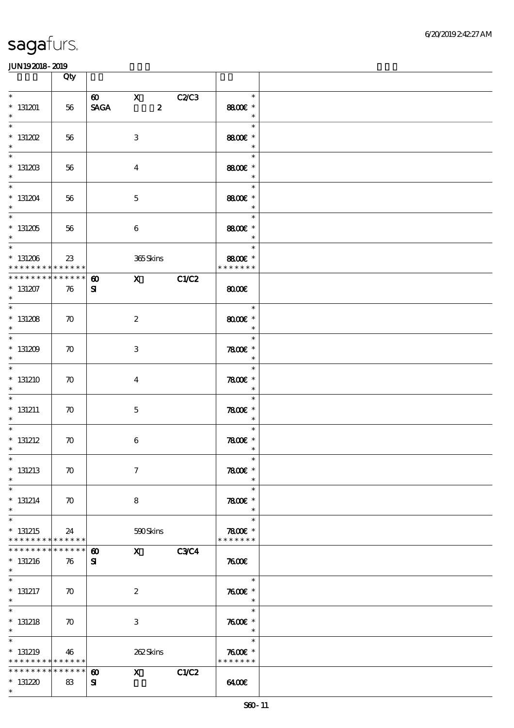# sagafurs.

JUN192018-2019

| | Qty | | | | | |
|---|---|---|---|---|---|---|
| * 131201 * | 56 | 60 SAGA | X 2 | C2/C3 | * 88.00€ * | |
| * 131202 * | 56 | | 3 | | * 88.00€ * | |
| * 131203 * | 56 | | 4 | | * 88.00€ * | |
| * 131204 * | 56 | | 5 | | * 88.00€ * | |
| * 131205 * | 56 | | 6 | | * 88.00€ * | |
| * 131206 * * * * * * * * * * * * * | 23 | | 365 Skins | | * 88.00€ * * * * * * * * | |
| * * * * * * * * * * * * * * 131207 * | 76 | 60 SI | X | C1/C2 | 80.00€ | |
| * 131208 * | 70 | | 2 | | * 80.00€ * | |
| * 131209 * | 70 | | 3 | | * 78.00€ * | |
| * 131210 * | 70 | | 4 | | * 78.00€ * | |
| * 131211 * | 70 | | 5 | | * 78.00€ * | |
| * 131212 * | 70 | | 6 | | * 78.00€ * | |
| * 131213 * | 70 | | 7 | | * 78.00€ * | |
| * 131214 * | 70 | | 8 | | * 78.00€ * | |
| * 131215 * * * * * * * * * * * * * | 24 | | 590 Skins | | * 78.00€ * * * * * * * * | |
| * * * * * * * * * * * * * * 131216 * | 76 | 60 SI | X | C3/C4 | 76.00€ | |
| * 131217 * | 70 | | 2 | | * 76.00€ * | |
| * 131218 * | 70 | | 3 | | * 76.00€ * | |
| * 131219 * * * * * * * * * * * * * | 46 | | 262 Skins | | * 76.00€ * * * * * * * * | |
| * * * * * * * * * * * * * * 131220 * | 83 | 60 SI | X | C1/C2 | 64.00€ | |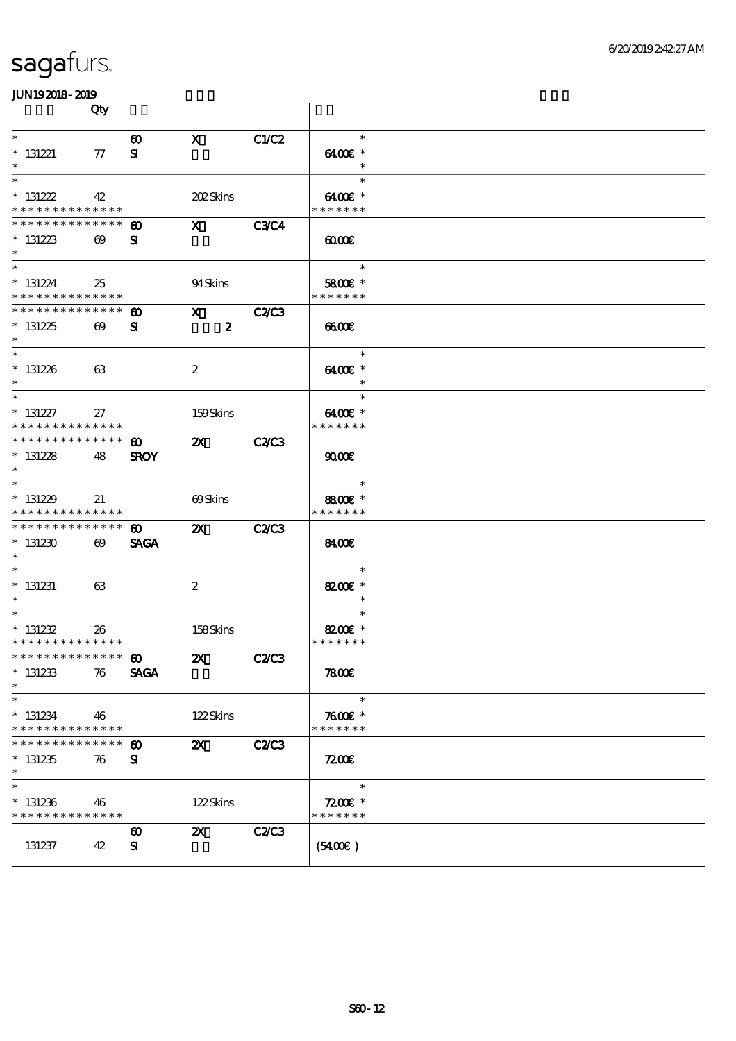# sagafurs.

JUN19 2018 - 2019

| | Qty | | | | | |
|---|---|---|---|---|---|---|
| * <br> * 131221 <br> * | 77 | 60 <br> SI | X | C1/C2 | * <br> 64.00€ * <br> * | |
| * <br> * 131222 <br> * * * * * * * * * * * * * * | 42 | | 202 Skins | | * <br> 64.00€ * <br> * * * * * * * | |
| * * * * * * * * * * * * * * <br> * 131223 <br> * | 69 | 60 <br> SI | X | C3/C4 | 60.00€ | |
| * <br> * 131224 <br> * * * * * * * * * * * * * * | 25 | | 94 Skins | | * <br> 58.00€ * <br> * * * * * * * | |
| * * * * * * * * * * * * * * <br> * 131225 <br> * | 69 | 60 <br> SI | X <br> 2 | C2/C3 | 66.00€ | |
| * <br> * 131226 <br> * | 63 | | 2 | | * <br> 64.00€ * <br> * | |
| * <br> * 131227 <br> * * * * * * * * * * * * * * | 27 | | 159 Skins | | * <br> 64.00€ * <br> * * * * * * * | |
| * * * * * * * * * * * * * * <br> * 131228 <br> * | 48 | 60 <br> SROY | 2X | C2/C3 | 90.00€ | |
| * <br> * 131229 <br> * * * * * * * * * * * * * * | 21 | | 69 Skins | | * <br> 88.00€ * <br> * * * * * * * | |
| * * * * * * * * * * * * * * <br> * 131230 <br> * | 69 | 60 <br> SAGA | 2X | C2/C3 | 84.00€ | |
| * <br> * 131231 <br> * | 63 | | 2 | | * <br> 82.00€ * <br> * | |
| * <br> * 131232 <br> * * * * * * * * * * * * * * | 26 | | 158 Skins | | * <br> 82.00€ * <br> * * * * * * * | |
| * * * * * * * * * * * * * * <br> * 131233 <br> * | 76 | 60 <br> SAGA | 2X | C2/C3 | 78.00€ | |
| * <br> * 131234 <br> * * * * * * * * * * * * * * | 46 | | 122 Skins | | * <br> 76.00€ * <br> * * * * * * * | |
| * * * * * * * * * * * * * * <br> * 131235 <br> * | 76 | 60 <br> SI | 2X | C2/C3 | 72.00€ | |
| * <br> * 131236 <br> * * * * * * * * * * * * * * | 46 | | 122 Skins | | * <br> 72.00€ * <br> * * * * * * * | |
| 131237 | 42 | 60 <br> SI | 2X | C2/C3 | (54.00€) | |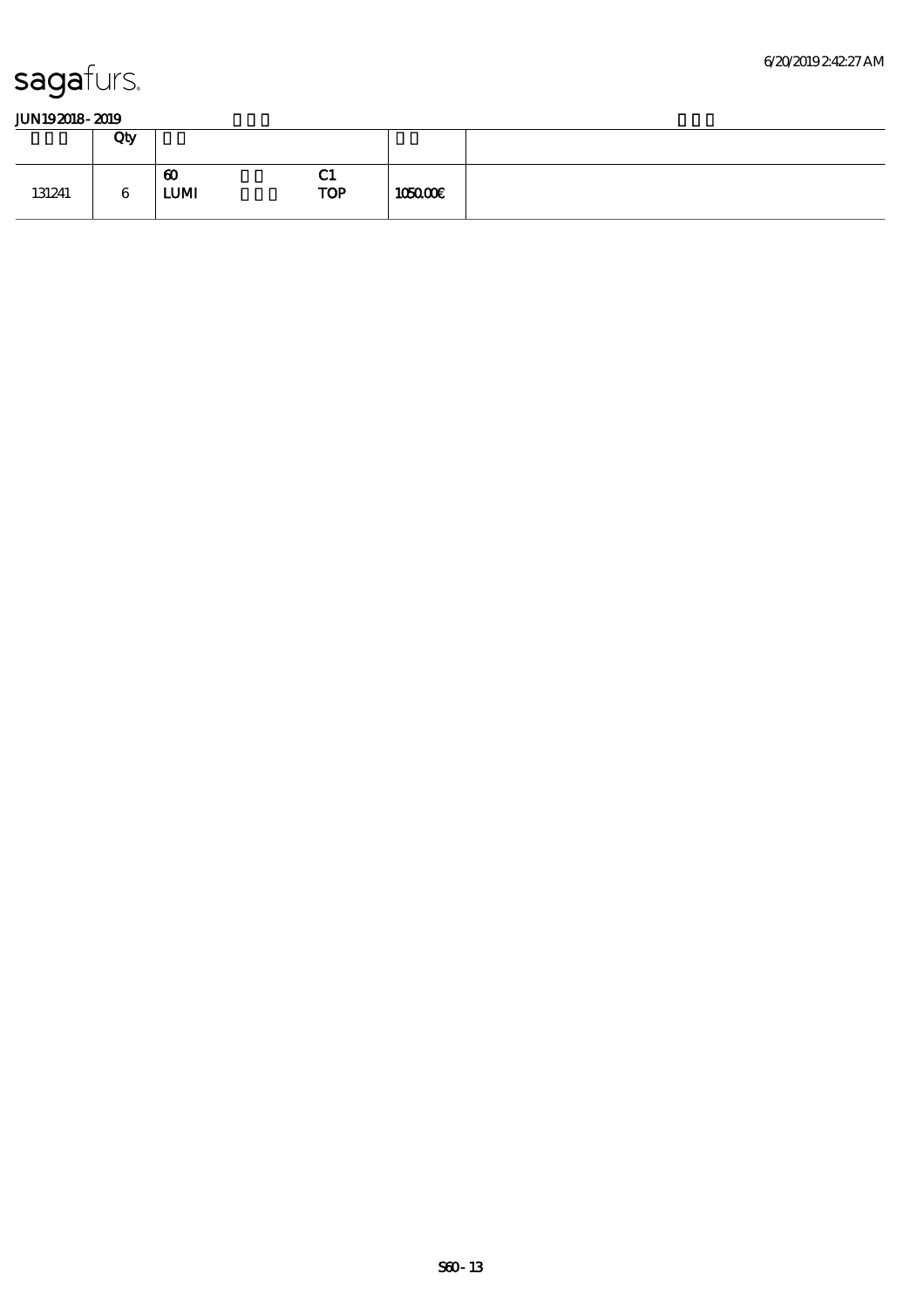sagafurs.

**JUN19 2018 - 2019**

| | Qty | | | | | |
|---|---|---|---|---|---|---|
| 131241 | 6 | 60<br>LUMI | | C1<br>TOP | 1050.00€ | |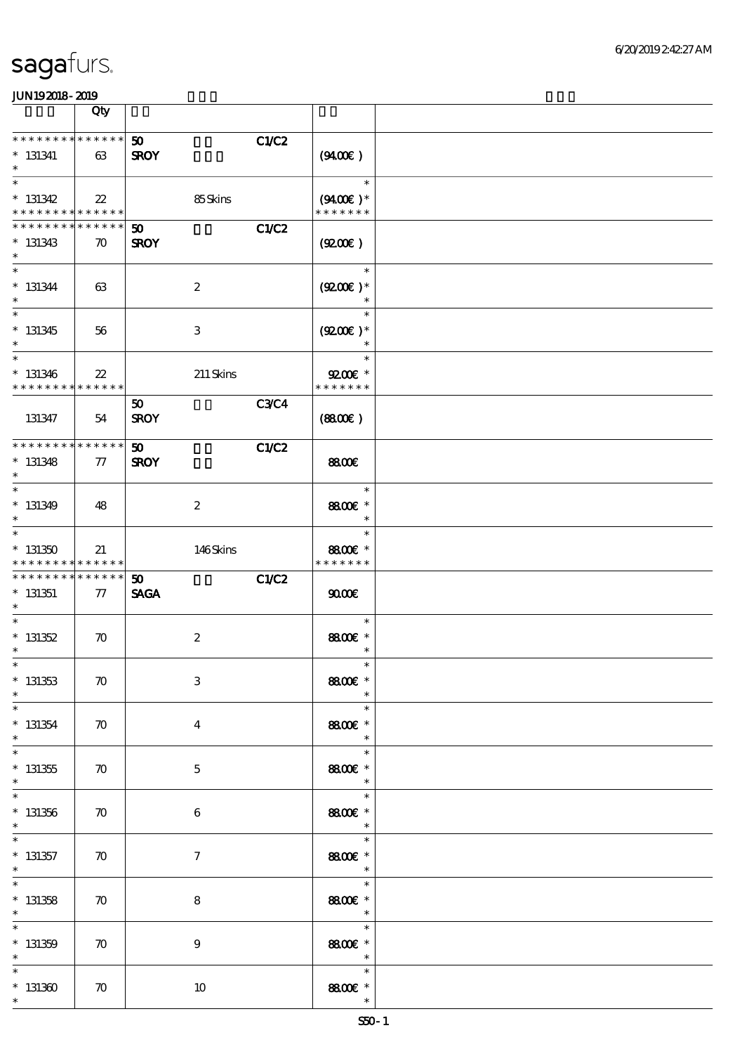sagafurs.

JUN19 2018 - 2019

| | Qty | | | |
|---|---|---|---|---|
| * * * * * * * * * * * * * * | 50 | | C1/C2 | |
| * 131341 * | 63 | SROY | | (94.00€) |
| * 131342 * * * * * * * * * * * * * * | 22 | 85 Skins | | (94.00€) * * * * * * * * |
| * * * * * * * * * * * * * * | 50 | | C1/C2 | |
| * 131343 * | 70 | SROY | | (92.00€) |
| * 131344 * | 63 | 2 | | (92.00€) * |
| * 131345 * | 56 | 3 | | (92.00€) * |
| * 131346 * * * * * * * * * * * * * * | 22 | 211 Skins | | 92.00€ * * * * * * * * |
| | | 50 | C3/C4 | |
| 131347 | 54 | SROY | | (88.00€) |
| * * * * * * * * * * * * * * | 50 | | C1/C2 | |
| * 131348 * | 77 | SROY | | 88.00€ |
| * 131349 * | 48 | 2 | | 88.00€ * |
| * 131350 * * * * * * * * * * * * * * | 21 | 146 Skins | | 88.00€ * * * * * * * * |
| * * * * * * * * * * * * * * | 50 | | C1/C2 | |
| * 131351 * | 77 | SAGA | | 90.00€ |
| * 131352 * | 70 | 2 | | 88.00€ * |
| * 131353 * | 70 | 3 | | 88.00€ * |
| * 131354 * | 70 | 4 | | 88.00€ * |
| * 131355 * | 70 | 5 | | 88.00€ * |
| * 131356 * | 70 | 6 | | 88.00€ * |
| * 131357 * | 70 | 7 | | 88.00€ * |
| * 131358 * | 70 | 8 | | 88.00€ * |
| * 131359 * | 70 | 9 | | 88.00€ * |
| * 131360 * | 70 | 10 | | 88.00€ * |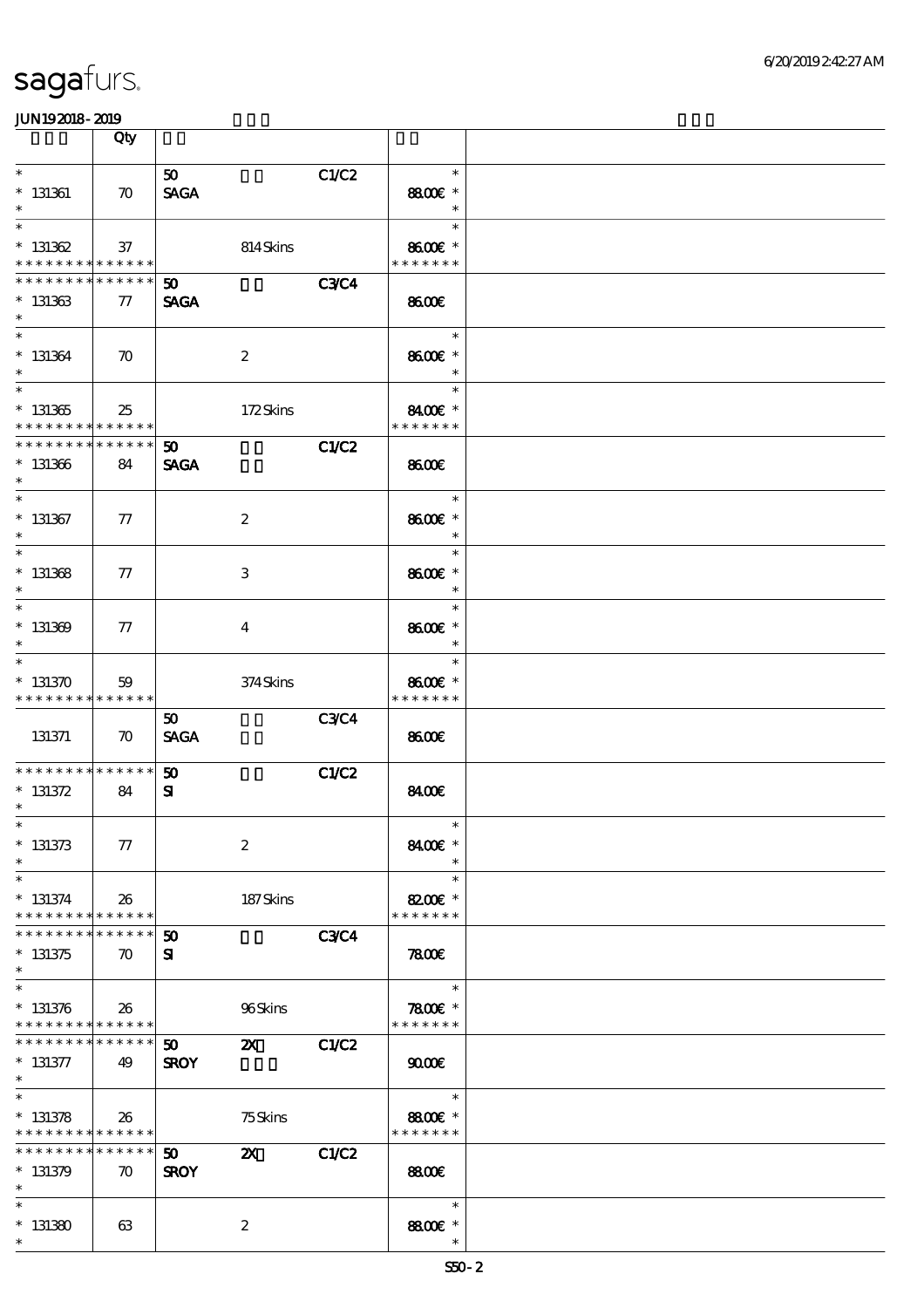sagafurs.

JUN192018-2019

| | Qty | | | | | |
|---|---|---|---|---|---|---|
| * 131361 * | 70 | 50 SAGA | | C1/C2 | * 88.00€ * * | |
| * 131362 * * * * * * * * * * * * * * | 37 | | 814 Skins | | * 86.00€ * * * * * * * * | |
| * * * * * * * * * * * * * * 131363 * | 77 | 50 SAGA | | C3/C4 | 86.00€ | |
| * 131364 * | 70 | | 2 | | * 86.00€ * * | |
| * 131365 * * * * * * * * * * * * * * | 25 | | 172 Skins | | * 84.00€ * * * * * * * * | |
| * * * * * * * * * * * * * * 131366 * | 84 | 50 SAGA | | C1/C2 | 86.00€ | |
| * 131367 * | 77 | | 2 | | * 86.00€ * * | |
| * 131368 * | 77 | | 3 | | * 86.00€ * * | |
| * 131369 * | 77 | | 4 | | * 86.00€ * * | |
| * 131370 * * * * * * * * * * * * * * | 59 | | 374 Skins | | * 86.00€ * * * * * * * * | |
| 131371 | 70 | 50 SAGA | | C3/C4 | 86.00€ | |
| * * * * * * * * * * * * * * 131372 * | 84 | 50 SI | | C1/C2 | 84.00€ | |
| * 131373 * | 77 | | 2 | | * 84.00€ * * | |
| * 131374 * * * * * * * * * * * * * * | 26 | | 187 Skins | | * 82.00€ * * * * * * * * | |
| * * * * * * * * * * * * * * 131375 * | 70 | 50 SI | | C3/C4 | 78.00€ | |
| * 131376 * * * * * * * * * * * * * * | 26 | | 96 Skins | | * 78.00€ * * * * * * * * | |
| * * * * * * * * * * * * * * 131377 * | 49 | 50 SROY | 2X | C1/C2 | 90.00€ | |
| * 131378 * * * * * * * * * * * * * * | 26 | | 75 Skins | | * 88.00€ * * * * * * * * | |
| * * * * * * * * * * * * * * 131379 * | 70 | 50 SROY | 2X | C1/C2 | 88.00€ | |
| * 131380 * | 63 | | 2 | | * 88.00€ * * | |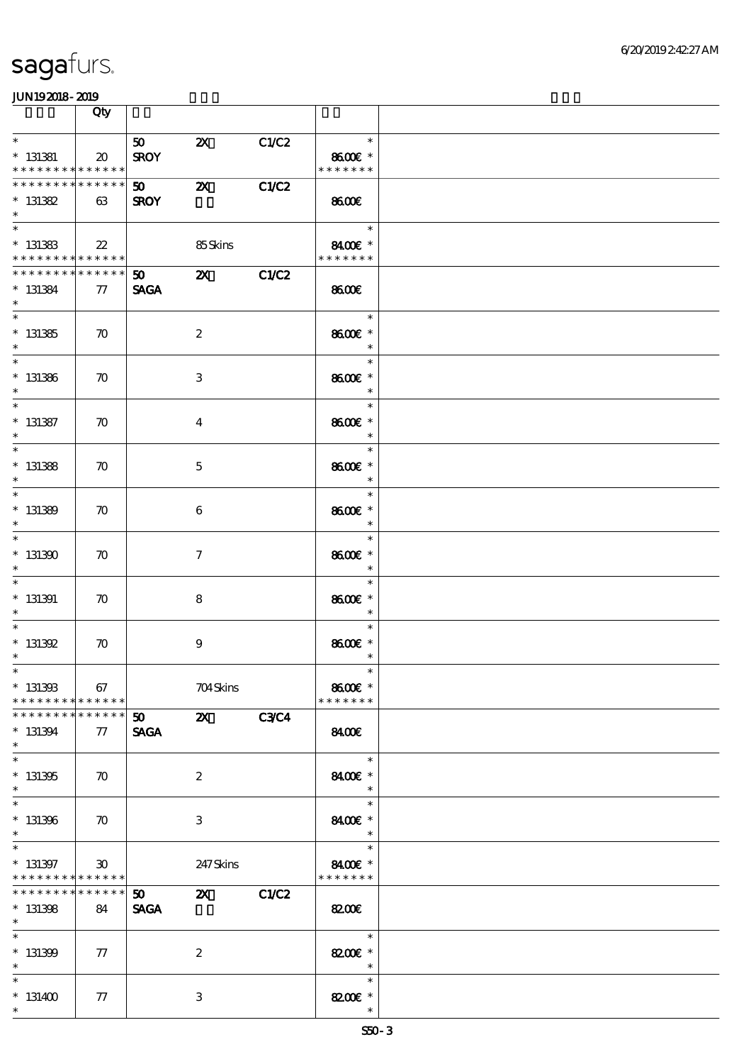| | Qty | | | | | |
|---|---|---|---|---|---|---|
| * <br> * 131381 <br> * * * * * * * * * * * * * * | 20 | 50 <br> SROY | 2X | C1/C2 | * <br> 86.00€ * <br> * * * * * * * | |
| * * * * * * * * * * * * * * <br> * 131382 <br> * | 63 | 50 <br> SROY | 2X | C1/C2 | 86.00€ | |
| * <br> * 131383 <br> * * * * * * * * * * * * * * | 22 | | 85 Skins | | * <br> 84.00€ * <br> * * * * * * * | |
| * * * * * * * * * * * * * * <br> * 131384 <br> * | 77 | 50 <br> SAGA | 2X | C1/C2 | 86.00€ | |
| * <br> * 131385 <br> * | 70 | | 2 | | * <br> 86.00€ * <br> * | |
| * <br> * 131386 <br> * | 70 | | 3 | | * <br> 86.00€ * <br> * | |
| * <br> * 131387 <br> * | 70 | | 4 | | * <br> 86.00€ * <br> * | |
| * <br> * 131388 <br> * | 70 | | 5 | | * <br> 86.00€ * <br> * | |
| * <br> * 131389 <br> * | 70 | | 6 | | * <br> 86.00€ * <br> * | |
| * <br> * 131390 <br> * | 70 | | 7 | | * <br> 86.00€ * <br> * | |
| * <br> * 131391 <br> * | 70 | | 8 | | * <br> 86.00€ * <br> * | |
| * <br> * 131392 <br> * | 70 | | 9 | | * <br> 86.00€ * <br> * | |
| * <br> * 131393 <br> * * * * * * * * * * * * * * | 67 | | 704 Skins | | * <br> 86.00€ * <br> * * * * * * * | |
| * * * * * * * * * * * * * * <br> * 131394 <br> * | 77 | 50 <br> SAGA | 2X | C3/C4 | 84.00€ | |
| * <br> * 131395 <br> * | 70 | | 2 | | * <br> 84.00€ * <br> * | |
| * <br> * 131396 <br> * | 70 | | 3 | | * <br> 84.00€ * <br> * | |
| * <br> * 131397 <br> * * * * * * * * * * * * * * | 30 | | 247 Skins | | * <br> 84.00€ * <br> * * * * * * * | |
| * * * * * * * * * * * * * * <br> * 131398 <br> * | 84 | 50 <br> SAGA | 2X | C1/C2 | 82.00€ | |
| * <br> * 131399 <br> * | 77 | | 2 | | * <br> 82.00€ * <br> * | |
| * <br> * 131400 <br> * | 77 | | 3 | | * <br> 82.00€ * <br> * | |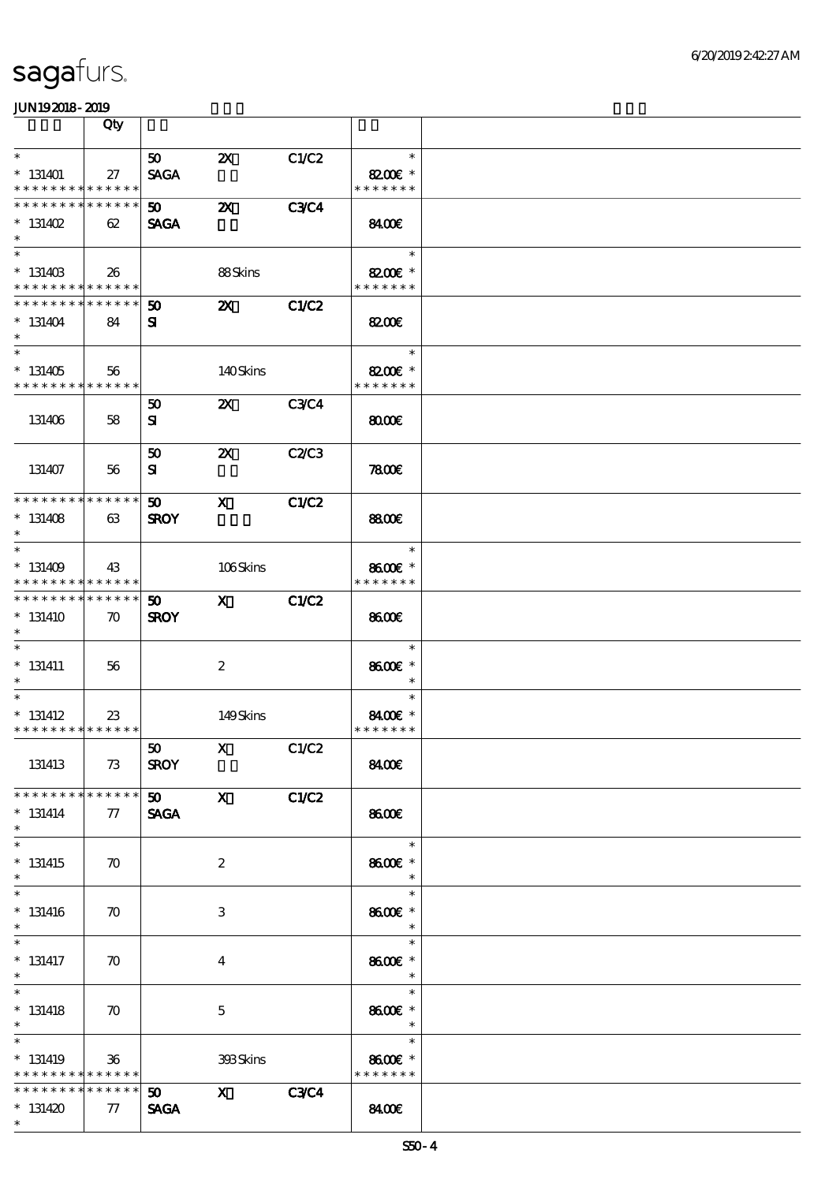**sagafurs.**

JUN19 2018 - 2019

| | Qty | | | | | |
|---|---|---|---|---|---|---|
| *<br>* 131401<br>* * * * * * * * * * * * * * | 27 | 50<br>SAGA | 2X | C1/C2 | *<br>82.00€ *<br>* * * * * * * | |
| * * * * * * * * * * * * * *<br>* 131402<br>* | 62 | 50<br>SAGA | 2X | C3/C4 | 84.00€ | |
| *<br>* 131403<br>* * * * * * * * * * * * * * | 26 | | 88 Skins | | *<br>82.00€ *<br>* * * * * * * | |
| * * * * * * * * * * * * * *<br>* 131404<br>* | 84 | 50<br>SI | 2X | C1/C2 | 82.00€ | |
| *<br>* 131405<br>* * * * * * * * * * * * * * | 56 | | 140 Skins | | *<br>82.00€ *<br>* * * * * * * | |
| 131406 | 58 | 50<br>SI | 2X | C3/C4 | 80.00€ | |
| 131407 | 56 | 50<br>SI | 2X | C2/C3 | 78.00€ | |
| * * * * * * * * * * * * * *<br>* 131408<br>* | 63 | 50<br>SROY | X | C1/C2 | 88.00€ | |
| *<br>* 131409<br>* * * * * * * * * * * * * * | 43 | | 106 Skins | | *<br>86.00€ *<br>* * * * * * * | |
| * * * * * * * * * * * * * *<br>* 131410<br>* | 70 | 50<br>SROY | X | C1/C2 | 86.00€ | |
| *<br>* 131411<br>* | 56 | | 2 | | *<br>86.00€ *<br>* | |
| *<br>* 131412<br>* * * * * * * * * * * * * * | 23 | | 149 Skins | | *<br>84.00€ *<br>* * * * * * * | |
| 131413 | 73 | 50<br>SROY | X | C1/C2 | 84.00€ | |
| * * * * * * * * * * * * * *<br>* 131414<br>* | 77 | 50<br>SAGA | X | C1/C2 | 86.00€ | |
| *<br>* 131415<br>* | 70 | | 2 | | *<br>86.00€ *<br>* | |
| *<br>* 131416<br>* | 70 | | 3 | | *<br>86.00€ *<br>* | |
| *<br>* 131417<br>* | 70 | | 4 | | *<br>86.00€ *<br>* | |
| *<br>* 131418<br>* | 70 | | 5 | | *<br>86.00€ *<br>* | |
| *<br>* 131419<br>* * * * * * * * * * * * * * | 36 | | 393 Skins | | *<br>86.00€ *<br>* * * * * * * | |
| * * * * * * * * * * * * * *<br>* 131420<br>* | 77 | 50<br>SAGA | X | C3/C4 | 84.00€ | |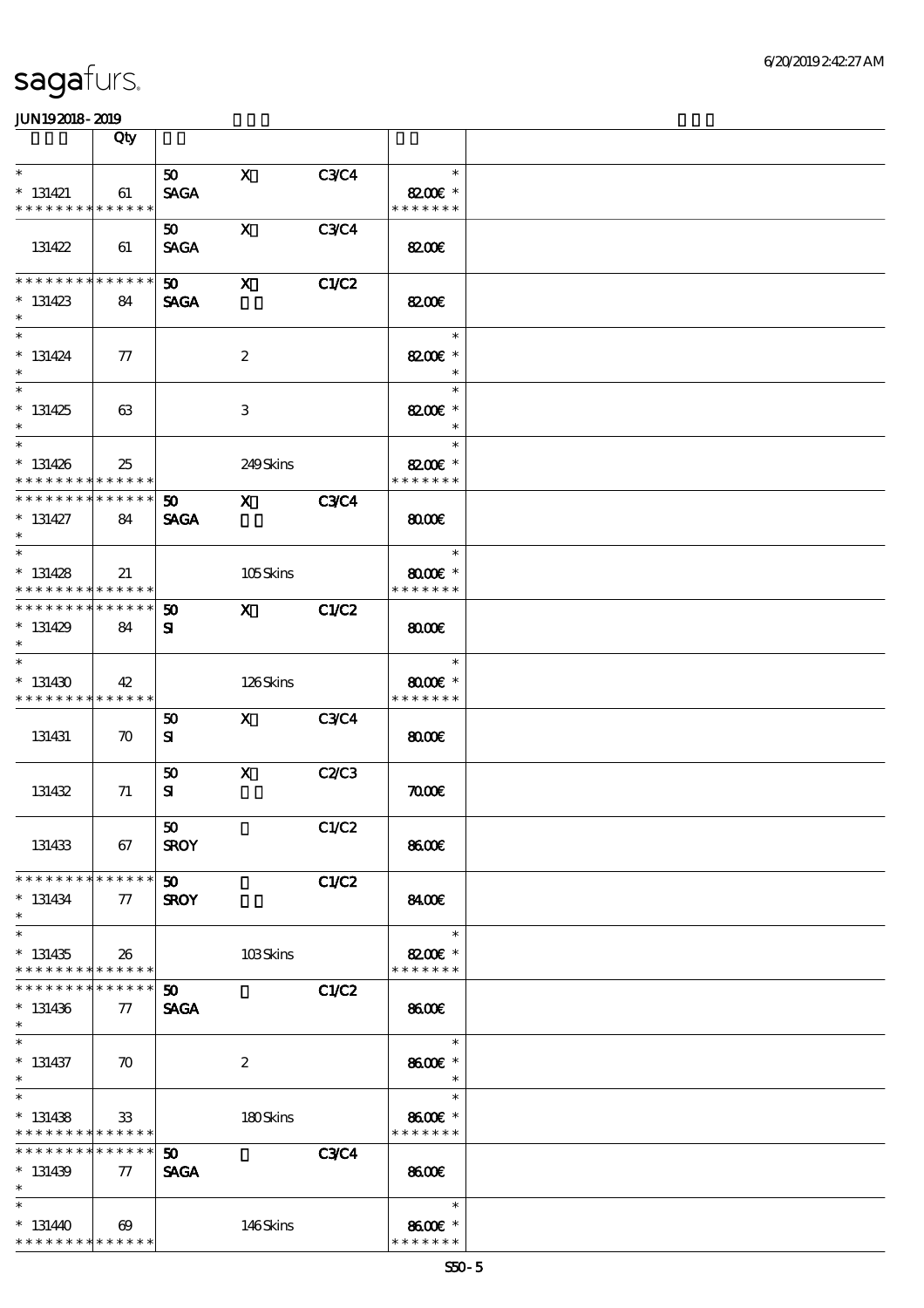sagafurs.

JUN19 2018 - 2019

| | Qty | | | | | |
|---|---|---|---|---|---|---|
| * <br> * 131421 <br> * * * * * * * * * * * * * | 61 | 50 <br> SAGA | X | C3/C4 | * <br> 82.00€ * <br> * * * * * * * | |
| 131422 | 61 | 50 <br> SAGA | X | C3/C4 | 82.00€ | |
| * * * * * * * * * * * * * <br> * 131423 <br> * | 84 | 50 <br> SAGA | X | C1/C2 | 82.00€ | |
| * <br> * 131424 <br> * | 77 | | 2 | | * <br> 82.00€ * <br> * | |
| * <br> * 131425 <br> * | 63 | | 3 | | * <br> 82.00€ * <br> * | |
| * <br> * 131426 <br> * * * * * * * * * * * * * | 25 | | 249 Skins | | * <br> 82.00€ * <br> * * * * * * * | |
| * * * * * * * * * * * * * <br> * 131427 <br> * | 84 | 50 <br> SAGA | X | C3/C4 | 80.00€ | |
| * <br> * 131428 <br> * * * * * * * * * * * * * | 21 | | 105 Skins | | * <br> 80.00€ * <br> * * * * * * * | |
| * * * * * * * * * * * * * <br> * 131429 <br> * | 84 | 50 <br> SI | X | C1/C2 | 80.00€ | |
| * <br> * 131430 <br> * * * * * * * * * * * * * | 42 | | 126 Skins | | * <br> 80.00€ * <br> * * * * * * * | |
| 131431 | 70 | 50 <br> SI | X | C3/C4 | 80.00€ | |
| 131432 | 71 | 50 <br> SI | X | C2/C3 | 70.00€ | |
| 131433 | 67 | 50 <br> SROY | | C1/C2 | 86.00€ | |
| * * * * * * * * * * * * * <br> * 131434 <br> * | 77 | 50 <br> SROY | | C1/C2 | 84.00€ | |
| * <br> * 131435 <br> * * * * * * * * * * * * * | 26 | | 103 Skins | | * <br> 82.00€ * <br> * * * * * * * | |
| * * * * * * * * * * * * * <br> * 131436 <br> * | 77 | 50 <br> SAGA | | C1/C2 | 86.00€ | |
| * <br> * 131437 <br> * | 70 | | 2 | | * <br> 86.00€ * <br> * | |
| * <br> * 131438 <br> * * * * * * * * * * * * * | 33 | | 180 Skins | | * <br> 86.00€ * <br> * * * * * * * | |
| * * * * * * * * * * * * * <br> * 131439 <br> * | 77 | 50 <br> SAGA | | C3/C4 | 86.00€ | |
| * <br> * 131440 <br> * * * * * * * * * * * * * | 69 | | 146 Skins | | * <br> 86.00€ * <br> * * * * * * * | |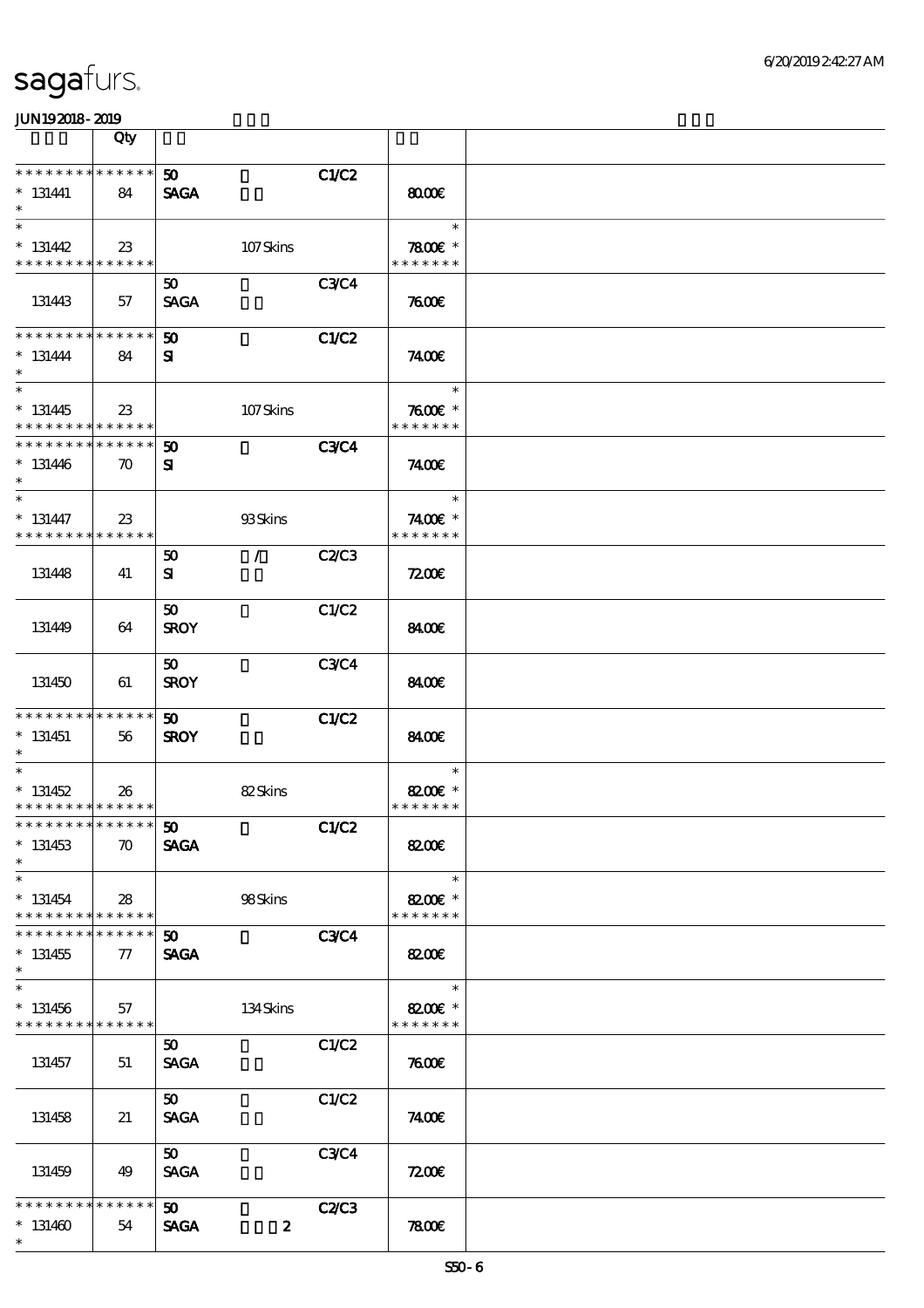| | Qty | | | | | |
|---|---|---|---|---|---|---|
| * * * * * * * * * * * * * *<br>* 131441<br>* | 84 | 50<br>SAGA | | C1/C2 | 80.00€ | |
| *<br>* 131442<br>* * * * * * * * * * * * * * | 23 | | 107 Skins | | *<br>78.00€ *<br>* * * * * * * | |
| 131443 | 57 | 50<br>SAGA | | C3/C4 | 76.00€ | |
| * * * * * * * * * * * * * *<br>* 131444<br>* | 84 | 50<br>SI | | C1/C2 | 74.00€ | |
| *<br>* 131445<br>* * * * * * * * * * * * * * | 23 | | 107 Skins | | *<br>76.00€ *<br>* * * * * * * | |
| * * * * * * * * * * * * * *<br>* 131446<br>* | 70 | 50<br>SI | | C3/C4 | 74.00€ | |
| *<br>* 131447<br>* * * * * * * * * * * * * * | 23 | | 93 Skins | | *<br>74.00€ *<br>* * * * * * * | |
| 131448 | 41 | 50<br>SI | / | C2/C3 | 72.00€ | |
| 131449 | 64 | 50<br>SROY | | C1/C2 | 84.00€ | |
| 131450 | 61 | 50<br>SROY | | C3/C4 | 84.00€ | |
| * * * * * * * * * * * * * *<br>* 131451<br>* | 56 | 50<br>SROY | | C1/C2 | 84.00€ | |
| *<br>* 131452<br>* * * * * * * * * * * * * * | 26 | | 82 Skins | | *<br>82.00€ *<br>* * * * * * * | |
| * * * * * * * * * * * * * *<br>* 131453<br>* | 70 | 50<br>SAGA | | C1/C2 | 82.00€ | |
| *<br>* 131454<br>* * * * * * * * * * * * * * | 28 | | 98 Skins | | *<br>82.00€ *<br>* * * * * * * | |
| * * * * * * * * * * * * * *<br>* 131455<br>* | 77 | 50<br>SAGA | | C3/C4 | 82.00€ | |
| *<br>* 131456<br>* * * * * * * * * * * * * * | 57 | | 134 Skins | | *<br>82.00€ *<br>* * * * * * * | |
| 131457 | 51 | 50<br>SAGA | | C1/C2 | 76.00€ | |
| 131458 | 21 | 50<br>SAGA | | C1/C2 | 74.00€ | |
| 131459 | 49 | 50<br>SAGA | | C3/C4 | 72.00€ | |
| * * * * * * * * * * * * * *<br>* 131460<br>* | 54 | 50<br>SAGA | 2 | C2/C3 | 78.00€ | |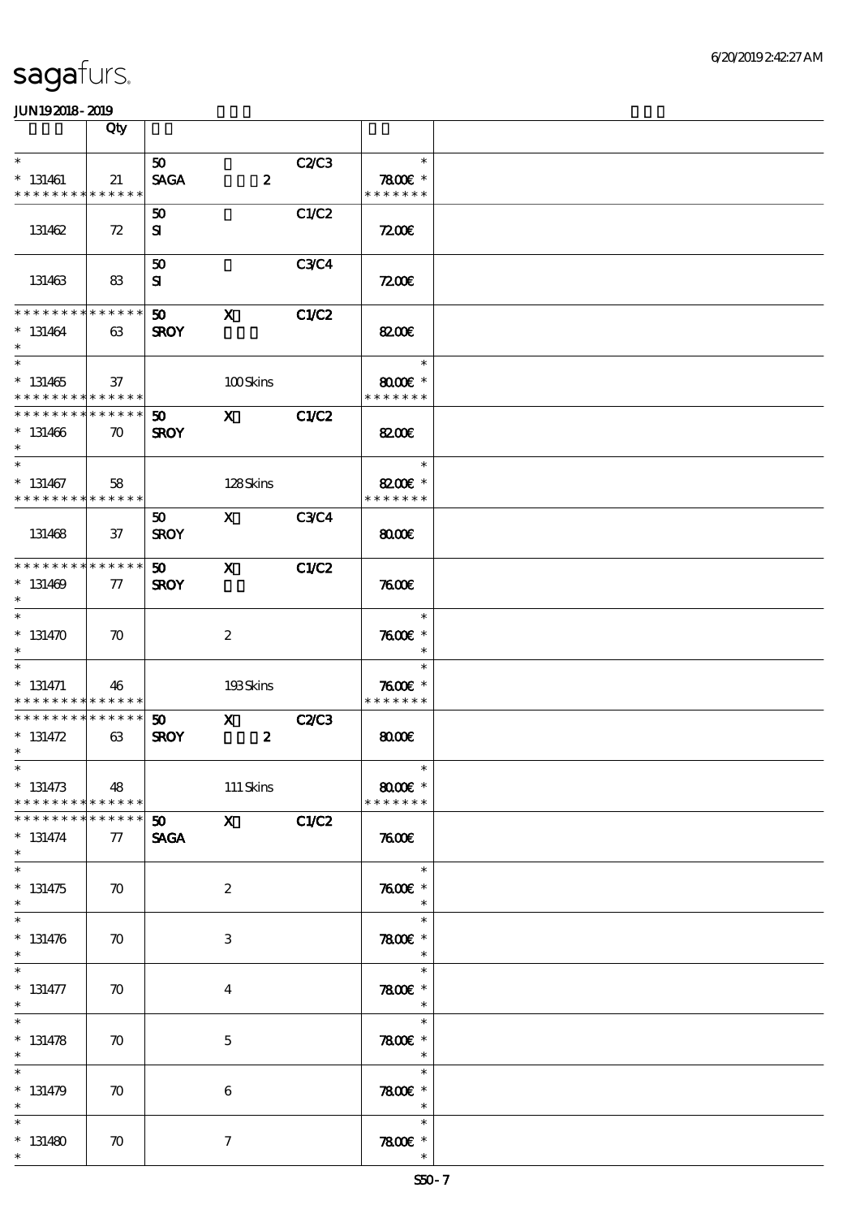| | Qty | | | | | |
|---|---|---|---|---|---|---|
| * 131461 * * * * * * * * * * * * * | 21 | 50 SAGA | 2 | C2/C3 | * 78.00€ * * * * * * * * | |
| 131462 | 72 | 50 SI | | C1/C2 | 72.00€ | |
| 131463 | 83 | 50 SI | | C3/C4 | 72.00€ | |
| * * * * * * * * * * * * * * 131464 * | 63 | 50 SROY | X | C1/C2 | 82.00€ | |
| * 131465 * * * * * * * * * * * * * | 37 | | 100 Skins | | * 80.00€ * * * * * * * * | |
| * * * * * * * * * * * * * * 131466 * | 70 | 50 SROY | X | C1/C2 | 82.00€ | |
| * 131467 * * * * * * * * * * * * * | 58 | | 128 Skins | | * 82.00€ * * * * * * * * | |
| 131468 | 37 | 50 SROY | X | C3/C4 | 80.00€ | |
| * * * * * * * * * * * * * * 131469 * | 77 | 50 SROY | X | C1/C2 | 76.00€ | |
| * 131470 * | 70 | | 2 | | * 76.00€ * * | |
| * 131471 * * * * * * * * * * * * * | 46 | | 193 Skins | | * 76.00€ * * * * * * * * | |
| * * * * * * * * * * * * * * 131472 * | 63 | 50 SROY | X 2 | C2/C3 | 80.00€ | |
| * 131473 * * * * * * * * * * * * * | 48 | | 111 Skins | | * 80.00€ * * * * * * * * | |
| * * * * * * * * * * * * * * 131474 * | 77 | 50 SAGA | X | C1/C2 | 76.00€ | |
| * 131475 * | 70 | | 2 | | * 76.00€ * * | |
| * 131476 * | 70 | | 3 | | * 78.00€ * * | |
| * 131477 * | 70 | | 4 | | * 78.00€ * * | |
| * 131478 * | 70 | | 5 | | * 78.00€ * * | |
| * 131479 * | 70 | | 6 | | * 78.00€ * * | |
| * 131480 * | 70 | | 7 | | * 78.00€ * * | |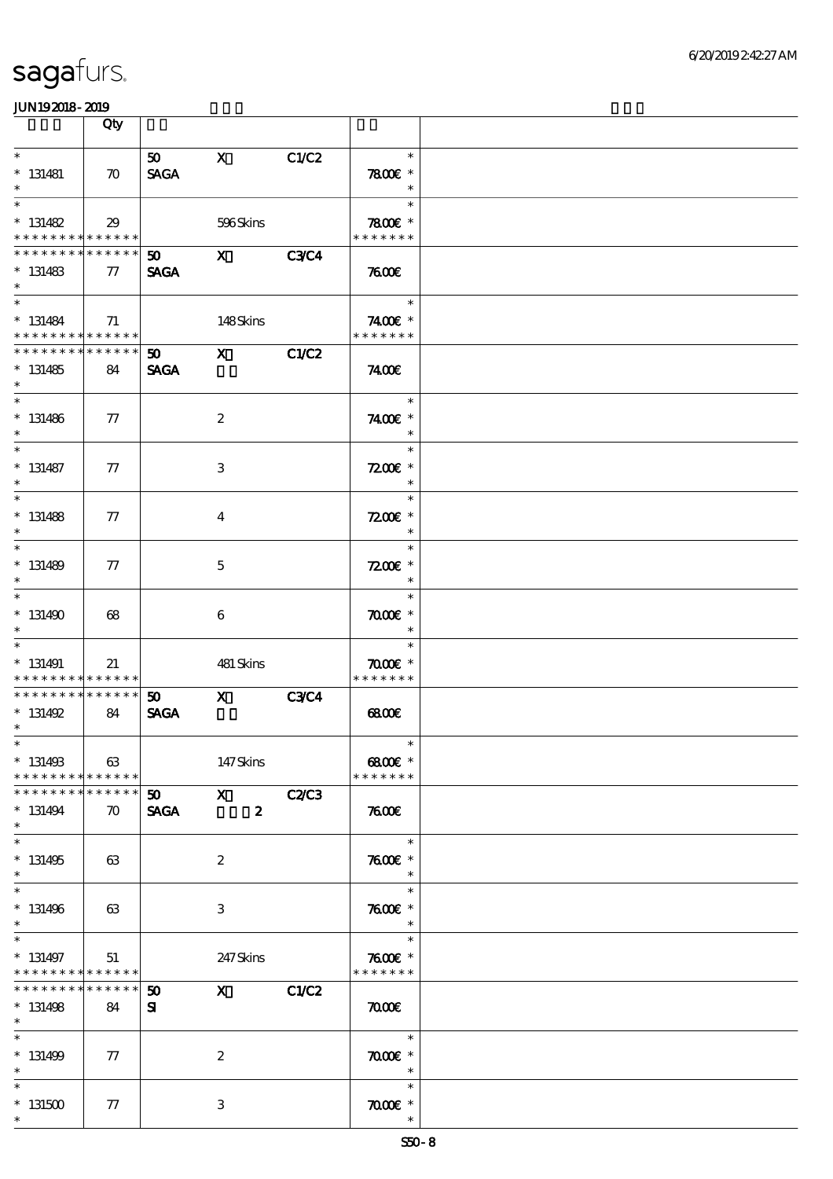| | Qty | | | | | |
|---|---|---|---|---|---|---|
| * 131481 * | 70 | 50 SAGA | X | C1/C2 | 78.00€ | |
| * 131482 | 29 | | 596 Skins | | 78.00€ | |
| 131483 | 77 | 50 SAGA | X | C3/C4 | 76.00€ | |
| * 131484 | 71 | | 148 Skins | | 74.00€ | |
| 131485 | 84 | 50 SAGA | X | C1/C2 | 74.00€ | |
| * 131486 | 77 | | 2 | | 74.00€ | |
| * 131487 | 77 | | 3 | | 72.00€ | |
| * 131488 | 77 | | 4 | | 72.00€ | |
| * 131489 | 77 | | 5 | | 72.00€ | |
| * 131490 | 68 | | 6 | | 70.00€ | |
| * 131491 | 21 | | 481 Skins | | 70.00€ | |
| 131492 | 84 | 50 SAGA | X | C3/C4 | 68.00€ | |
| * 131493 | 63 | | 147 Skins | | 68.00€ | |
| 131494 | 70 | 50 SAGA | X 2 | C2/C3 | 76.00€ | |
| * 131495 | 63 | | 2 | | 76.00€ | |
| * 131496 | 63 | | 3 | | 76.00€ | |
| * 131497 | 51 | | 247 Skins | | 76.00€ | |
| 131498 | 84 | 50 SI | X | C1/C2 | 70.00€ | |
| * 131499 | 77 | | 2 | | 70.00€ | |
| * 131500 | 77 | | 3 | | 70.00€ | |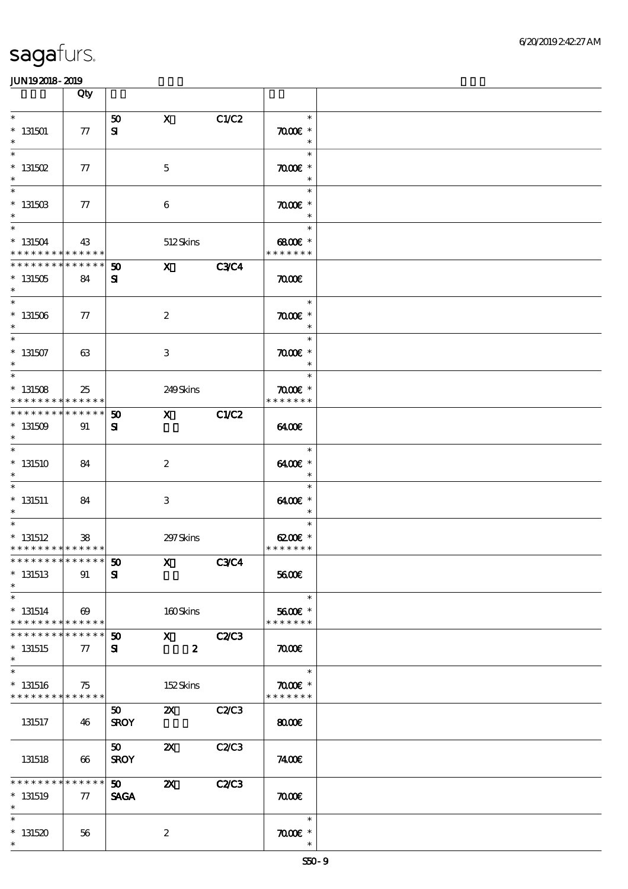# sagafurs.

JUN192018 - 2019

| | Qty | | | | | |
|---|---|---|---|---|---|---|
| * <br> * 131501 <br> * | 77 | 50 <br> SI | X | C1/C2 | * <br> 70.00€ * <br> * | |
| * <br> * 131502 <br> * | 77 | | 5 | | * <br> 70.00€ * <br> * | |
| * <br> * 131503 <br> * | 77 | | 6 | | * <br> 70.00€ * <br> * | |
| * <br> * 131504 <br> * * * * * * * * * * * * * | 43 | | 512 Skins | | * <br> 68.00€ * <br> * * * * * * * | |
| * * * * * * * * * * * * * * <br> * 131505 <br> * | 84 | 50 <br> SI | X | C3/C4 | 70.00€ | |
| * <br> * 131506 <br> * | 77 | | 2 | | * <br> 70.00€ * <br> * | |
| * <br> * 131507 <br> * | 63 | | 3 | | * <br> 70.00€ * <br> * | |
| * <br> * 131508 <br> * * * * * * * * * * * * * | 25 | | 249 Skins | | * <br> 70.00€ * <br> * * * * * * * | |
| * * * * * * * * * * * * * * <br> * 131509 <br> * | 91 | 50 <br> SI | X | C1/C2 | 64.00€ | |
| * <br> * 131510 <br> * | 84 | | 2 | | * <br> 64.00€ * <br> * | |
| * <br> * 131511 <br> * | 84 | | 3 | | * <br> 64.00€ * <br> * | |
| * <br> * 131512 <br> * * * * * * * * * * * * * | 38 | | 297 Skins | | * <br> 62.00€ * <br> * * * * * * * | |
| * * * * * * * * * * * * * * <br> * 131513 <br> * | 91 | 50 <br> SI | X | C3/C4 | 56.00€ | |
| * <br> * 131514 <br> * * * * * * * * * * * * * | 69 | | 160 Skins | | * <br> 56.00€ * <br> * * * * * * * | |
| * * * * * * * * * * * * * * <br> * 131515 <br> * | 77 | 50 <br> SI | X <br> 2 | C2/C3 | 70.00€ | |
| * <br> * 131516 <br> * * * * * * * * * * * * * | 75 | | 152 Skins | | * <br> 70.00€ * <br> * * * * * * * | |
| 131517 | 46 | 50 <br> SROY | 2X | C2/C3 | 80.00€ | |
| 131518 | 66 | 50 <br> SROY | 2X | C2/C3 | 74.00€ | |
| * * * * * * * * * * * * * * <br> * 131519 <br> * | 77 | 50 <br> SAGA | 2X | C2/C3 | 70.00€ | |
| * <br> * 131520 <br> * | 56 | | 2 | | * <br> 70.00€ * <br> * | |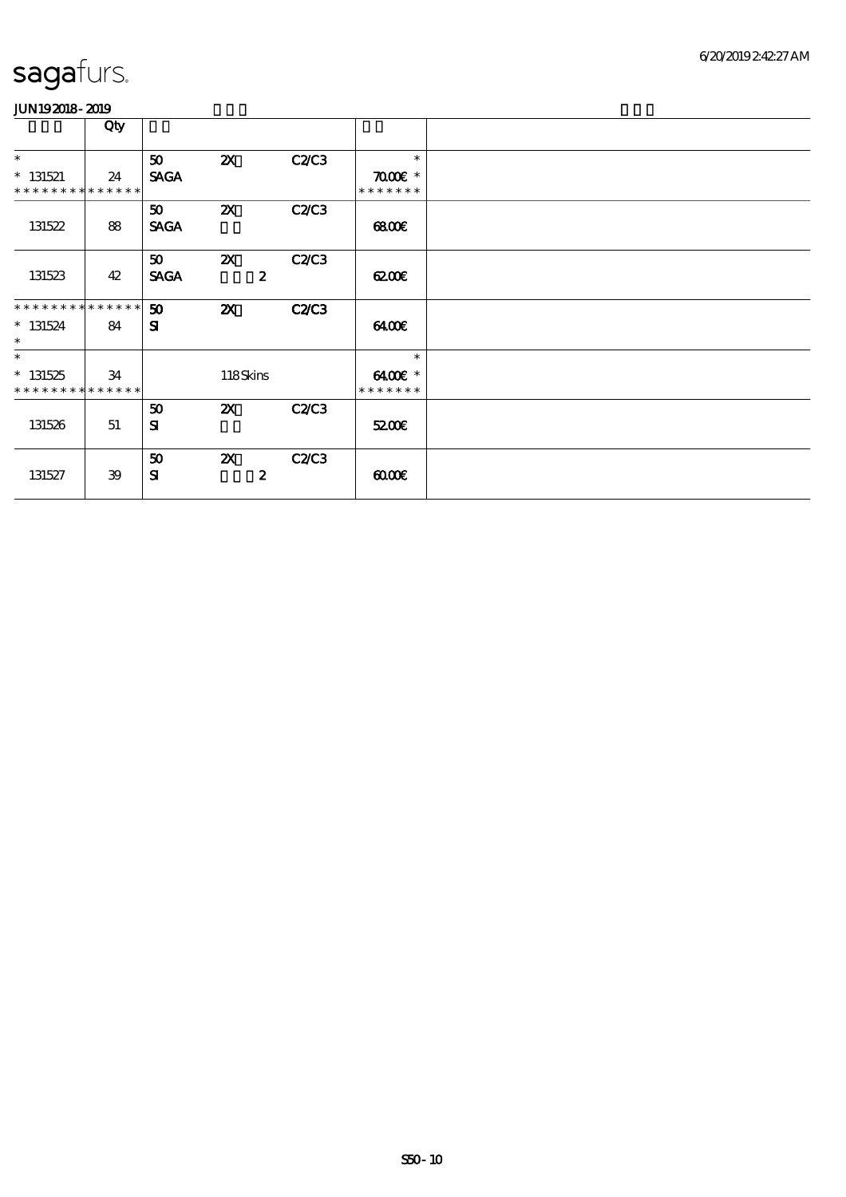sagafurs.

JUN192018-2019

| | Qty | | | | | |
|---|---|---|---|---|---|---|
| *<br>* 131521<br>* * * * * * * * * * * * * * | 24 | 50<br>SAGA | 2X | C2/C3 | *<br>70.00€ *<br>* * * * * * * | |
| 131522 | 88 | 50<br>SAGA | 2X | C2/C3 | 68.00€ | |
| 131523 | 42 | 50<br>SAGA | 2X<br>2 | C2/C3 | 62.00€ | |
| * * * * * * * * * * * * * *<br>* 131524<br>* | 84 | 50<br>SI | 2X | C2/C3 | 64.00€ | |
| *<br>* 131525<br>* * * * * * * * * * * * * * | 34 | | 118 Skins | | *<br>64.00€ *<br>* * * * * * * | |
| 131526 | 51 | 50<br>SI | 2X | C2/C3 | 52.00€ | |
| 131527 | 39 | 50<br>SI | 2X<br>2 | C2/C3 | 60.00€ | |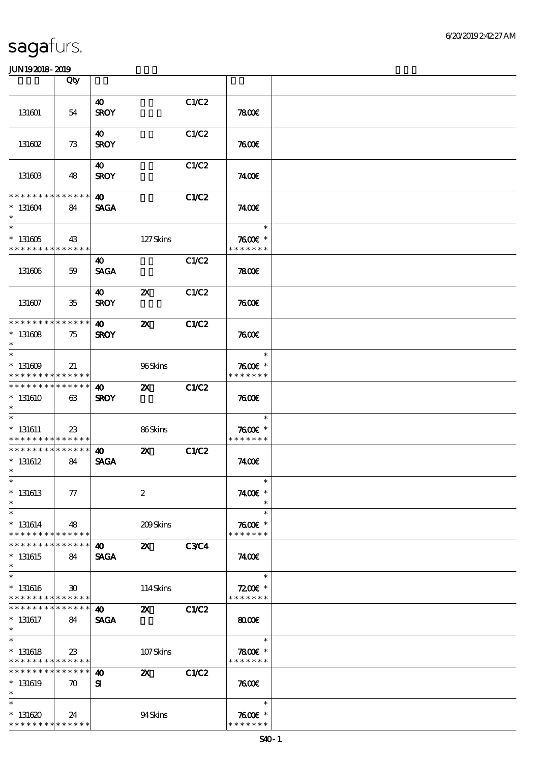# sagafurs.

JUN19 2018 - 2019

| | Qty | | | | | |
|---|---|---|---|---|---|---|
| 131601 | 54 | 40 SROY | | C1/C2 | 78.00€ | |
| 131602 | 73 | 40 SROY | | C1/C2 | 76.00€ | |
| 131603 | 48 | 40 SROY | | C1/C2 | 74.00€ | |
| * * * * * * * * * * * * * * * 131604 * | 84 | 40 SAGA | | C1/C2 | 74.00€ | |
| * * 131605 * * * * * * * * * * * * * * | 43 | | 127 Skins | | * 76.00€ * * * * * * * * | |
| 131606 | 59 | 40 SAGA | | C1/C2 | 78.00€ | |
| 131607 | 35 | 40 SROY | 2X | C1/C2 | 76.00€ | |
| * * * * * * * * * * * * * * * 131608 * | 75 | 40 SROY | 2X | C1/C2 | 76.00€ | |
| * * 131609 * * * * * * * * * * * * * * | 21 | | 96 Skins | | * 76.00€ * * * * * * * * | |
| * * * * * * * * * * * * * * * 131610 * | 63 | 40 SROY | 2X | C1/C2 | 76.00€ | |
| * * 131611 * * * * * * * * * * * * * * | 23 | | 86 Skins | | * 76.00€ * * * * * * * * | |
| * * * * * * * * * * * * * * * 131612 * | 84 | 40 SAGA | 2X | C1/C2 | 74.00€ | |
| * * 131613 * | 77 | | 2 | | * 74.00€ * * | |
| * * 131614 * * * * * * * * * * * * * * | 48 | | 209 Skins | | * 76.00€ * * * * * * * * | |
| * * * * * * * * * * * * * * * 131615 * | 84 | 40 SAGA | 2X | C3/C4 | 74.00€ | |
| * * 131616 * * * * * * * * * * * * * * | 30 | | 114 Skins | | * 72.00€ * * * * * * * * | |
| * * * * * * * * * * * * * * * 131617 * | 84 | 40 SAGA | 2X | C1/C2 | 80.00€ | |
| * * 131618 * * * * * * * * * * * * * * | 23 | | 107 Skins | | * 78.00€ * * * * * * * * | |
| * * * * * * * * * * * * * * * 131619 * | 70 | 40 SI | 2X | C1/C2 | 76.00€ | |
| * * 131620 * * * * * * * * * * * * * * | 24 | | 94 Skins | | * 76.00€ * * * * * * * * | |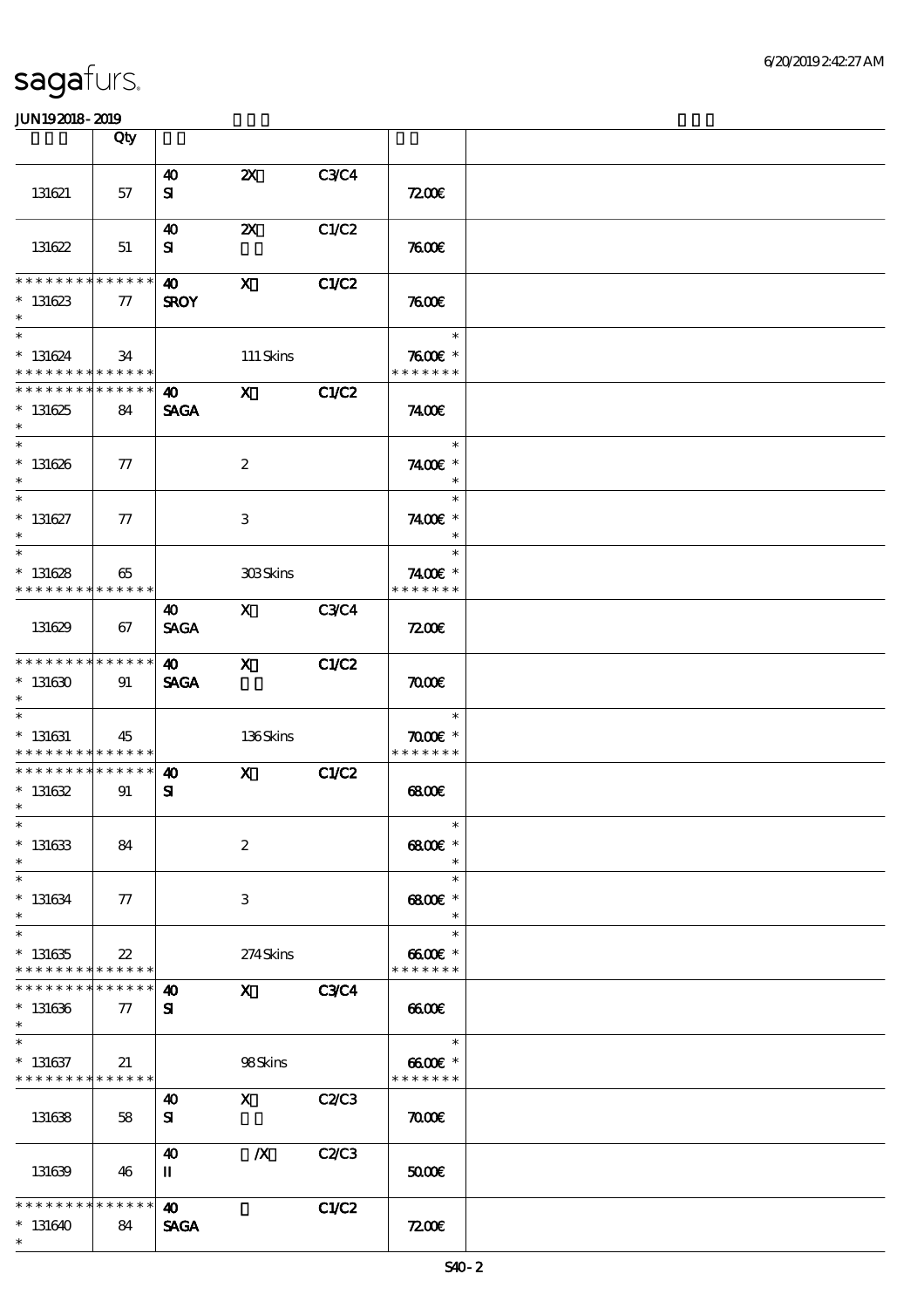| | Qty | | | | | |
|---|---|---|---|---|---|---|
| 131621 | 57 | 40 SI | 2X | C3/C4 | 72.00€ | |
| 131622 | 51 | 40 SI | 2X | C1/C2 | 76.00€ | |
| * * * * * * * * * * * * * * 131623 * | 77 | 40 SROY | X | C1/C2 | 76.00€ | |
| * 131624 * * * * * * * * * * * * * | 34 | | 111 Skins | | * 76.00€ * * * * * * * * | |
| * * * * * * * * * * * * * * 131625 * | 84 | 40 SAGA | X | C1/C2 | 74.00€ | |
| * 131626 * | 77 | | 2 | | * 74.00€ * * | |
| * 131627 * | 77 | | 3 | | * 74.00€ * * | |
| * 131628 * * * * * * * * * * * * * | 65 | | 303 Skins | | * 74.00€ * * * * * * * * | |
| 131629 | 67 | 40 SAGA | X | C3/C4 | 72.00€ | |
| * * * * * * * * * * * * * * 131630 * | 91 | 40 SAGA | X | C1/C2 | 70.00€ | |
| * 131631 * * * * * * * * * * * * * | 45 | | 136 Skins | | * 70.00€ * * * * * * * * | |
| * * * * * * * * * * * * * * 131632 * | 91 | 40 SI | X | C1/C2 | 68.00€ | |
| * 131633 * | 84 | | 2 | | * 68.00€ * * | |
| * 131634 * | 77 | | 3 | | * 68.00€ * * | |
| * 131635 * * * * * * * * * * * * * | 22 | | 274 Skins | | * 66.00€ * * * * * * * * | |
| * * * * * * * * * * * * * * 131636 * | 77 | 40 SI | X | C3/C4 | 66.00€ | |
| * 131637 * * * * * * * * * * * * * | 21 | | 98 Skins | | * 66.00€ * * * * * * * * | |
| 131638 | 58 | 40 SI | X | C2/C3 | 70.00€ | |
| 131639 | 46 | 40 II | /X | C2/C3 | 50.00€ | |
| * * * * * * * * * * * * * * 131640 * | 84 | 40 SAGA | | C1/C2 | 72.00€ | |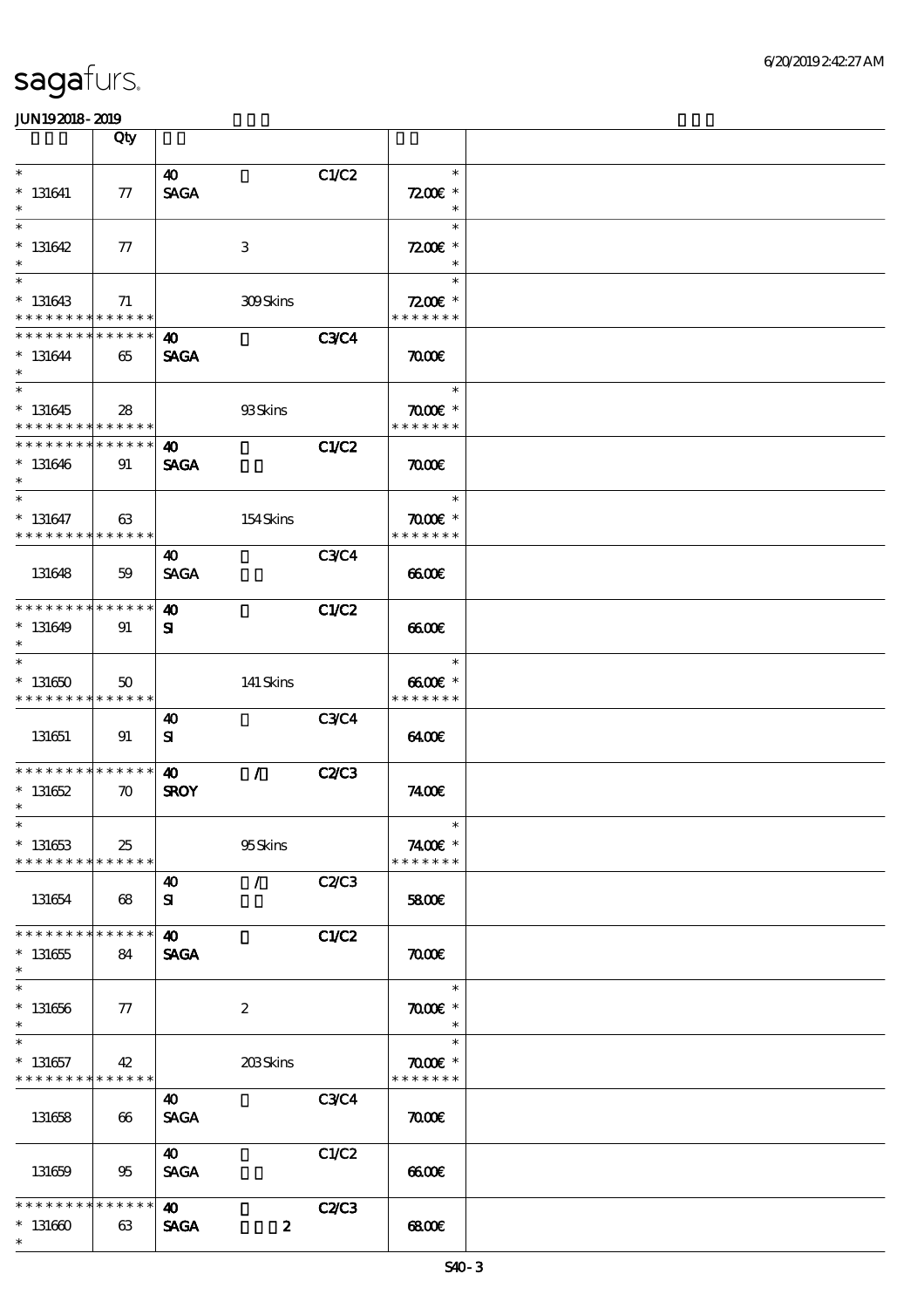| | Qty | | | | | |
|---|---|---|---|---|---|---|
| * <br> * 131641 <br> * | 77 | 40 <br> SAGA | | C1/C2 | * <br> 72.00€ * <br> * | |
| * <br> * 131642 <br> * | 77 | | 3 | | * <br> 72.00€ * <br> * | |
| * <br> * 131643 <br> * * * * * * * * * * * * * * | 71 | | 309 Skins | | * <br> 72.00€ * <br> * * * * * * * | |
| * * * * * * * * * * * * * * <br> * 131644 <br> * | 65 | 40 <br> SAGA | | C3/C4 | 70.00€ | |
| * <br> * 131645 <br> * * * * * * * * * * * * * * | 28 | | 93 Skins | | * <br> 70.00€ * <br> * * * * * * * | |
| * * * * * * * * * * * * * * <br> * 131646 <br> * | 91 | 40 <br> SAGA | | C1/C2 | 70.00€ | |
| * <br> * 131647 <br> * * * * * * * * * * * * * * | 63 | | 154 Skins | | * <br> 70.00€ * <br> * * * * * * * | |
| 131648 | 59 | 40 <br> SAGA | | C3/C4 | 66.00€ | |
| * * * * * * * * * * * * * * <br> * 131649 <br> * | 91 | 40 <br> SI | | C1/C2 | 66.00€ | |
| * <br> * 131650 <br> * * * * * * * * * * * * * * | 50 | | 141 Skins | | * <br> 66.00€ * <br> * * * * * * * | |
| 131651 | 91 | 40 <br> SI | | C3/C4 | 64.00€ | |
| * * * * * * * * * * * * * * <br> * 131652 <br> * | 70 | 40 <br> SROY | / | C2/C3 | 74.00€ | |
| * <br> * 131653 <br> * * * * * * * * * * * * * * | 25 | | 95 Skins | | * <br> 74.00€ * <br> * * * * * * * | |
| 131654 | 68 | 40 <br> SI | / | C2/C3 | 58.00€ | |
| * * * * * * * * * * * * * * <br> * 131655 <br> * | 84 | 40 <br> SAGA | | C1/C2 | 70.00€ | |
| * <br> * 131656 <br> * | 77 | | 2 | | * <br> 70.00€ * <br> * | |
| * <br> * 131657 <br> * * * * * * * * * * * * * * | 42 | | 203 Skins | | * <br> 70.00€ * <br> * * * * * * * | |
| 131658 | 66 | 40 <br> SAGA | | C3/C4 | 70.00€ | |
| 131659 | 95 | 40 <br> SAGA | | C1/C2 | 66.00€ | |
| * * * * * * * * * * * * * * <br> * 131660 <br> * | 63 | 40 <br> SAGA | 2 | C2/C3 | 68.00€ | |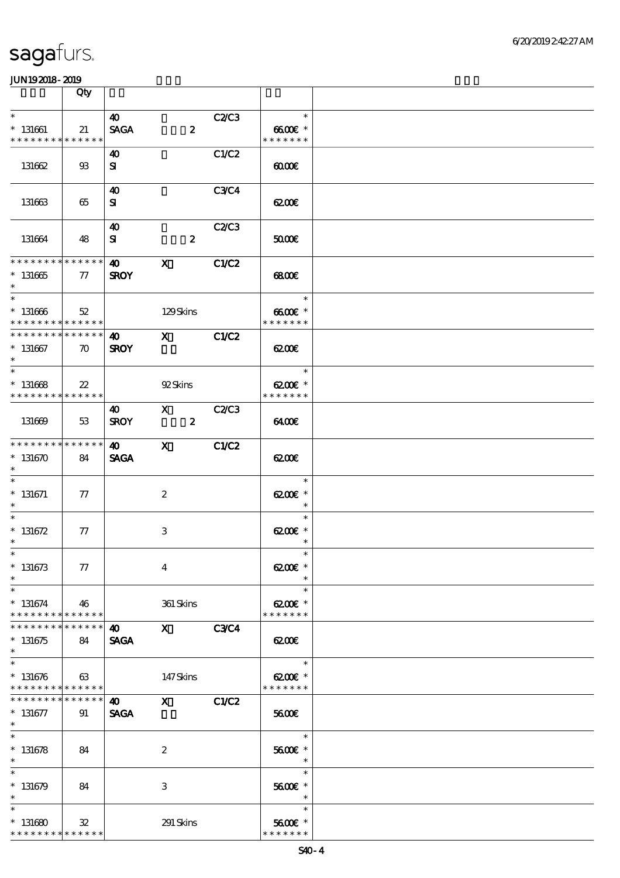sagafurs.

JUN192018-2019

| | Qty | | | | | |
|---|---|---|---|---|---|---|
| * | | 40 | | C2/C3 | * | |
| * 131661 | 21 | SAGA | 2 | | 66.00€ * | |
| * * * * * * * * * * * * * * | | | | | * * * * * * * | |
| | | 40 | | C1/C2 | | |
| 131662 | 93 | SI | | | 60.00€ | |
| | | 40 | | C3/C4 | | |
| 131663 | 65 | SI | | | 62.00€ | |
| | | 40 | | C2/C3 | | |
| 131664 | 48 | SI | 2 | | 50.00€ | |
| * * * * * * * * * * * * * * | | 40 | X | C1/C2 | | |
| * 131665 | 77 | SROY | | | 68.00€ | |
| * | | | | | | |
| * | | | | | * | |
| * 131666 | 52 | | 129 Skins | | 66.00€ * | |
| * * * * * * * * * * * * * * | | | | | * * * * * * * | |
| * * * * * * * * * * * * * * | | 40 | X | C1/C2 | | |
| * 131667 | 70 | SROY | | | 62.00€ | |
| * | | | | | | |
| * | | | | | * | |
| * 131668 | 22 | | 92 Skins | | 62.00€ * | |
| * * * * * * * * * * * * * * | | | | | * * * * * * * | |
| | | 40 | X | C2/C3 | | |
| 131669 | 53 | SROY | 2 | | 64.00€ | |
| * * * * * * * * * * * * * * | | 40 | X | C1/C2 | | |
| * 131670 | 84 | SAGA | | | 62.00€ | |
| * | | | | | | |
| * | | | | | * | |
| * 131671 | 77 | | 2 | | 62.00€ * | |
| * | | | | | * | |
| * | | | | | * | |
| * 131672 | 77 | | 3 | | 62.00€ * | |
| * | | | | | * | |
| * | | | | | * | |
| * 131673 | 77 | | 4 | | 62.00€ * | |
| * | | | | | * | |
| * | | | | | * | |
| * 131674 | 46 | | 361 Skins | | 62.00€ * | |
| * * * * * * * * * * * * * * | | | | | * * * * * * * | |
| * * * * * * * * * * * * * * | | 40 | X | C3/C4 | | |
| * 131675 | 84 | SAGA | | | 62.00€ | |
| * | | | | | | |
| * | | | | | * | |
| * 131676 | 63 | | 147 Skins | | 62.00€ * | |
| * * * * * * * * * * * * * * | | | | | * * * * * * * | |
| * * * * * * * * * * * * * * | | 40 | X | C1/C2 | | |
| * 131677 | 91 | SAGA | | | 56.00€ | |
| * | | | | | | |
| * | | | | | * | |
| * 131678 | 84 | | 2 | | 56.00€ * | |
| * | | | | | * | |
| * | | | | | * | |
| * 131679 | 84 | | 3 | | 56.00€ * | |
| * | | | | | * | |
| * | | | | | * | |
| * 131680 | 32 | | 291 Skins | | 56.00€ * | |
| * * * * * * * * * * * * * * | | | | | * * * * * * * | |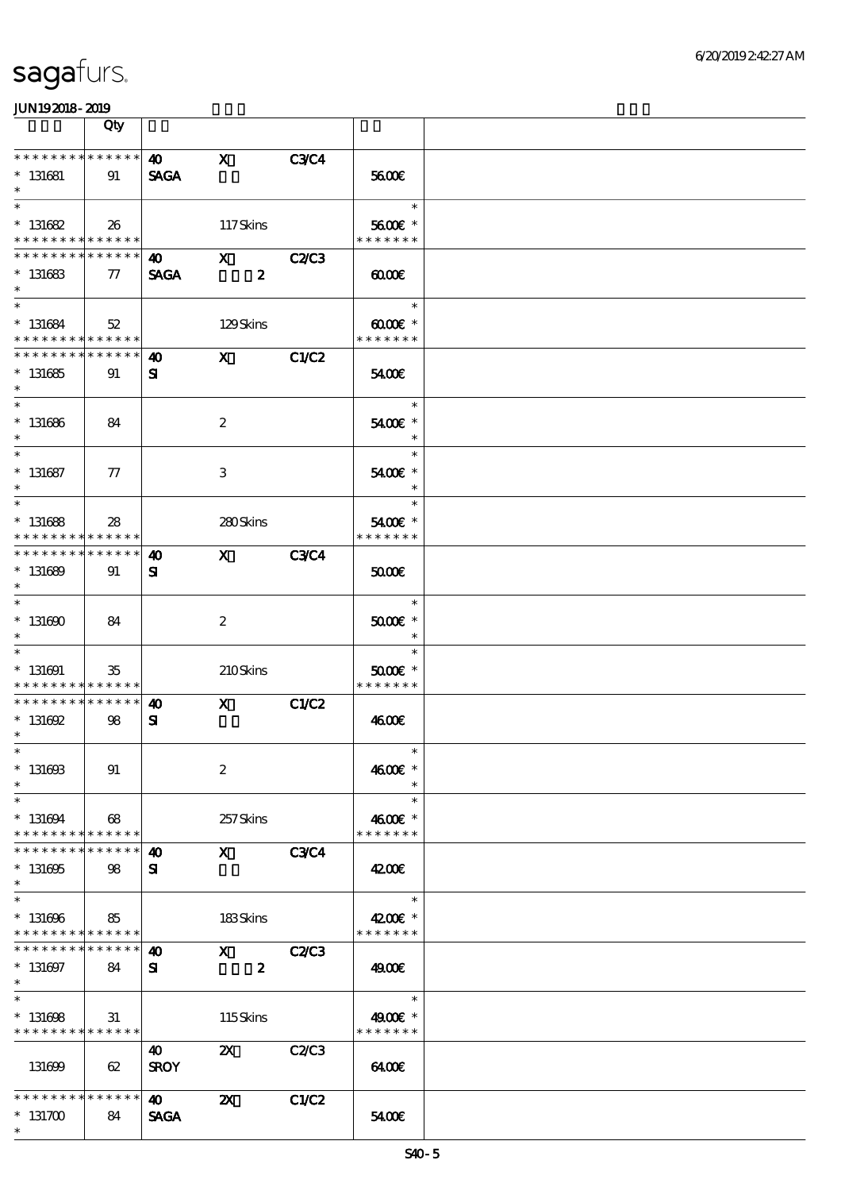| | Qty | | | | | |
|---|---|---|---|---|---|---|
| * * * * * * * * * * * * * * | | 40 | X | C3/C4 | | |
| * 131681 | 91 | SAGA | | | 56.00€ | |
| * | | | | | | |
| * | | | | | * | |
| * 131682 | 26 | | 117 Skins | | 56.00€ * | |
| * * * * * * * * * * * * * * | | | | | * * * * * * * | |
| * * * * * * * * * * * * * * | | 40 | X | C2/C3 | | |
| * 131683 | 77 | SAGA | 2 | | 60.00€ | |
| * | | | | | | |
| * | | | | | * | |
| * 131684 | 52 | | 129 Skins | | 60.00€ * | |
| * * * * * * * * * * * * * * | | | | | * * * * * * * | |
| * * * * * * * * * * * * * * | | 40 | X | C1/C2 | | |
| * 131685 | 91 | SI | | | 54.00€ | |
| * | | | | | | |
| * | | | | | * | |
| * 131686 | 84 | | 2 | | 54.00€ * | |
| * | | | | | * | |
| * | | | | | * | |
| * 131687 | 77 | | 3 | | 54.00€ * | |
| * | | | | | * | |
| * | | | | | * | |
| * 131688 | 28 | | 280 Skins | | 54.00€ * | |
| * * * * * * * * * * * * * * | | | | | * * * * * * * | |
| * * * * * * * * * * * * * * | | 40 | X | C3/C4 | | |
| * 131689 | 91 | SI | | | 50.00€ | |
| * | | | | | | |
| * | | | | | * | |
| * 131690 | 84 | | 2 | | 50.00€ * | |
| * | | | | | * | |
| * | | | | | * | |
| * 131691 | 35 | | 210 Skins | | 50.00€ * | |
| * * * * * * * * * * * * * * | | | | | * * * * * * * | |
| * * * * * * * * * * * * * * | | 40 | X | C1/C2 | | |
| * 131692 | 98 | SI | | | 46.00€ | |
| * | | | | | | |
| * | | | | | * | |
| * 131693 | 91 | | 2 | | 46.00€ * | |
| * | | | | | * | |
| * | | | | | * | |
| * 131694 | 68 | | 257 Skins | | 46.00€ * | |
| * * * * * * * * * * * * * * | | | | | * * * * * * * | |
| * * * * * * * * * * * * * * | | 40 | X | C3/C4 | | |
| * 131695 | 98 | SI | | | 42.00€ | |
| * | | | | | | |
| * | | | | | * | |
| * 131696 | 85 | | 183 Skins | | 42.00€ * | |
| * * * * * * * * * * * * * * | | | | | * * * * * * * | |
| * * * * * * * * * * * * * * | | 40 | X | C2/C3 | | |
| * 131697 | 84 | SI | 2 | | 49.00€ | |
| * | | | | | | |
| * | | | | | * | |
| * 131698 | 31 | | 115 Skins | | 49.00€ * | |
| * * * * * * * * * * * * * * | | | | | * * * * * * * | |
| | | 40 | 2X | C2/C3 | | |
| 131699 | 62 | SROY | | | 64.00€ | |
| * * * * * * * * * * * * * * | | 40 | 2X | C1/C2 | | |
| * 131700 | 84 | SAGA | | | 54.00€ | |
| * | | | | | | |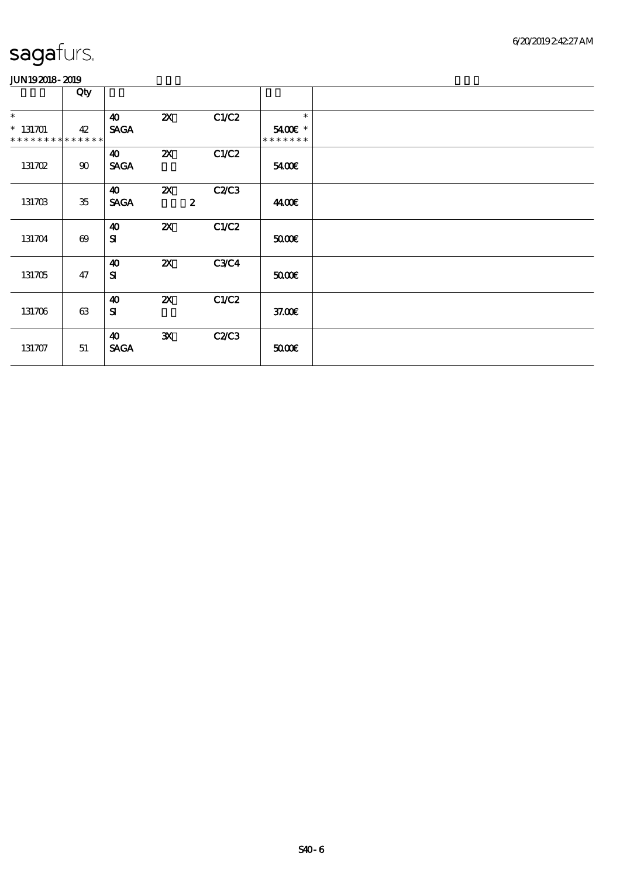sagafurs.

JUN19 2018 - 2019

| | Qty | | | | | |
|---|---|---|---|---|---|---|
| *<br>* 131701<br>************** | 42 | 40<br>SAGA | 2X | C1/C2 | *<br>54.00€ *<br>******* | |
| 131702 | 90 | 40<br>SAGA | 2X | C1/C2 | 54.00€ | |
| 131703 | 35 | 40<br>SAGA | 2X<br>2 | C2/C3 | 44.00€ | |
| 131704 | 69 | 40<br>SI | 2X | C1/C2 | 50.00€ | |
| 131705 | 47 | 40<br>SI | 2X | C3/C4 | 50.00€ | |
| 131706 | 63 | 40<br>SI | 2X | C1/C2 | 37.00€ | |
| 131707 | 51 | 40<br>SAGA | 3X | C2/C3 | 50.00€ | |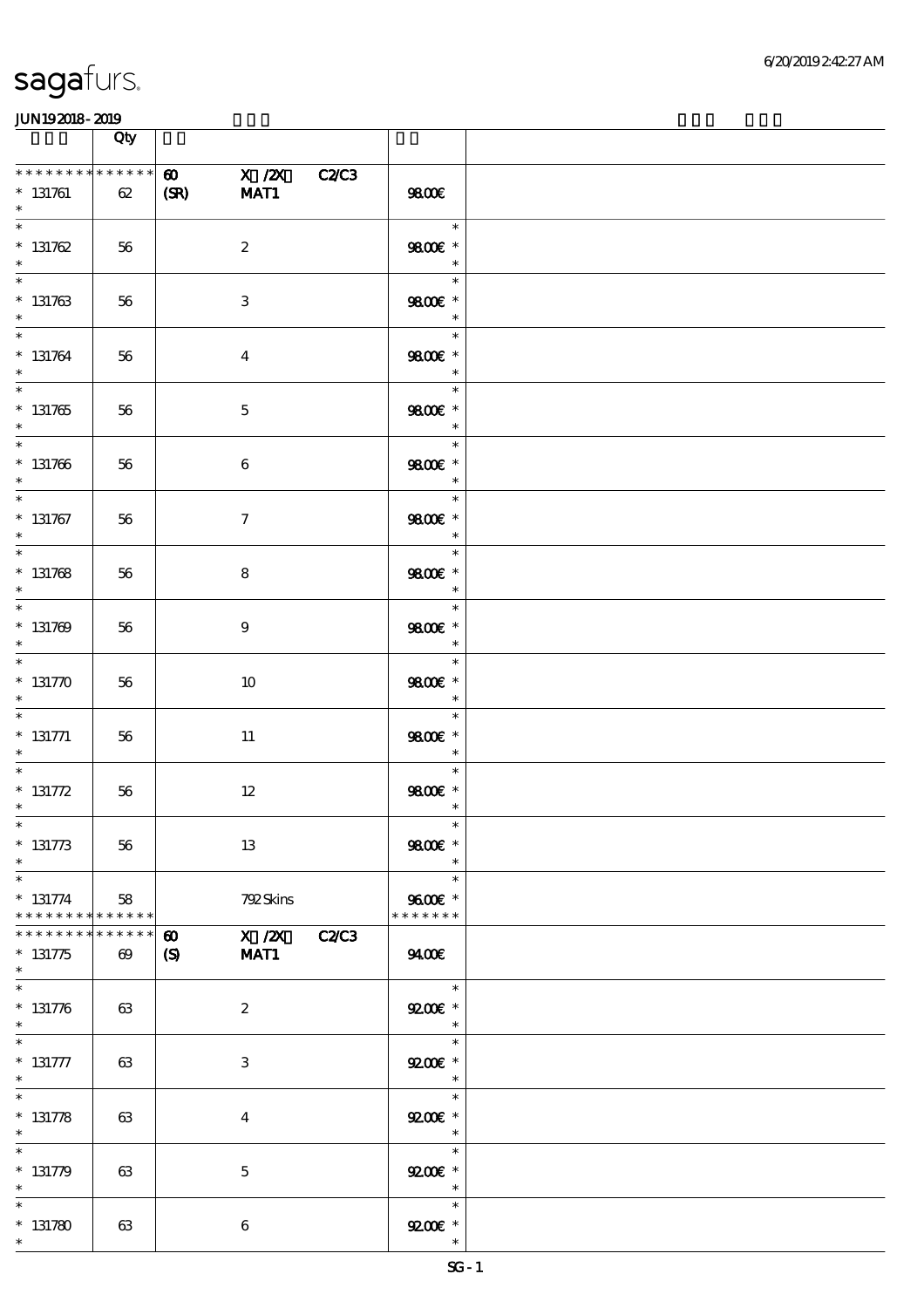# sagafurs.

JUN192018-2019

| | Qty | | |
|---|---|---|---|
| * * * * * * * * * * * * * * 131761 * | 62 | 60 (SR) X /2X C2/C3 MAT1 | 98.00€ |
| * * 131762 * | 56 | 2 | 98.00€ * * * |
| * * 131763 * | 56 | 3 | 98.00€ * * * |
| * * 131764 * | 56 | 4 | 98.00€ * * * |
| * * 131765 * | 56 | 5 | 98.00€ * * * |
| * * 131766 * | 56 | 6 | 98.00€ * * * |
| * * 131767 * | 56 | 7 | 98.00€ * * * |
| * * 131768 * | 56 | 8 | 98.00€ * * * |
| * * 131769 * | 56 | 9 | 98.00€ * * * |
| * * 131770 * | 56 | 10 | 98.00€ * * * |
| * * 131771 * | 56 | 11 | 98.00€ * * * |
| * * 131772 * | 56 | 12 | 98.00€ * * * |
| * * 131773 * | 56 | 13 | 98.00€ * * * |
| * * 131774 * * * * * * * * * * * * * | 58 | 792 Skins | 96.00€ * * * * * * * * * |
| * * * * * * * * * * * * * * 131775 * | 69 | 60 (S) X /2X C2/C3 MAT1 | 94.00€ |
| * * 131776 * | 63 | 2 | 92.00€ * * * |
| * * 131777 * | 63 | 3 | 92.00€ * * * |
| * * 131778 * | 63 | 4 | 92.00€ * * * |
| * * 131779 * | 63 | 5 | 92.00€ * * * |
| * * 131780 * | 63 | 6 | 92.00€ * * * |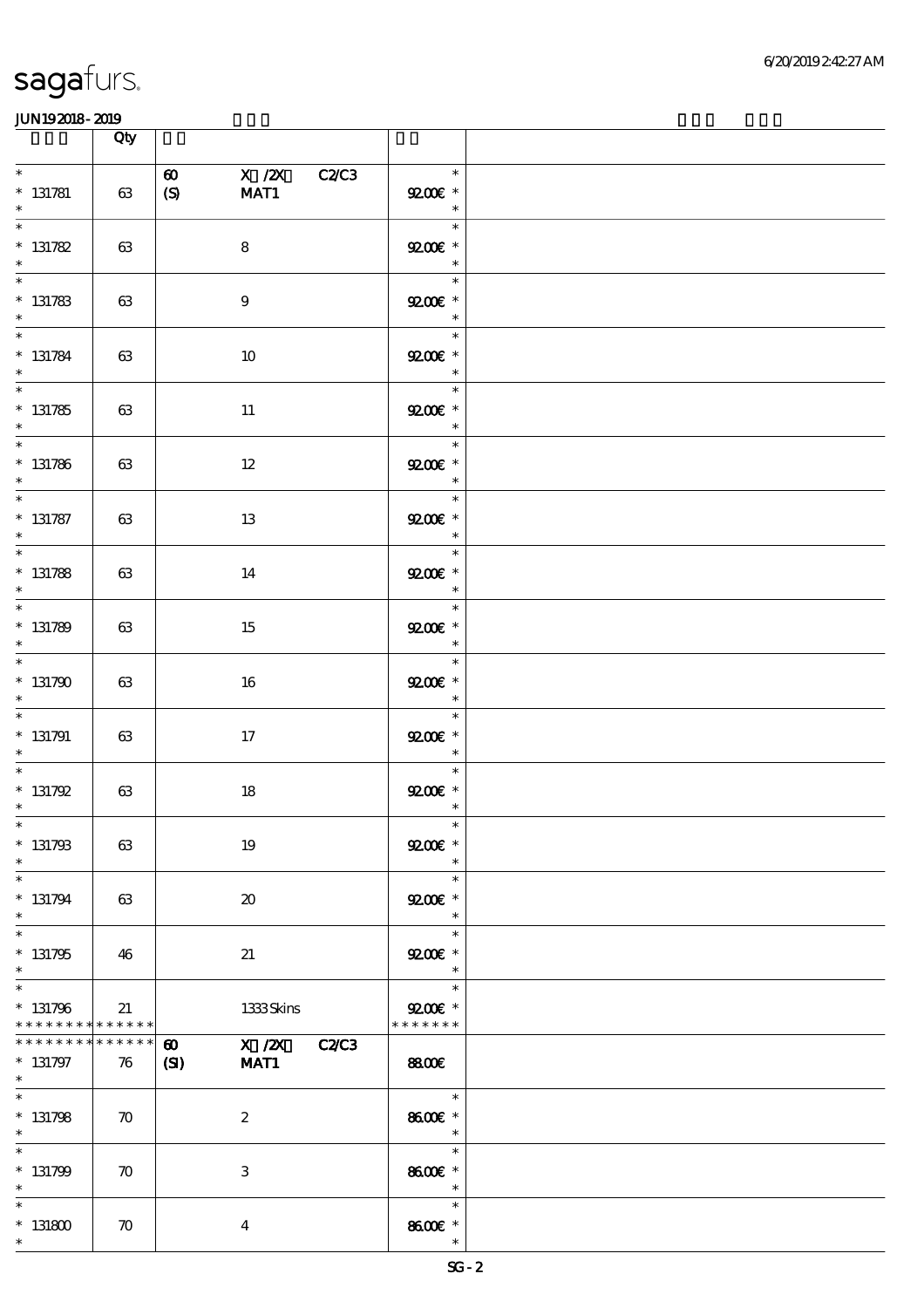| | Qty | | |
|---|---|---|---|
| * 131781 * | 63 | 60 (S) X /2X C2/C3 MAT1 | * 92.00€ * |
| * 131782 * | 63 | 8 | * 92.00€ * |
| * 131783 * | 63 | 9 | * 92.00€ * |
| * 131784 * | 63 | 10 | * 92.00€ * |
| * 131785 * | 63 | 11 | * 92.00€ * |
| * 131786 * | 63 | 12 | * 92.00€ * |
| * 131787 * | 63 | 13 | * 92.00€ * |
| * 131788 * | 63 | 14 | * 92.00€ * |
| * 131789 * | 63 | 15 | * 92.00€ * |
| * 131790 * | 63 | 16 | * 92.00€ * |
| * 131791 * | 63 | 17 | * 92.00€ * |
| * 131792 * | 63 | 18 | * 92.00€ * |
| * 131793 * | 63 | 19 | * 92.00€ * |
| * 131794 * | 63 | 20 | * 92.00€ * |
| * 131795 * | 46 | 21 | * 92.00€ * |
| * 131796 * * * * * * * * * * * * * * | 21 | 1333 Skins | * 92.00€ * * * * * * * * |
| * * * * * * * * * * * * * * 131797 * | 76 | 60 (SI) X /2X C2/C3 MAT1 | 88.00€ |
| * 131798 * | 70 | 2 | * 86.00€ * |
| * 131799 * | 70 | 3 | * 86.00€ * |
| * 131800 * | 70 | 4 | * 86.00€ * |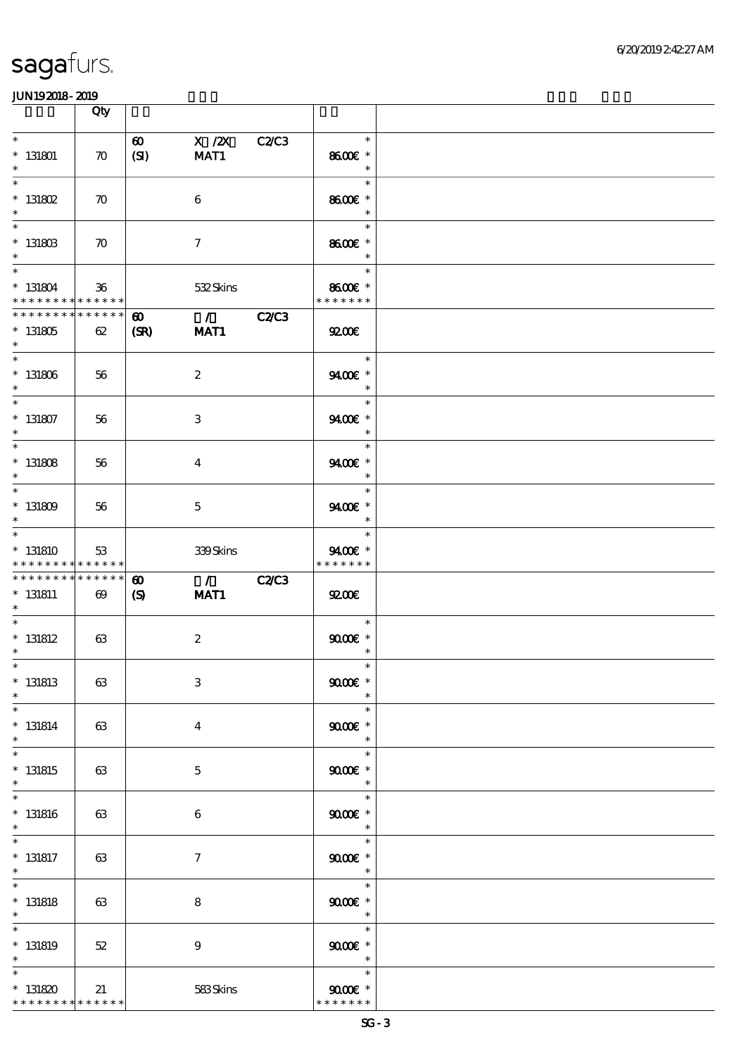sagafurs.

JUN19 2018 - 2019

| | Qty | | | |
|---|---|---|---|---|
| * 131801 | 70 | 60 (SI) | X /2X MAT1 C2/C3 | 86.00€ * |
| * 131802 | 70 | | 6 | 86.00€ * |
| * 131803 | 70 | | 7 | 86.00€ * |
| * 131804 | 36 | | 532 Skins | 86.00€ * |
| * 131805 | 62 | 60 (SR) | / MAT1 C2/C3 | 92.00€ |
| * 131806 | 56 | | 2 | 94.00€ * |
| * 131807 | 56 | | 3 | 94.00€ * |
| * 131808 | 56 | | 4 | 94.00€ * |
| * 131809 | 56 | | 5 | 94.00€ * |
| * 131810 | 53 | | 339 Skins | 94.00€ * |
| * 131811 | 69 | 60 (S) | / MAT1 C2/C3 | 92.00€ |
| * 131812 | 63 | | 2 | 90.00€ * |
| * 131813 | 63 | | 3 | 90.00€ * |
| * 131814 | 63 | | 4 | 90.00€ * |
| * 131815 | 63 | | 5 | 90.00€ * |
| * 131816 | 63 | | 6 | 90.00€ * |
| * 131817 | 63 | | 7 | 90.00€ * |
| * 131818 | 63 | | 8 | 90.00€ * |
| * 131819 | 52 | | 9 | 90.00€ * |
| * 131820 | 21 | | 583 Skins | 90.00€ * |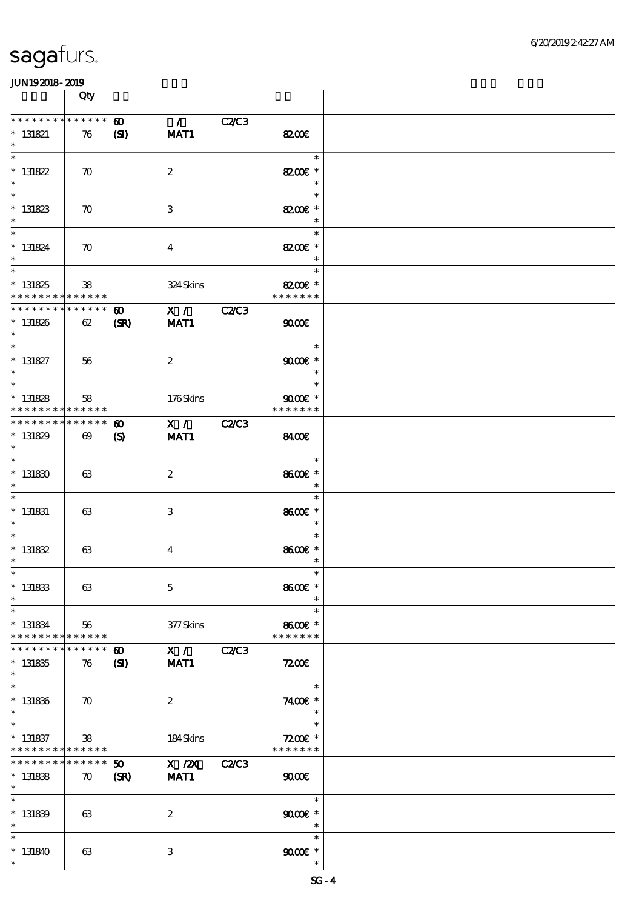| | Qty | | | |
|---|---|---|---|---|
| * * * * * * * * * * * * * * | | 60 / C2/C3 | | |
| * 131821 | 76 | (SI) MAT1 | 82.00€ | |
| * 131822 | 70 | 2 | 82.00€ * | |
| * 131823 | 70 | 3 | 82.00€ * | |
| * 131824 | 70 | 4 | 82.00€ * | |
| * 131825 | 38 | 324 Skins | 82.00€ * | |
| * * * * * * * * * * * * * * | | 60 X / C2/C3 | | |
| * 131826 | 62 | (SR) MAT1 | 90.00€ | |
| * 131827 | 56 | 2 | 90.00€ * | |
| * 131828 | 58 | 176 Skins | 90.00€ * | |
| * * * * * * * * * * * * * * | | 60 X / C2/C3 | | |
| * 131829 | 69 | (S) MAT1 | 84.00€ | |
| * 131830 | 63 | 2 | 86.00€ * | |
| * 131831 | 63 | 3 | 86.00€ * | |
| * 131832 | 63 | 4 | 86.00€ * | |
| * 131833 | 63 | 5 | 86.00€ * | |
| * 131834 | 56 | 377 Skins | 86.00€ * | |
| * * * * * * * * * * * * * * | | 60 X / C2/C3 | | |
| * 131835 | 76 | (SI) MAT1 | 72.00€ | |
| * 131836 | 70 | 2 | 74.00€ * | |
| * 131837 | 38 | 184 Skins | 72.00€ * | |
| * * * * * * * * * * * * * * | | 50 X /2X C2/C3 | | |
| * 131838 | 70 | (SR) MAT1 | 90.00€ | |
| * 131839 | 63 | 2 | 90.00€ * | |
| * 131840 | 63 | 3 | 90.00€ * | |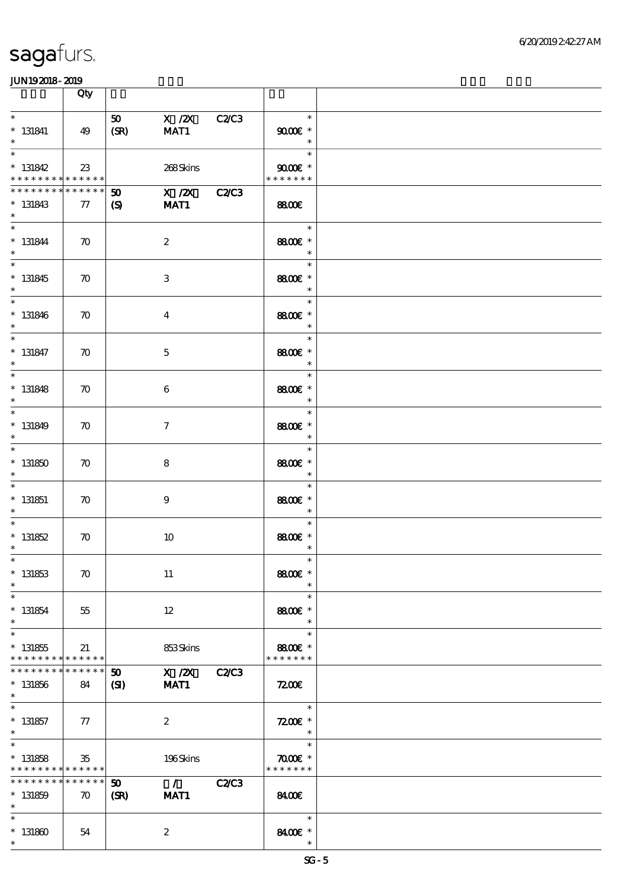# sagafurs.

JUN192018-2019

| | Qty | | | | | |
|---|---|---|---|---|---|---|
| * 131841 * | 49 | 50 (SR) | X /2X MAT1 | C2/C3 | * 90.00€ * * | |
| * 131842 * * * * * * * * * * * * * | 23 | | 268 Skins | | * 90.00€ * * * * * * * * | |
| * * * * * * * * * * * * * * 131843 * | 77 | 50 (S) | X /2X MAT1 | C2/C3 | 88.00€ | |
| * 131844 * | 70 | | 2 | | * 88.00€ * * | |
| * 131845 * | 70 | | 3 | | * 88.00€ * * | |
| * 131846 * | 70 | | 4 | | * 88.00€ * * | |
| * 131847 * | 70 | | 5 | | * 88.00€ * * | |
| * 131848 * | 70 | | 6 | | * 88.00€ * * | |
| * 131849 * | 70 | | 7 | | * 88.00€ * * | |
| * 131850 * | 70 | | 8 | | * 88.00€ * * | |
| * 131851 * | 70 | | 9 | | * 88.00€ * * | |
| * 131852 * | 70 | | 10 | | * 88.00€ * * | |
| * 131853 * | 70 | | 11 | | * 88.00€ * * | |
| * 131854 * | 55 | | 12 | | * 88.00€ * * | |
| * 131855 * * * * * * * * * * * * * | 21 | | 853 Skins | | * 88.00€ * * * * * * * * | |
| * * * * * * * * * * * * * * 131856 * | 84 | 50 (SI) | X /2X MAT1 | C2/C3 | 72.00€ | |
| * 131857 * | 77 | | 2 | | * 72.00€ * * | |
| * 131858 * * * * * * * * * * * * * | 35 | | 196 Skins | | * 70.00€ * * * * * * * * | |
| * * * * * * * * * * * * * * 131859 * | 70 | 50 (SR) | / MAT1 | C2/C3 | 84.00€ | |
| * 131860 * | 54 | | 2 | | * 84.00€ * * | |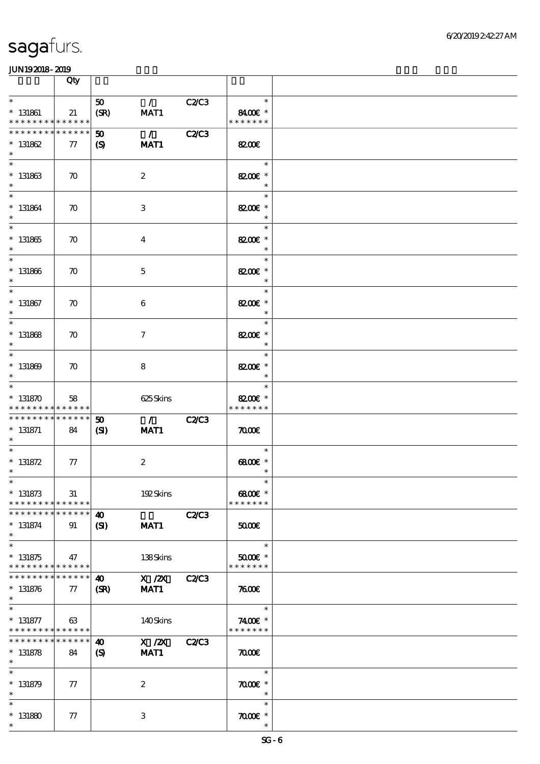| | Qty | | | | | |
|---|---|---|---|---|---|---|
| * | | 50 | / | C2/C3 | * | |
| * 131861 | 21 | (SR) | MAT1 | | 84.00€ * | |
| * * * * * * * * * * * * * * | | | | | * * * * * * * | |
| * * * * * * * * * * * * * * | | 50 | / | C2/C3 | | |
| * 131862 | 77 | (S) | MAT1 | | 82.00€ | |
| * | | | | | | |
| * | | | | | * | |
| * 131863 | 70 | | 2 | | 82.00€ * | |
| * | | | | | * | |
| * | | | | | * | |
| * 131864 | 70 | | 3 | | 82.00€ * | |
| * | | | | | * | |
| * | | | | | * | |
| * 131865 | 70 | | 4 | | 82.00€ * | |
| * | | | | | * | |
| * | | | | | * | |
| * 131866 | 70 | | 5 | | 82.00€ * | |
| * | | | | | * | |
| * | | | | | * | |
| * 131867 | 70 | | 6 | | 82.00€ * | |
| * | | | | | * | |
| * | | | | | * | |
| * 131868 | 70 | | 7 | | 82.00€ * | |
| * | | | | | * | |
| * | | | | | * | |
| * 131869 | 70 | | 8 | | 82.00€ * | |
| * | | | | | * | |
| * | | | | | * | |
| * 131870 | 58 | | 625 Skins | | 82.00€ * | |
| * * * * * * * * * * * * * * | | | | | * * * * * * * | |
| * * * * * * * * * * * * * * | | 50 | / | C2/C3 | | |
| * 131871 | 84 | (SI) | MAT1 | | 70.00€ | |
| * | | | | | | |
| * | | | | | * | |
| * 131872 | 77 | | 2 | | 68.00€ * | |
| * | | | | | * | |
| * | | | | | * | |
| * 131873 | 31 | | 192 Skins | | 68.00€ * | |
| * * * * * * * * * * * * * * | | | | | * * * * * * * | |
| * * * * * * * * * * * * * * | | 40 | | C2/C3 | | |
| * 131874 | 91 | (SI) | MAT1 | | 50.00€ | |
| * | | | | | | |
| * | | | | | * | |
| * 131875 | 47 | | 138 Skins | | 50.00€ * | |
| * * * * * * * * * * * * * * | | | | | * * * * * * * | |
| * * * * * * * * * * * * * * | | 40 | X /2X | C2/C3 | | |
| * 131876 | 77 | (SR) | MAT1 | | 76.00€ | |
| * | | | | | | |
| * | | | | | * | |
| * 131877 | 63 | | 140 Skins | | 74.00€ * | |
| * * * * * * * * * * * * * * | | | | | * * * * * * * | |
| * * * * * * * * * * * * * * | | 40 | X /2X | C2/C3 | | |
| * 131878 | 84 | (S) | MAT1 | | 70.00€ | |
| * | | | | | | |
| * | | | | | * | |
| * 131879 | 77 | | 2 | | 70.00€ * | |
| * | | | | | * | |
| * | | | | | * | |
| * 131880 | 77 | | 3 | | 70.00€ * | |
| * | | | | | * | |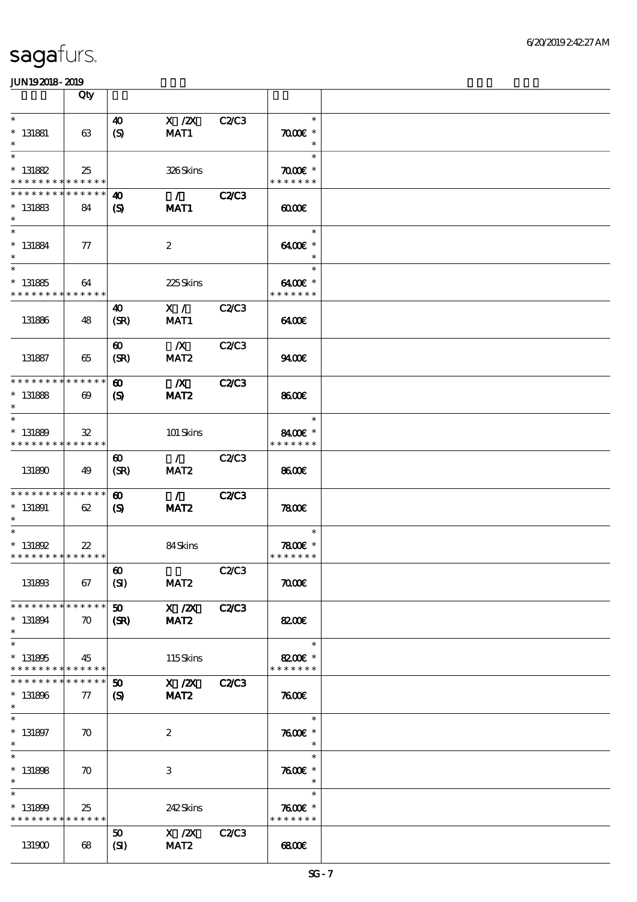| | Qty | | | | | |
|---|---|---|---|---|---|---|
| * <br> * 131881 <br> * | 63 | 40 <br> (S) | X /2X <br> MAT1 | C2/C3 | * <br> 70.00€ * <br> * | |
| * <br> * 131882 <br> * * * * * * * * * * * * * * | 25 | | 326 Skins | | * <br> 70.00€ * <br> * * * * * * * | |
| * * * * * * * * * * * * * * <br> * 131883 <br> * | 84 | 40 <br> (S) | / <br> MAT1 | C2/C3 | 60.00€ | |
| * <br> * 131884 <br> * | 77 | | 2 | | * <br> 64.00€ * <br> * | |
| * <br> * 131885 <br> * * * * * * * * * * * * * * | 64 | | 225 Skins | | * <br> 64.00€ * <br> * * * * * * * | |
| 131886 | 48 | 40 <br> (SR) | X / <br> MAT1 | C2/C3 | 64.00€ | |
| 131887 | 65 | 60 <br> (SR) | /X <br> MAT2 | C2/C3 | 94.00€ | |
| * * * * * * * * * * * * * * <br> * 131888 <br> * | 69 | 60 <br> (S) | /X <br> MAT2 | C2/C3 | 86.00€ | |
| * <br> * 131889 <br> * * * * * * * * * * * * * * | 32 | | 101 Skins | | * <br> 84.00€ * <br> * * * * * * * | |
| 131890 | 49 | 60 <br> (SR) | / <br> MAT2 | C2/C3 | 86.00€ | |
| * * * * * * * * * * * * * * <br> * 131891 <br> * | 62 | 60 <br> (S) | / <br> MAT2 | C2/C3 | 78.00€ | |
| * <br> * 131892 <br> * * * * * * * * * * * * * * | 22 | | 84 Skins | | * <br> 78.00€ * <br> * * * * * * * | |
| 131893 | 67 | 60 <br> (SI) | <br> MAT2 | C2/C3 | 70.00€ | |
| * * * * * * * * * * * * * * <br> * 131894 <br> * | 70 | 50 <br> (SR) | X /2X <br> MAT2 | C2/C3 | 82.00€ | |
| * <br> * 131895 <br> * * * * * * * * * * * * * * | 45 | | 115 Skins | | * <br> 82.00€ * <br> * * * * * * * | |
| * * * * * * * * * * * * * * <br> * 131896 <br> * | 77 | 50 <br> (S) | X /2X <br> MAT2 | C2/C3 | 76.00€ | |
| * <br> * 131897 <br> * | 70 | | 2 | | * <br> 76.00€ * <br> * | |
| * <br> * 131898 <br> * | 70 | | 3 | | * <br> 76.00€ * <br> * | |
| * <br> * 131899 <br> * * * * * * * * * * * * * * | 25 | | 242 Skins | | * <br> 76.00€ * <br> * * * * * * * | |
| 131900 | 68 | 50 <br> (SI) | X /2X <br> MAT2 | C2/C3 | 68.00€ | |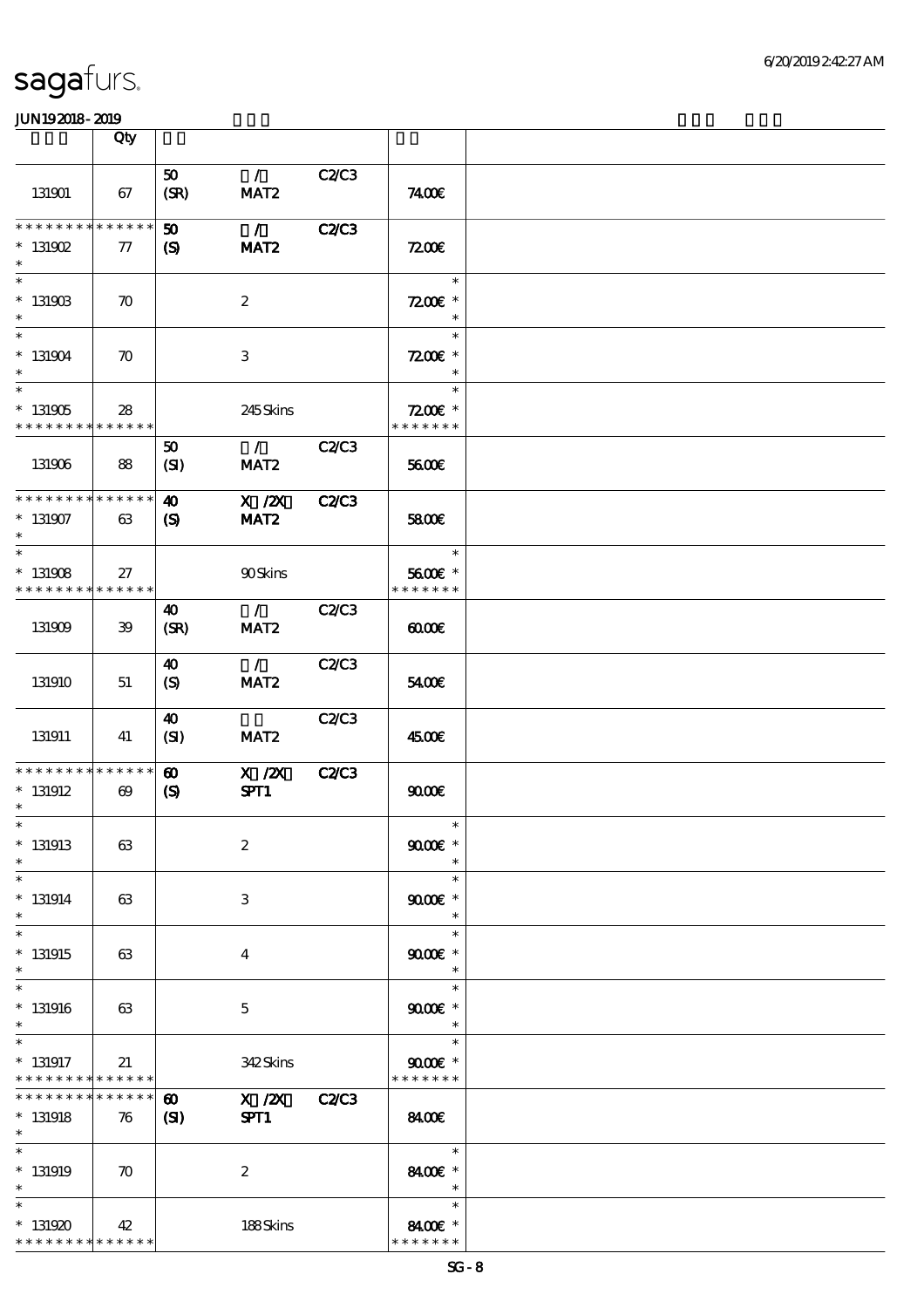# sagafurs.

JUN19 2018 - 2019

| | Qty | | | | | |
|---|---|---|---|---|---|---|
| 131901 | 67 | 50 (SR) | / MAT2 | C2/C3 | 74.00€ | |
| ************** * 131902 * | 77 | 50 (S) | / MAT2 | C2/C3 | 72.00€ | |
| * * 131903 * | 70 | | 2 | | * 72.00€ * * | |
| * * 131904 * | 70 | | 3 | | * 72.00€ * * | |
| * * 131905 ************** | 28 | | 245 Skins | | * 72.00€ * ******* | |
| 131906 | 88 | 50 (SI) | / MAT2 | C2/C3 | 56.00€ | |
| ************** * 131907 * | 63 | 40 (S) | X /2X MAT2 | C2/C3 | 58.00€ | |
| * * 131908 ************** | 27 | | 90 Skins | | * 56.00€ * ******* | |
| 131909 | 39 | 40 (SR) | / MAT2 | C2/C3 | 60.00€ | |
| 131910 | 51 | 40 (S) | / MAT2 | C2/C3 | 54.00€ | |
| 131911 | 41 | 40 (SI) | MAT2 | C2/C3 | 45.00€ | |
| ************** * 131912 * | 69 | 60 (S) | X /2X SPT1 | C2/C3 | 90.00€ | |
| * * 131913 * | 63 | | 2 | | * 90.00€ * * | |
| * * 131914 * | 63 | | 3 | | * 90.00€ * * | |
| * * 131915 * | 63 | | 4 | | * 90.00€ * * | |
| * * 131916 * | 63 | | 5 | | * 90.00€ * * | |
| * * 131917 ************** | 21 | | 342 Skins | | * 90.00€ * ******* | |
| ************** * 131918 * | 76 | 60 (SI) | X /2X SPT1 | C2/C3 | 84.00€ | |
| * * 131919 * | 70 | | 2 | | * 84.00€ * * | |
| * * 131920 ************** | 42 | | 188 Skins | | * 84.00€ * ******* | |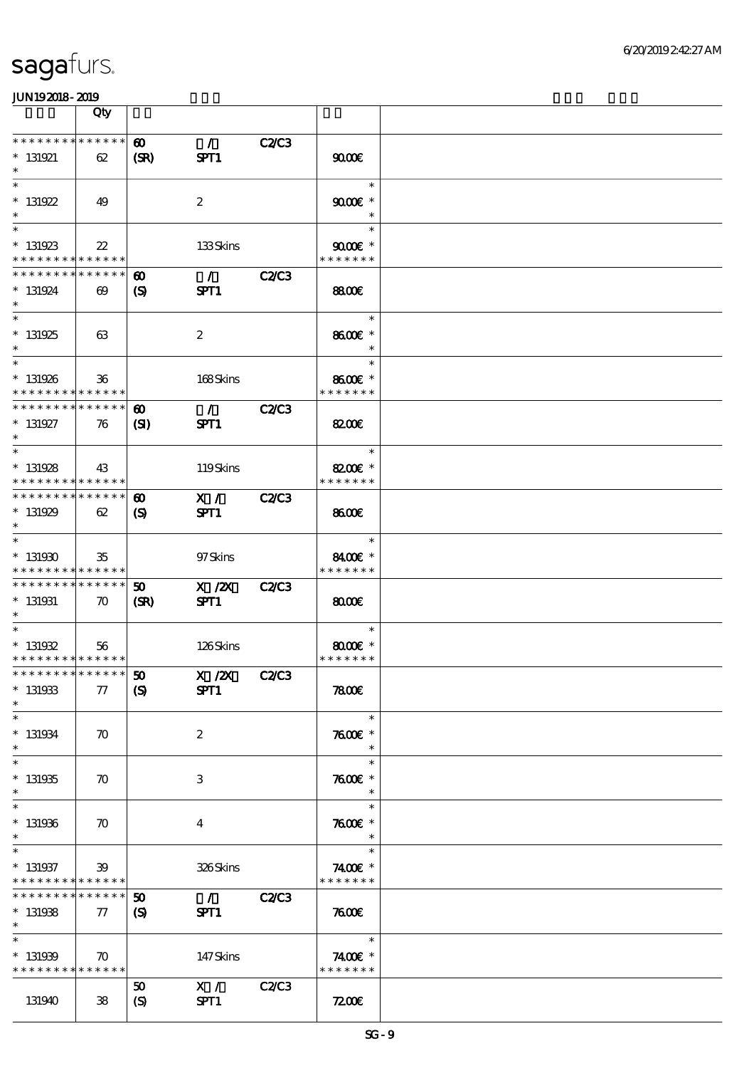# sagafurs.

JUN192018 - 2019

| | Qty | | | | | |
|---|---|---|---|---|---|---|
| * * * * * * * * * * * * * * | 60 | / | C2/C3 | | | |
| * 131921 | 62 | (SR) | SPT1 | | 90.00€ | |
| * 131922 | 49 | | 2 | | 90.00€ * | |
| * 131923 | 22 | | 133 Skins | | 90.00€ * | |
| * * * * * * * * * * * * * * | 60 | / | C2/C3 | | | |
| * 131924 | 69 | (S) | SPT1 | | 88.00€ | |
| * 131925 | 63 | | 2 | | 86.00€ * | |
| * 131926 | 36 | | 168 Skins | | 86.00€ * | |
| * * * * * * * * * * * * * * | 60 | / | C2/C3 | | | |
| * 131927 | 76 | (SI) | SPT1 | | 82.00€ | |
| * 131928 | 43 | | 119 Skins | | 82.00€ * | |
| * * * * * * * * * * * * * * | 60 | X / | C2/C3 | | | |
| * 131929 | 62 | (S) | SPT1 | | 86.00€ | |
| * 131930 | 35 | | 97 Skins | | 84.00€ * | |
| * * * * * * * * * * * * * * | 50 | X /2X | C2/C3 | | | |
| * 131931 | 70 | (SR) | SPT1 | | 80.00€ | |
| * 131932 | 56 | | 126 Skins | | 80.00€ * | |
| * * * * * * * * * * * * * * | 50 | X /2X | C2/C3 | | | |
| * 131933 | 77 | (S) | SPT1 | | 78.00€ | |
| * 131934 | 70 | | 2 | | 76.00€ * | |
| * 131935 | 70 | | 3 | | 76.00€ * | |
| * 131936 | 70 | | 4 | | 76.00€ * | |
| * 131937 | 39 | | 326 Skins | | 74.00€ * | |
| * * * * * * * * * * * * * * | 50 | / | C2/C3 | | | |
| * 131938 | 77 | (S) | SPT1 | | 76.00€ | |
| * 131939 | 70 | | 147 Skins | | 74.00€ * | |
| | | 50 | X / | C2/C3 | | |
| 131940 | 38 | (S) | SPT1 | | 72.00€ | |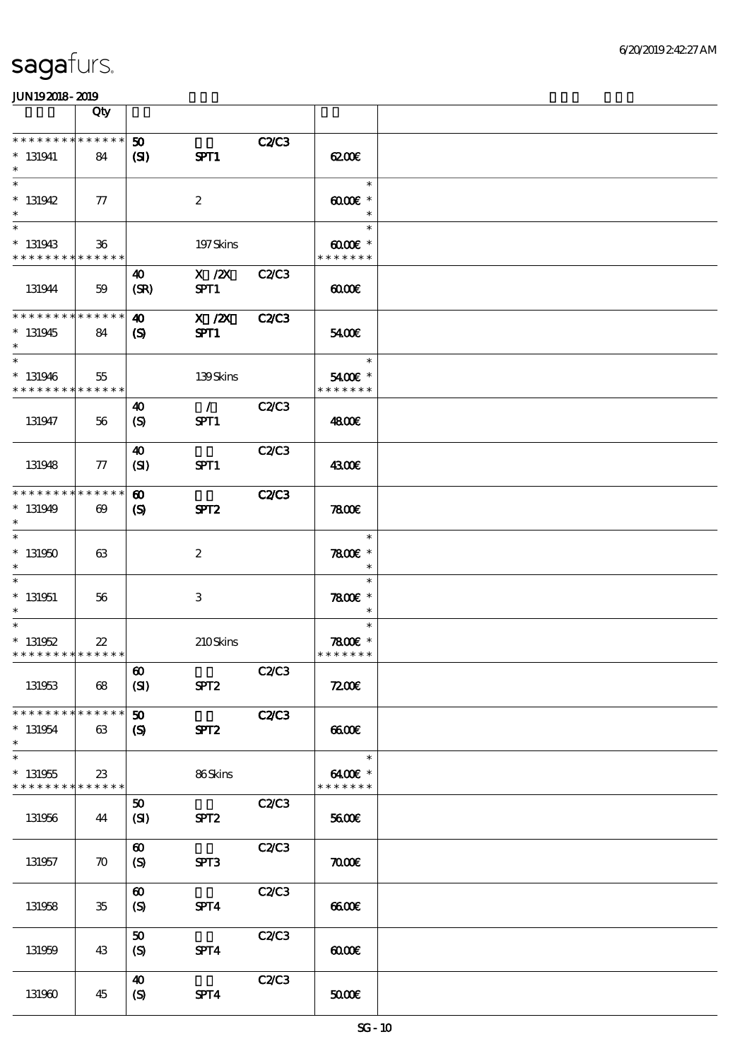# sagafurs.

JUN192018-2019

| | Qty | | | | | |
|---|---|---|---|---|---|---|
| * * * * * * * * * * * * * * | | 50 | | C2/C3 | | |
| * 131941 | 84 | (SI) | SPT1 | | 62.00€ | |
| * | | | | | | |
| * 131942 | 77 | | 2 | | 60.00€ * | |
| * | | | | | | |
| * 131943 | 36 | | 197 Skins | | 60.00€ * | |
| * * * * * * * * * * * * * * | | | | | * * * * * * * | |
| | | 40 | X /2X | C2/C3 | | |
| 131944 | 59 | (SR) | SPT1 | | 60.00€ | |
| * * * * * * * * * * * * * * | | 40 | X /2X | C2/C3 | | |
| * 131945 | 84 | (S) | SPT1 | | 54.00€ | |
| * | | | | | | |
| * 131946 | 55 | | 139 Skins | | 54.00€ * | |
| * * * * * * * * * * * * * * | | | | | * * * * * * * | |
| | | 40 | / | C2/C3 | | |
| 131947 | 56 | (S) | SPT1 | | 48.00€ | |
| | | 40 | | C2/C3 | | |
| 131948 | 77 | (SI) | SPT1 | | 43.00€ | |
| * * * * * * * * * * * * * * | | 60 | | C2/C3 | | |
| * 131949 | 69 | (S) | SPT2 | | 78.00€ | |
| * | | | | | | |
| * 131950 | 63 | | 2 | | 78.00€ * | |
| * | | | | | | |
| * 131951 | 56 | | 3 | | 78.00€ * | |
| * | | | | | | |
| * 131952 | 22 | | 210 Skins | | 78.00€ * | |
| * * * * * * * * * * * * * * | | | | | * * * * * * * | |
| | | 60 | | C2/C3 | | |
| 131953 | 68 | (SI) | SPT2 | | 72.00€ | |
| * * * * * * * * * * * * * * | | 50 | | C2/C3 | | |
| * 131954 | 63 | (S) | SPT2 | | 66.00€ | |
| * | | | | | | |
| * 131955 | 23 | | 86 Skins | | 64.00€ * | |
| * * * * * * * * * * * * * * | | | | | * * * * * * * | |
| | | 50 | | C2/C3 | | |
| 131956 | 44 | (SI) | SPT2 | | 56.00€ | |
| | | 60 | | C2/C3 | | |
| 131957 | 70 | (S) | SPT3 | | 70.00€ | |
| | | 60 | | C2/C3 | | |
| 131958 | 35 | (S) | SPT4 | | 66.00€ | |
| | | 50 | | C2/C3 | | |
| 131959 | 43 | (S) | SPT4 | | 60.00€ | |
| | | 40 | | C2/C3 | | |
| 131960 | 45 | (S) | SPT4 | | 50.00€ | |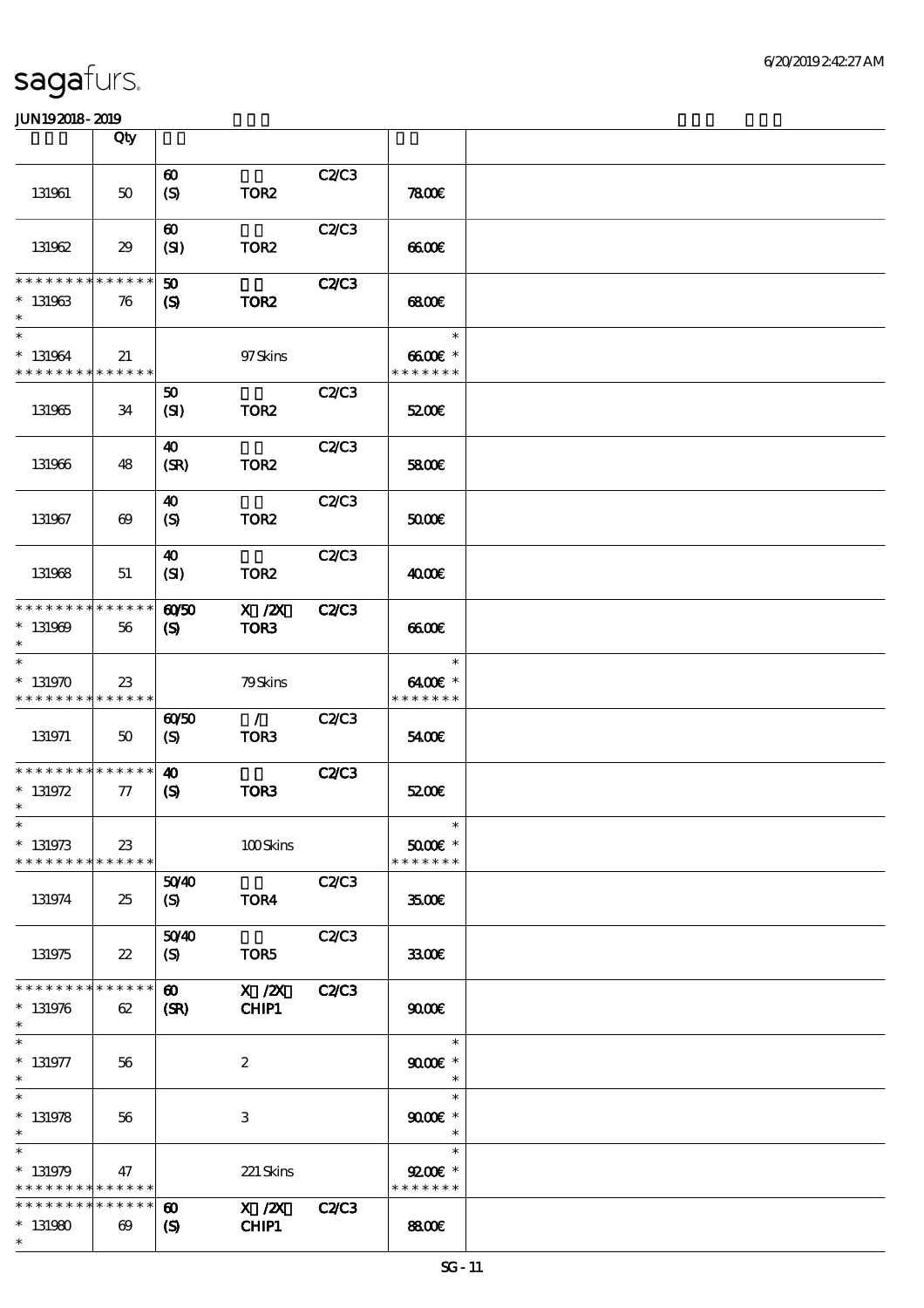| | Qty | | | | |
|---|---|---|---|---|---|
| 131961 | 50 | 60 (S) | TOR2 | C2/C3 | 78.00€ |
| 131962 | 29 | 60 (SI) | TOR2 | C2/C3 | 66.00€ |
| * * * * * * * * * * * * * * 131963 * | 76 | 50 (S) | TOR2 | C2/C3 | 68.00€ |
| * * 131964 * * * * * * * * * * * * * | 21 | | 97 Skins | | * 66.00€ * * * * * * * * |
| 131965 | 34 | 50 (SI) | TOR2 | C2/C3 | 52.00€ |
| 131966 | 48 | 40 (SR) | TOR2 | C2/C3 | 58.00€ |
| 131967 | 69 | 40 (S) | TOR2 | C2/C3 | 50.00€ |
| 131968 | 51 | 40 (SI) | TOR2 | C2/C3 | 40.00€ |
| * * * * * * * * * * * * * * 131969 * | 56 | 60/50 (S) | X /2X TOR3 | C2/C3 | 66.00€ |
| * * 131970 * * * * * * * * * * * * * | 23 | | 79 Skins | | * 64.00€ * * * * * * * * |
| 131971 | 50 | 60/50 (S) | / TOR3 | C2/C3 | 54.00€ |
| * * * * * * * * * * * * * * 131972 * | 77 | 40 (S) | TOR3 | C2/C3 | 52.00€ |
| * * 131973 * * * * * * * * * * * * * | 23 | | 100 Skins | | * 50.00€ * * * * * * * * |
| 131974 | 25 | 50/40 (S) | TOR4 | C2/C3 | 35.00€ |
| 131975 | 22 | 50/40 (S) | TOR5 | C2/C3 | 33.00€ |
| * * * * * * * * * * * * * * 131976 * | 62 | 60 (SR) | X /2X CHIP1 | C2/C3 | 90.00€ |
| * * 131977 * | 56 | | 2 | | * 90.00€ * * |
| * * 131978 * | 56 | | 3 | | * 90.00€ * * |
| * * 131979 * * * * * * * * * * * * * | 47 | | 221 Skins | | * 92.00€ * * * * * * * * |
| * * * * * * * * * * * * * * 131980 * | 69 | 60 (S) | X /2X CHIP1 | C2/C3 | 88.00€ |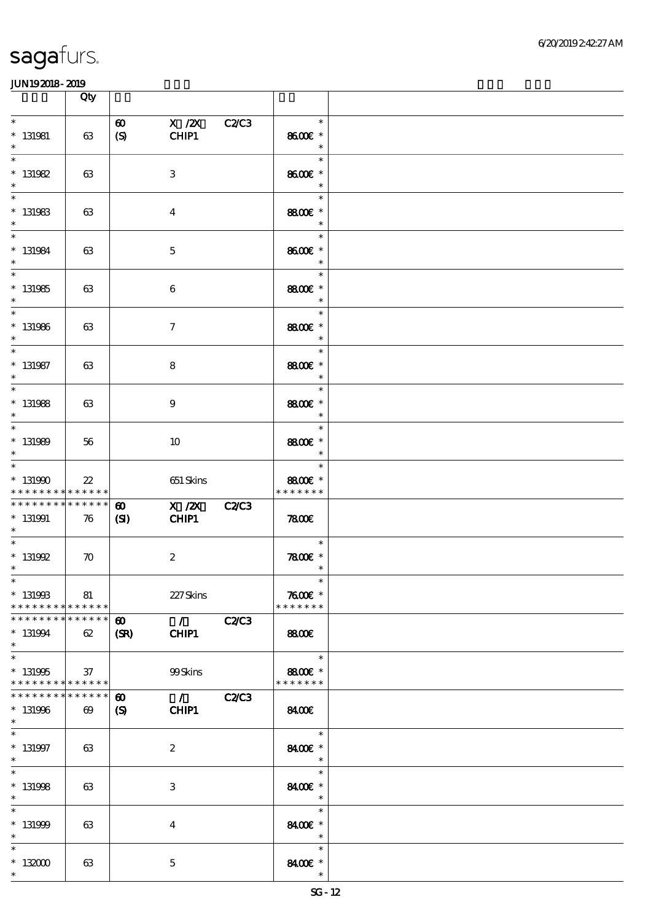| | Qty | | | | | |
|---|---|---|---|---|---|---|
| * <br> * 131981 <br> * | 63 | 60 <br> (S) | X /2X <br> CHIP1 | C2/C3 | * <br> 86.00€ * <br> * | |
| * <br> * 131982 <br> * | 63 | | 3 | | * <br> 86.00€ * <br> * | |
| * <br> * 131983 <br> * | 63 | | 4 | | * <br> 88.00€ * <br> * | |
| * <br> * 131984 <br> * | 63 | | 5 | | * <br> 86.00€ * <br> * | |
| * <br> * 131985 <br> * | 63 | | 6 | | * <br> 88.00€ * <br> * | |
| * <br> * 131986 <br> * | 63 | | 7 | | * <br> 88.00€ * <br> * | |
| * <br> * 131987 <br> * | 63 | | 8 | | * <br> 88.00€ * <br> * | |
| * <br> * 131988 <br> * | 63 | | 9 | | * <br> 88.00€ * <br> * | |
| * <br> * 131989 <br> * | 56 | | 10 | | * <br> 88.00€ * <br> * | |
| * <br> * 131990 <br> * * * * * * * * * * * * * | 22 | | 651 Skins | | * <br> 88.00€ * <br> * * * * * * * | |
| * * * * * * * * * * * * * <br> * 131991 <br> * | 76 | 60 <br> (SI) | X /2X <br> CHIP1 | C2/C3 | 78.00€ | |
| * <br> * 131992 <br> * | 70 | | 2 | | * <br> 78.00€ * <br> * | |
| * <br> * 131993 <br> * * * * * * * * * * * * * | 81 | | 227 Skins | | * <br> 76.00€ * <br> * * * * * * * | |
| * * * * * * * * * * * * * <br> * 131994 <br> * | 62 | 60 <br> (SR) | / <br> CHIP1 | C2/C3 | 88.00€ | |
| * <br> * 131995 <br> * * * * * * * * * * * * * | 37 | | 99 Skins | | * <br> 88.00€ * <br> * * * * * * * | |
| * * * * * * * * * * * * * <br> * 131996 <br> * | 69 | 60 <br> (S) | / <br> CHIP1 | C2/C3 | 84.00€ | |
| * <br> * 131997 <br> * | 63 | | 2 | | * <br> 84.00€ * <br> * | |
| * <br> * 131998 <br> * | 63 | | 3 | | * <br> 84.00€ * <br> * | |
| * <br> * 131999 <br> * | 63 | | 4 | | * <br> 84.00€ * <br> * | |
| * <br> * 132000 <br> * | 63 | | 5 | | * <br> 84.00€ * <br> * | |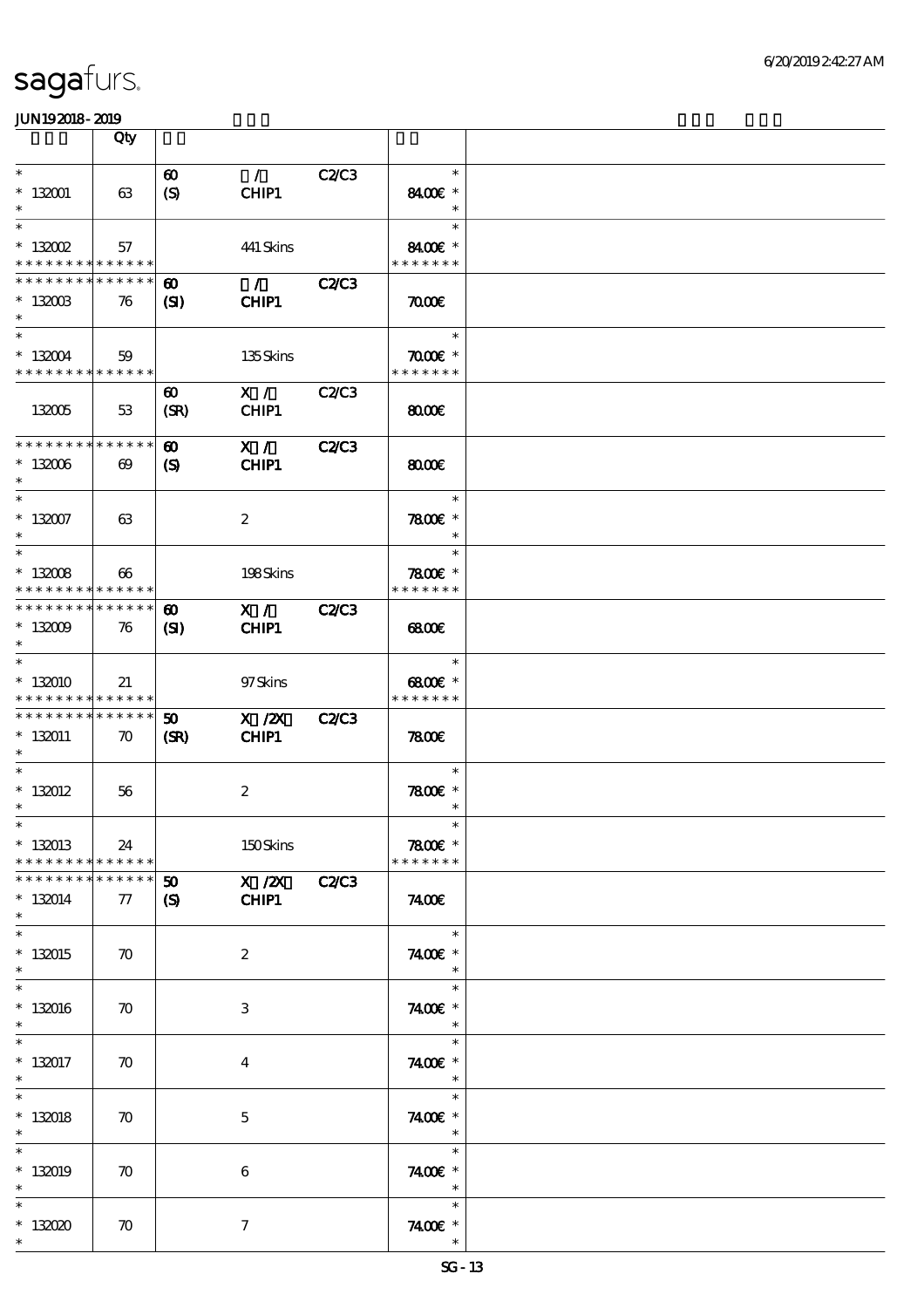# sagafurs.

JUN192018-2019

| | Qty | | | | | |
|---|---|---|---|---|---|---|
| * <br> * 132001 <br> * | 63 | 60 <br> (S) | / <br> CHIP1 | C2/C3 | * <br> 84.00€ * <br> * | |
| * <br> * 132002 <br> * * * * * * * * * * * * * * | 57 | | 441 Skins | | * <br> 84.00€ * <br> * * * * * * * | |
| * * * * * * * * * * * * * * <br> * 132003 <br> * | 76 | 60 <br> (SI) | / <br> CHIP1 | C2/C3 | 70.00€ | |
| * <br> * 132004 <br> * * * * * * * * * * * * * * | 59 | | 135 Skins | | * <br> 70.00€ * <br> * * * * * * * | |
| 132005 | 53 | 60 <br> (SR) | X / <br> CHIP1 | C2/C3 | 80.00€ | |
| * * * * * * * * * * * * * * <br> * 132006 <br> * | 69 | 60 <br> (S) | X / <br> CHIP1 | C2/C3 | 80.00€ | |
| * <br> * 132007 <br> * | 63 | | 2 | | * <br> 78.00€ * <br> * | |
| * <br> * 132008 <br> * * * * * * * * * * * * * * | 66 | | 198 Skins | | * <br> 78.00€ * <br> * * * * * * * | |
| * * * * * * * * * * * * * * <br> * 132009 <br> * | 76 | 60 <br> (SI) | X / <br> CHIP1 | C2/C3 | 68.00€ | |
| * <br> * 132010 <br> * * * * * * * * * * * * * * | 21 | | 97 Skins | | * <br> 68.00€ * <br> * * * * * * * | |
| * * * * * * * * * * * * * * <br> * 132011 <br> * | 70 | 50 <br> (SR) | X /2X <br> CHIP1 | C2/C3 | 78.00€ | |
| * <br> * 132012 <br> * | 56 | | 2 | | * <br> 78.00€ * <br> * | |
| * <br> * 132013 <br> * * * * * * * * * * * * * * | 24 | | 150 Skins | | * <br> 78.00€ * <br> * * * * * * * | |
| * * * * * * * * * * * * * * <br> * 132014 <br> * | 77 | 50 <br> (S) | X /2X <br> CHIP1 | C2/C3 | 74.00€ | |
| * <br> * 132015 <br> * | 70 | | 2 | | * <br> 74.00€ * <br> * | |
| * <br> * 132016 <br> * | 70 | | 3 | | * <br> 74.00€ * <br> * | |
| * <br> * 132017 <br> * | 70 | | 4 | | * <br> 74.00€ * <br> * | |
| * <br> * 132018 <br> * | 70 | | 5 | | * <br> 74.00€ * <br> * | |
| * <br> * 132019 <br> * | 70 | | 6 | | * <br> 74.00€ * <br> * | |
| * <br> * 132020 <br> * | 70 | | 7 | | * <br> 74.00€ * <br> * | |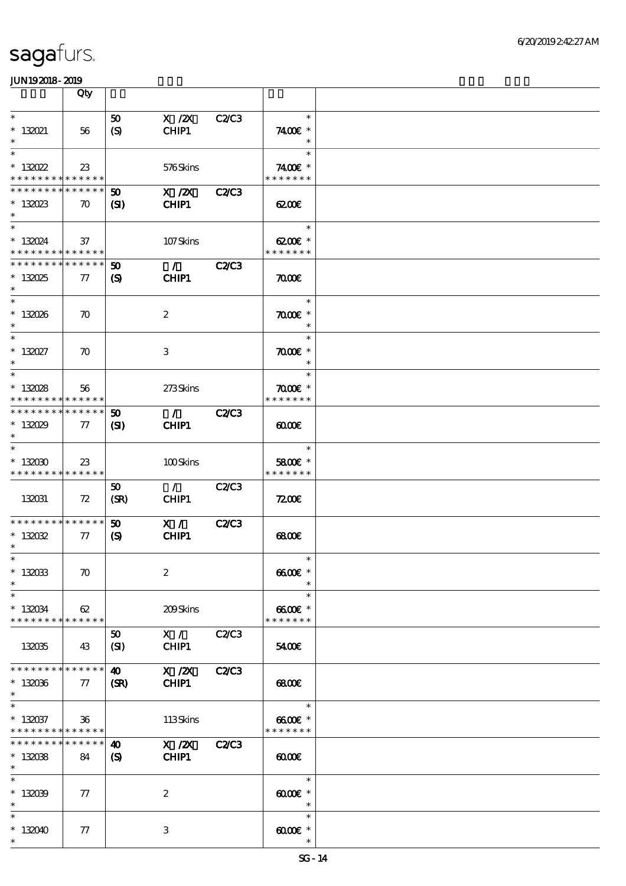| | Qty | | | | | |
|---|---|---|---|---|---|---|
| * <br> * 132021 <br> * | 56 | 50 <br> (S) | X /2X <br> CHIP1 | C2/C3 | * <br> 74.00€ * <br> * | |
| * <br> * 132022 <br> * * * * * * * * * * * * * * | 23 | | 576 Skins | | * <br> 74.00€ * <br> * * * * * * * | |
| * * * * * * * * * * * * * * <br> * 132023 <br> * | 70 | 50 <br> (SI) | X /2X <br> CHIP1 | C2/C3 | 62.00€ | |
| * <br> * 132024 <br> * * * * * * * * * * * * * * | 37 | | 107 Skins | | * <br> 62.00€ * <br> * * * * * * * | |
| * * * * * * * * * * * * * * <br> * 132025 <br> * | 77 | 50 <br> (S) | / <br> CHIP1 | C2/C3 | 70.00€ | |
| * <br> * 132026 <br> * | 70 | | 2 | | * <br> 70.00€ * <br> * | |
| * <br> * 132027 <br> * | 70 | | 3 | | * <br> 70.00€ * <br> * | |
| * <br> * 132028 <br> * * * * * * * * * * * * * * | 56 | | 273 Skins | | * <br> 70.00€ * <br> * * * * * * * | |
| * * * * * * * * * * * * * * <br> * 132029 <br> * | 77 | 50 <br> (SI) | / <br> CHIP1 | C2/C3 | 60.00€ | |
| * <br> * 132030 <br> * * * * * * * * * * * * * * | 23 | | 100 Skins | | * <br> 58.00€ * <br> * * * * * * * | |
| 132031 | 72 | 50 <br> (SR) | / <br> CHIP1 | C2/C3 | 72.00€ | |
| * * * * * * * * * * * * * * <br> * 132032 <br> * | 77 | 50 <br> (S) | X / <br> CHIP1 | C2/C3 | 68.00€ | |
| * <br> * 132033 <br> * | 70 | | 2 | | * <br> 66.00€ * <br> * | |
| * <br> * 132034 <br> * * * * * * * * * * * * * * | 62 | | 209 Skins | | * <br> 66.00€ * <br> * * * * * * * | |
| 132035 | 43 | 50 <br> (SI) | X / <br> CHIP1 | C2/C3 | 54.00€ | |
| * * * * * * * * * * * * * * <br> * 132036 <br> * | 77 | 40 <br> (SR) | X /2X <br> CHIP1 | C2/C3 | 68.00€ | |
| * <br> * 132037 <br> * * * * * * * * * * * * * * | 36 | | 113 Skins | | * <br> 66.00€ * <br> * * * * * * * | |
| * * * * * * * * * * * * * * <br> * 132038 <br> * | 84 | 40 <br> (S) | X /2X <br> CHIP1 | C2/C3 | 60.00€ | |
| * <br> * 132039 <br> * | 77 | | 2 | | * <br> 60.00€ * <br> * | |
| * <br> * 132040 <br> * | 77 | | 3 | | * <br> 60.00€ * <br> * | |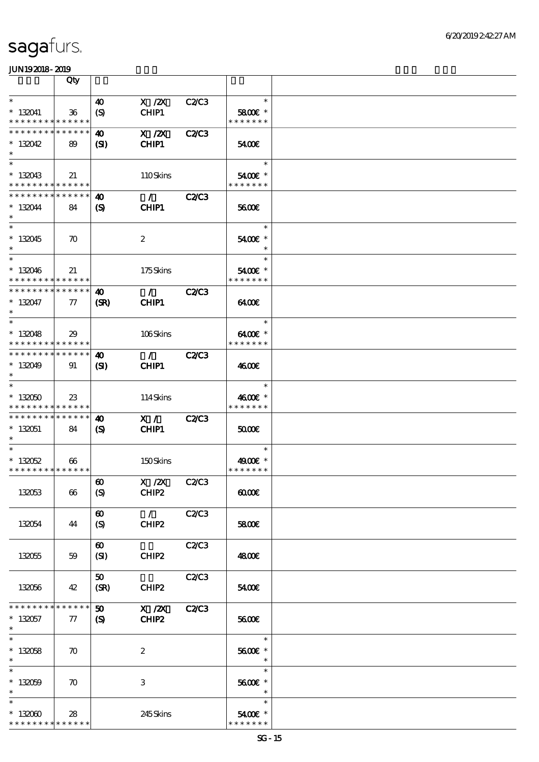# sagafurs.

JUN19 2018 - 2019

| | Qty | | | | | |
|---|---|---|---|---|---|---|
| * 132041 | 36 | 40 (S) | X /2X CHIP1 | C2/C3 | 58.00€ * | |
| * 132042 | 89 | 40 (SI) | X /2X CHIP1 | C2/C3 | 54.00€ | |
| * 132043 | 21 | | 110 Skins | | 54.00€ * | |
| * 132044 | 84 | 40 (S) | / CHIP1 | C2/C3 | 56.00€ | |
| * 132045 | 70 | | 2 | | 54.00€ * | |
| * 132046 | 21 | | 175 Skins | | 54.00€ * | |
| * 132047 | 77 | 40 (SR) | / CHIP1 | C2/C3 | 64.00€ | |
| * 132048 | 29 | | 106 Skins | | 64.00€ * | |
| * 132049 | 91 | 40 (SI) | / CHIP1 | C2/C3 | 46.00€ | |
| * 132050 | 23 | | 114 Skins | | 46.00€ * | |
| * 132051 | 84 | 40 (S) | X / CHIP1 | C2/C3 | 50.00€ | |
| * 132052 | 66 | | 150 Skins | | 49.00€ * | |
| 132053 | 66 | 60 (S) | X /2X CHIP2 | C2/C3 | 60.00€ | |
| 132054 | 44 | 60 (S) | / CHIP2 | C2/C3 | 58.00€ | |
| 132055 | 59 | 60 (SI) | CHIP2 | C2/C3 | 48.00€ | |
| 132056 | 42 | 50 (SR) | CHIP2 | C2/C3 | 54.00€ | |
| * 132057 | 77 | 50 (S) | X /2X CHIP2 | C2/C3 | 56.00€ | |
| * 132058 | 70 | | 2 | | 56.00€ * | |
| * 132059 | 70 | | 3 | | 56.00€ * | |
| * 132060 | 28 | | 245 Skins | | 54.00€ * | |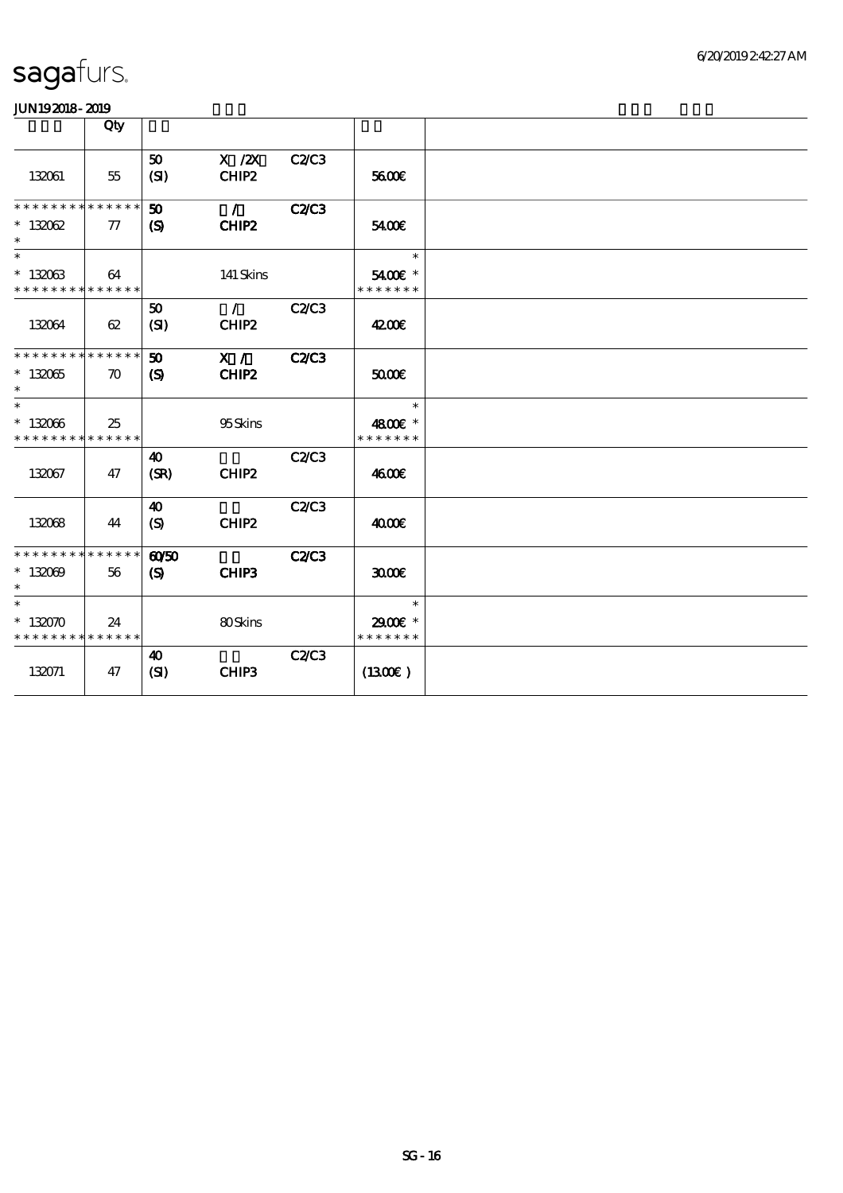sagafurs.

JUN19 2018 - 2019

| | Qty | | | | | |
|---|---|---|---|---|---|---|
| 132061 | 55 | 50 (SI) | X /2X CHIP2 | C2/C3 | 56.00€ | |
| * * * * * * * * * * * * * * * 132062 * | 77 | 50 (S) | / CHIP2 | C2/C3 | 54.00€ | |
| * * 132063 * * * * * * * * * * * * * * | 64 | | 141 Skins | | * 54.00€ * * * * * * * * | |
| 132064 | 62 | 50 (SI) | / CHIP2 | C2/C3 | 42.00€ | |
| * * * * * * * * * * * * * * * 132065 * | 70 | 50 (S) | X / CHIP2 | C2/C3 | 50.00€ | |
| * * 132066 * * * * * * * * * * * * * * | 25 | | 95 Skins | | * 48.00€ * * * * * * * * | |
| 132067 | 47 | 40 (SR) | CHIP2 | C2/C3 | 46.00€ | |
| 132068 | 44 | 40 (S) | CHIP2 | C2/C3 | 40.00€ | |
| * * * * * * * * * * * * * * * 132069 * | 56 | 60/50 (S) | CHIP3 | C2/C3 | 30.00€ | |
| * * 132070 * * * * * * * * * * * * * * | 24 | | 80 Skins | | * 29.00€ * * * * * * * * | |
| 132071 | 47 | 40 (SI) | CHIP3 | C2/C3 | (13.00€ ) | |

SG - 16